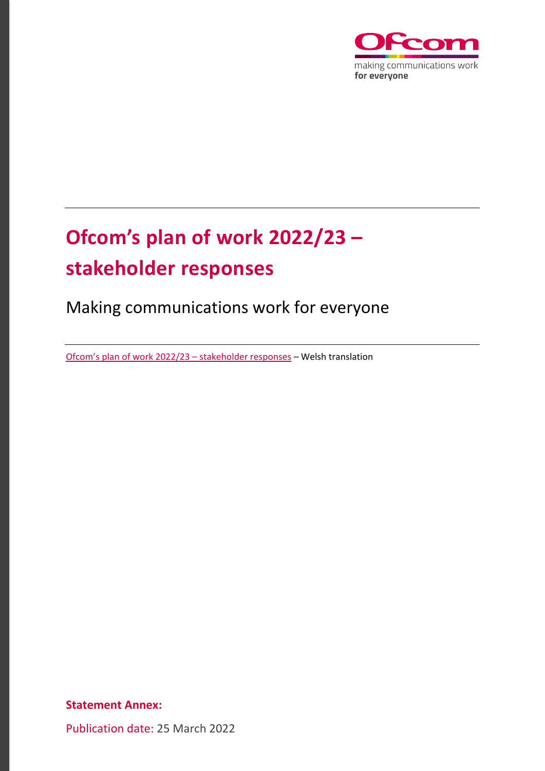making communications work for everyone

# Ofcom's plan of work 2022/23 – stakeholder responses

## Making communications work for everyone

Ofcom's plan of work 2022/23 – stakeholder responses – Welsh translation

**Statement Annex:**

Publication date: 25 March 2022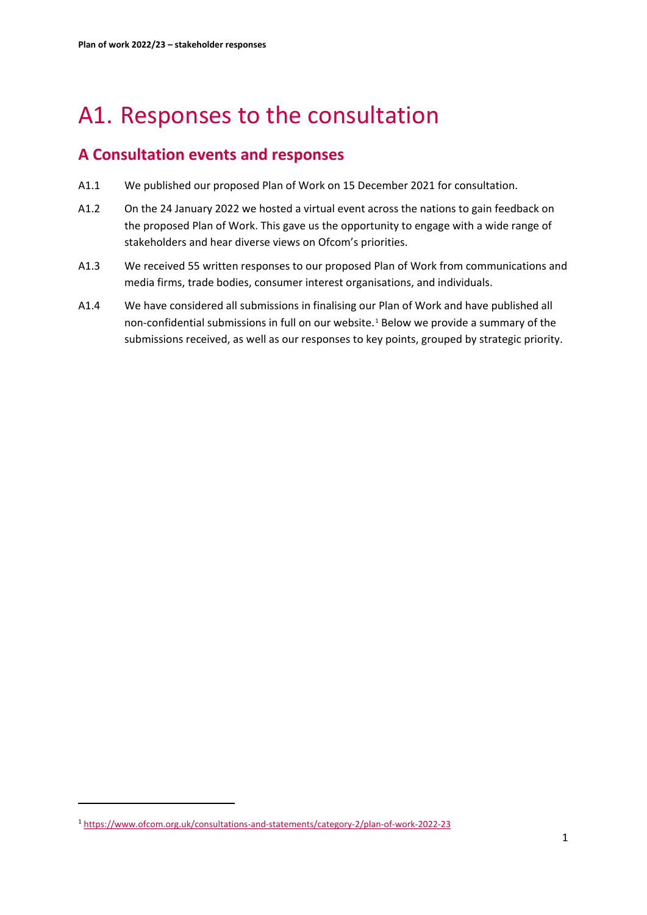# A1. Responses to the consultation

## A Consultation events and responses

A1.1 We published our proposed Plan of Work on 15 December 2021 for consultation.

A1.2 On the 24 January 2022 we hosted a virtual event across the nations to gain feedback on the proposed Plan of Work. This gave us the opportunity to engage with a wide range of stakeholders and hear diverse views on Ofcom's priorities.

A1.3 We received 55 written responses to our proposed Plan of Work from communications and media firms, trade bodies, consumer interest organisations, and individuals.

A1.4 We have considered all submissions in finalising our Plan of Work and have published all non-confidential submissions in full on our website.[1] Below we provide a summary of the submissions received, as well as our responses to key points, grouped by strategic priority.

[1] https://www.ofcom.org.uk/consultations-and-statements/category-2/plan-of-work-2022-23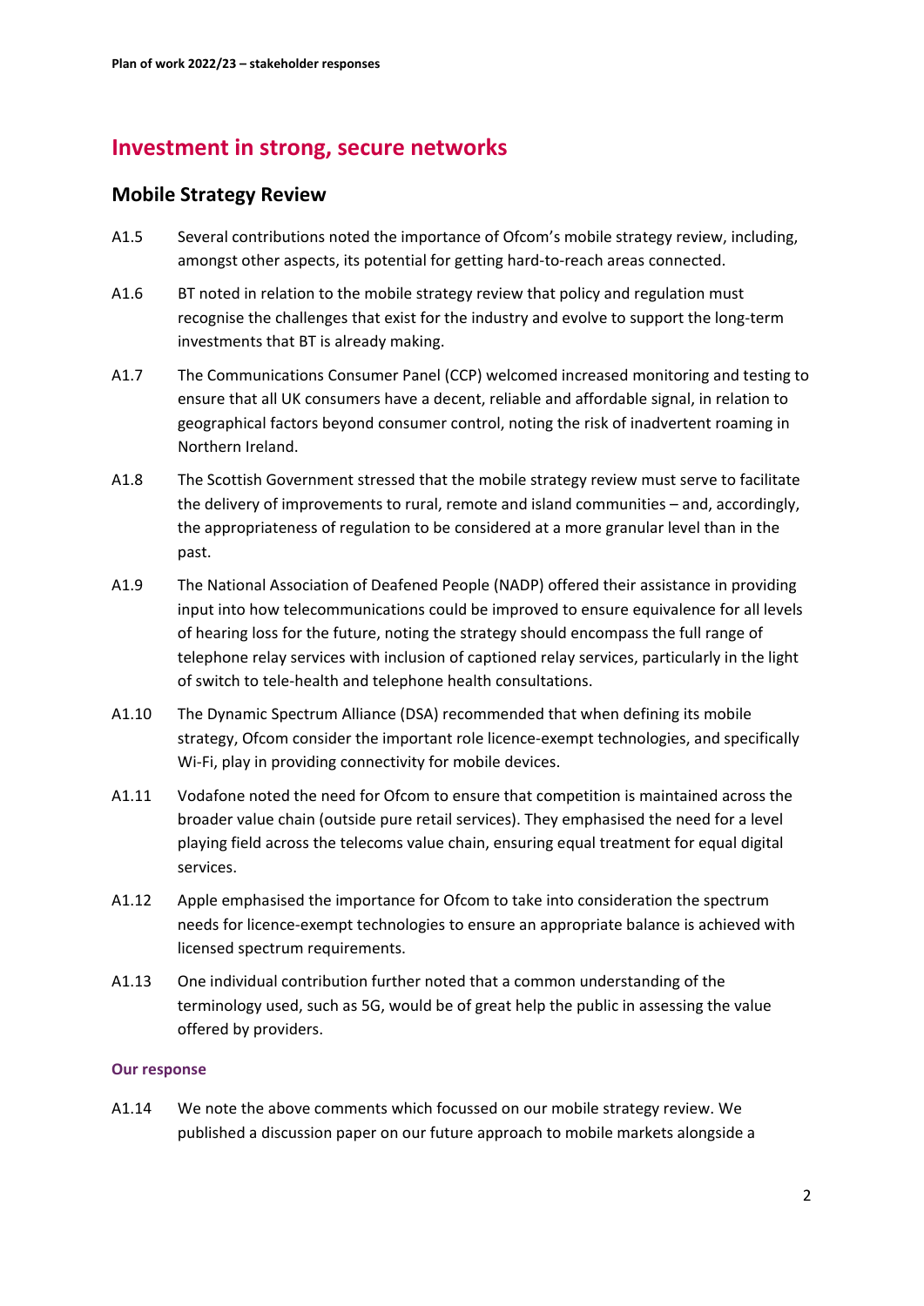## Investment in strong, secure networks

### Mobile Strategy Review

A1.5 Several contributions noted the importance of Ofcom's mobile strategy review, including, amongst other aspects, its potential for getting hard-to-reach areas connected.

A1.6 BT noted in relation to the mobile strategy review that policy and regulation must recognise the challenges that exist for the industry and evolve to support the long-term investments that BT is already making.

A1.7 The Communications Consumer Panel (CCP) welcomed increased monitoring and testing to ensure that all UK consumers have a decent, reliable and affordable signal, in relation to geographical factors beyond consumer control, noting the risk of inadvertent roaming in Northern Ireland.

A1.8 The Scottish Government stressed that the mobile strategy review must serve to facilitate the delivery of improvements to rural, remote and island communities – and, accordingly, the appropriateness of regulation to be considered at a more granular level than in the past.

A1.9 The National Association of Deafened People (NADP) offered their assistance in providing input into how telecommunications could be improved to ensure equivalence for all levels of hearing loss for the future, noting the strategy should encompass the full range of telephone relay services with inclusion of captioned relay services, particularly in the light of switch to tele-health and telephone health consultations.

A1.10 The Dynamic Spectrum Alliance (DSA) recommended that when defining its mobile strategy, Ofcom consider the important role licence-exempt technologies, and specifically Wi-Fi, play in providing connectivity for mobile devices.

A1.11 Vodafone noted the need for Ofcom to ensure that competition is maintained across the broader value chain (outside pure retail services). They emphasised the need for a level playing field across the telecoms value chain, ensuring equal treatment for equal digital services.

A1.12 Apple emphasised the importance for Ofcom to take into consideration the spectrum needs for licence-exempt technologies to ensure an appropriate balance is achieved with licensed spectrum requirements.

A1.13 One individual contribution further noted that a common understanding of the terminology used, such as 5G, would be of great help the public in assessing the value offered by providers.

#### Our response

A1.14 We note the above comments which focussed on our mobile strategy review. We published a discussion paper on our future approach to mobile markets alongside a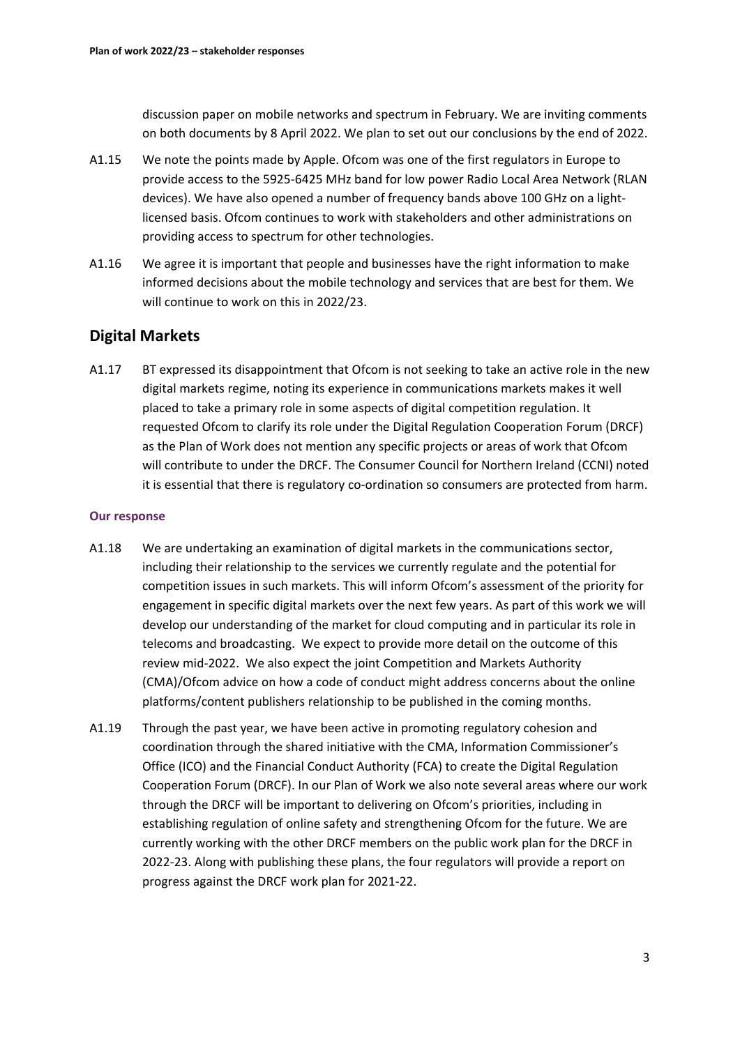discussion paper on mobile networks and spectrum in February. We are inviting comments on both documents by 8 April 2022. We plan to set out our conclusions by the end of 2022.

A1.15 We note the points made by Apple. Ofcom was one of the first regulators in Europe to provide access to the 5925-6425 MHz band for low power Radio Local Area Network (RLAN devices). We have also opened a number of frequency bands above 100 GHz on a light-licensed basis. Ofcom continues to work with stakeholders and other administrations on providing access to spectrum for other technologies.

A1.16 We agree it is important that people and businesses have the right information to make informed decisions about the mobile technology and services that are best for them. We will continue to work on this in 2022/23.

## Digital Markets

A1.17 BT expressed its disappointment that Ofcom is not seeking to take an active role in the new digital markets regime, noting its experience in communications markets makes it well placed to take a primary role in some aspects of digital competition regulation. It requested Ofcom to clarify its role under the Digital Regulation Cooperation Forum (DRCF) as the Plan of Work does not mention any specific projects or areas of work that Ofcom will contribute to under the DRCF. The Consumer Council for Northern Ireland (CCNI) noted it is essential that there is regulatory co-ordination so consumers are protected from harm.

### Our response

A1.18 We are undertaking an examination of digital markets in the communications sector, including their relationship to the services we currently regulate and the potential for competition issues in such markets. This will inform Ofcom's assessment of the priority for engagement in specific digital markets over the next few years. As part of this work we will develop our understanding of the market for cloud computing and in particular its role in telecoms and broadcasting. We expect to provide more detail on the outcome of this review mid-2022. We also expect the joint Competition and Markets Authority (CMA)/Ofcom advice on how a code of conduct might address concerns about the online platforms/content publishers relationship to be published in the coming months.

A1.19 Through the past year, we have been active in promoting regulatory cohesion and coordination through the shared initiative with the CMA, Information Commissioner's Office (ICO) and the Financial Conduct Authority (FCA) to create the Digital Regulation Cooperation Forum (DRCF). In our Plan of Work we also note several areas where our work through the DRCF will be important to delivering on Ofcom's priorities, including in establishing regulation of online safety and strengthening Ofcom for the future. We are currently working with the other DRCF members on the public work plan for the DRCF in 2022-23. Along with publishing these plans, the four regulators will provide a report on progress against the DRCF work plan for 2021-22.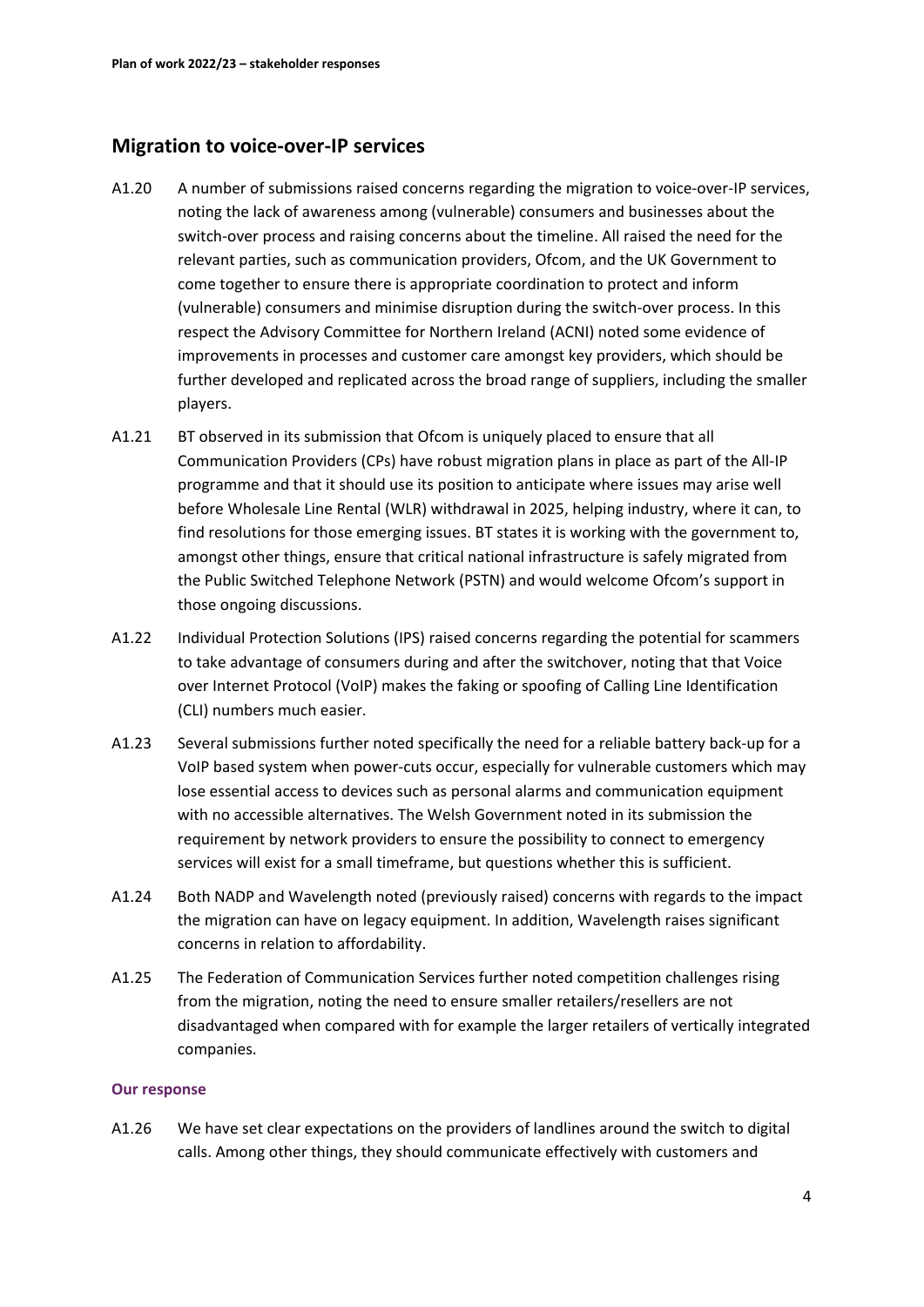## Migration to voice-over-IP services

A1.20 A number of submissions raised concerns regarding the migration to voice-over-IP services, noting the lack of awareness among (vulnerable) consumers and businesses about the switch-over process and raising concerns about the timeline. All raised the need for the relevant parties, such as communication providers, Ofcom, and the UK Government to come together to ensure there is appropriate coordination to protect and inform (vulnerable) consumers and minimise disruption during the switch-over process. In this respect the Advisory Committee for Northern Ireland (ACNI) noted some evidence of improvements in processes and customer care amongst key providers, which should be further developed and replicated across the broad range of suppliers, including the smaller players.

A1.21 BT observed in its submission that Ofcom is uniquely placed to ensure that all Communication Providers (CPs) have robust migration plans in place as part of the All-IP programme and that it should use its position to anticipate where issues may arise well before Wholesale Line Rental (WLR) withdrawal in 2025, helping industry, where it can, to find resolutions for those emerging issues. BT states it is working with the government to, amongst other things, ensure that critical national infrastructure is safely migrated from the Public Switched Telephone Network (PSTN) and would welcome Ofcom's support in those ongoing discussions.

A1.22 Individual Protection Solutions (IPS) raised concerns regarding the potential for scammers to take advantage of consumers during and after the switchover, noting that that Voice over Internet Protocol (VoIP) makes the faking or spoofing of Calling Line Identification (CLI) numbers much easier.

A1.23 Several submissions further noted specifically the need for a reliable battery back-up for a VoIP based system when power-cuts occur, especially for vulnerable customers which may lose essential access to devices such as personal alarms and communication equipment with no accessible alternatives. The Welsh Government noted in its submission the requirement by network providers to ensure the possibility to connect to emergency services will exist for a small timeframe, but questions whether this is sufficient.

A1.24 Both NADP and Wavelength noted (previously raised) concerns with regards to the impact the migration can have on legacy equipment. In addition, Wavelength raises significant concerns in relation to affordability.

A1.25 The Federation of Communication Services further noted competition challenges rising from the migration, noting the need to ensure smaller retailers/resellers are not disadvantaged when compared with for example the larger retailers of vertically integrated companies.

#### Our response

A1.26 We have set clear expectations on the providers of landlines around the switch to digital calls. Among other things, they should communicate effectively with customers and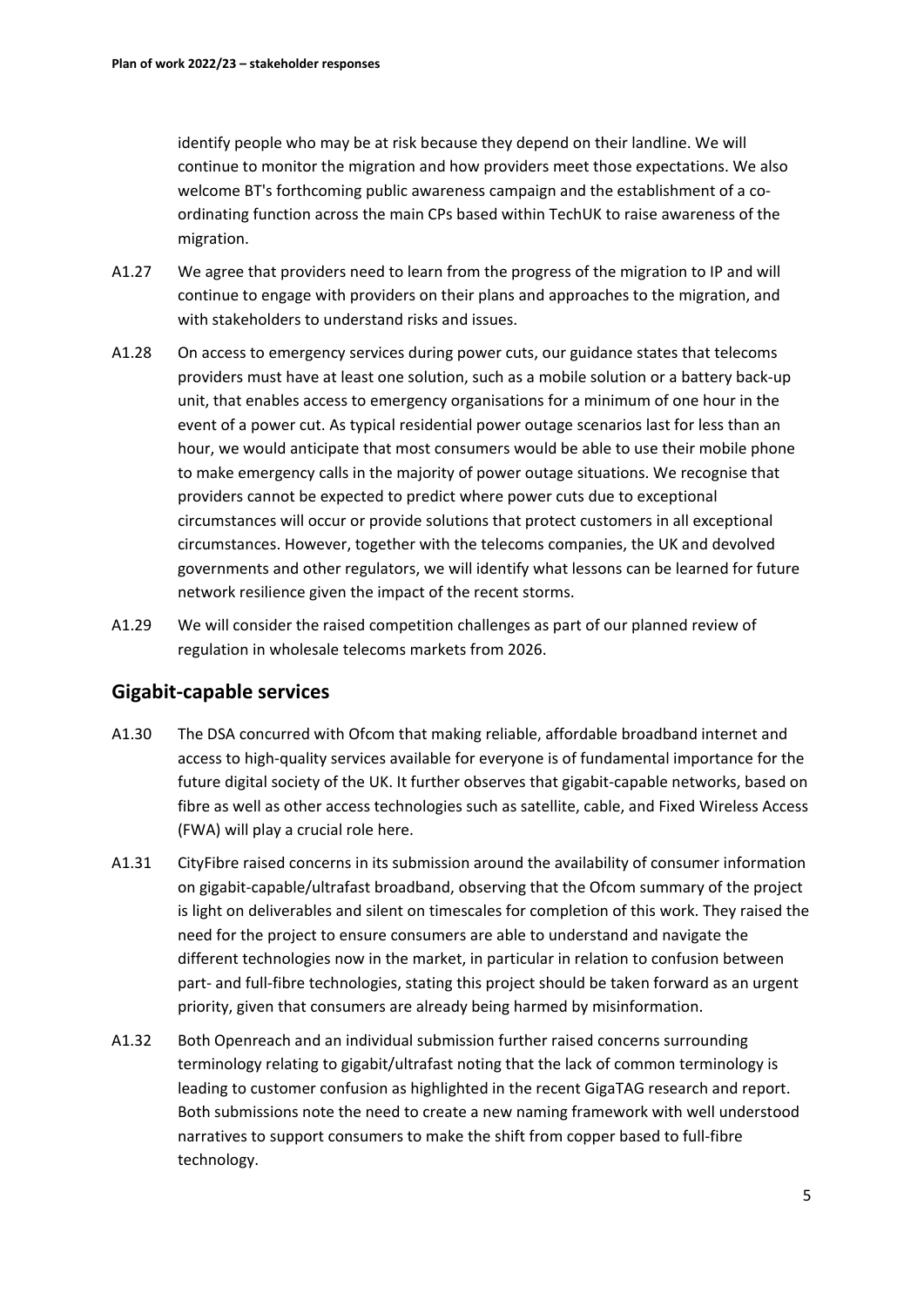identify people who may be at risk because they depend on their landline. We will continue to monitor the migration and how providers meet those expectations. We also welcome BT's forthcoming public awareness campaign and the establishment of a co-ordinating function across the main CPs based within TechUK to raise awareness of the migration.

A1.27 We agree that providers need to learn from the progress of the migration to IP and will continue to engage with providers on their plans and approaches to the migration, and with stakeholders to understand risks and issues.

A1.28 On access to emergency services during power cuts, our guidance states that telecoms providers must have at least one solution, such as a mobile solution or a battery back-up unit, that enables access to emergency organisations for a minimum of one hour in the event of a power cut. As typical residential power outage scenarios last for less than an hour, we would anticipate that most consumers would be able to use their mobile phone to make emergency calls in the majority of power outage situations. We recognise that providers cannot be expected to predict where power cuts due to exceptional circumstances will occur or provide solutions that protect customers in all exceptional circumstances. However, together with the telecoms companies, the UK and devolved governments and other regulators, we will identify what lessons can be learned for future network resilience given the impact of the recent storms.

A1.29 We will consider the raised competition challenges as part of our planned review of regulation in wholesale telecoms markets from 2026.

## Gigabit-capable services

A1.30 The DSA concurred with Ofcom that making reliable, affordable broadband internet and access to high-quality services available for everyone is of fundamental importance for the future digital society of the UK. It further observes that gigabit-capable networks, based on fibre as well as other access technologies such as satellite, cable, and Fixed Wireless Access (FWA) will play a crucial role here.

A1.31 CityFibre raised concerns in its submission around the availability of consumer information on gigabit-capable/ultrafast broadband, observing that the Ofcom summary of the project is light on deliverables and silent on timescales for completion of this work. They raised the need for the project to ensure consumers are able to understand and navigate the different technologies now in the market, in particular in relation to confusion between part- and full-fibre technologies, stating this project should be taken forward as an urgent priority, given that consumers are already being harmed by misinformation.

A1.32 Both Openreach and an individual submission further raised concerns surrounding terminology relating to gigabit/ultrafast noting that the lack of common terminology is leading to customer confusion as highlighted in the recent GigaTAG research and report. Both submissions note the need to create a new naming framework with well understood narratives to support consumers to make the shift from copper based to full-fibre technology.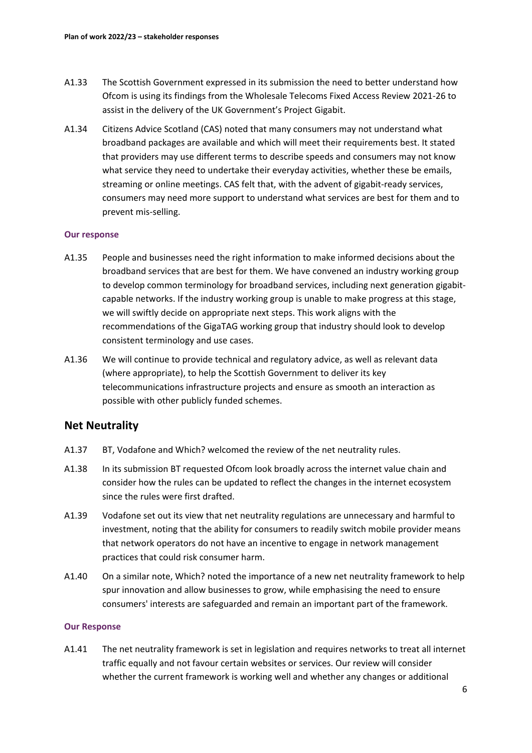A1.33 The Scottish Government expressed in its submission the need to better understand how Ofcom is using its findings from the Wholesale Telecoms Fixed Access Review 2021-26 to assist in the delivery of the UK Government's Project Gigabit.

A1.34 Citizens Advice Scotland (CAS) noted that many consumers may not understand what broadband packages are available and which will meet their requirements best. It stated that providers may use different terms to describe speeds and consumers may not know what service they need to undertake their everyday activities, whether these be emails, streaming or online meetings. CAS felt that, with the advent of gigabit-ready services, consumers may need more support to understand what services are best for them and to prevent mis-selling.

**Our response**

A1.35 People and businesses need the right information to make informed decisions about the broadband services that are best for them. We have convened an industry working group to develop common terminology for broadband services, including next generation gigabit-capable networks. If the industry working group is unable to make progress at this stage, we will swiftly decide on appropriate next steps. This work aligns with the recommendations of the GigaTAG working group that industry should look to develop consistent terminology and use cases.

A1.36 We will continue to provide technical and regulatory advice, as well as relevant data (where appropriate), to help the Scottish Government to deliver its key telecommunications infrastructure projects and ensure as smooth an interaction as possible with other publicly funded schemes.

## Net Neutrality

A1.37 BT, Vodafone and Which? welcomed the review of the net neutrality rules.

A1.38 In its submission BT requested Ofcom look broadly across the internet value chain and consider how the rules can be updated to reflect the changes in the internet ecosystem since the rules were first drafted.

A1.39 Vodafone set out its view that net neutrality regulations are unnecessary and harmful to investment, noting that the ability for consumers to readily switch mobile provider means that network operators do not have an incentive to engage in network management practices that could risk consumer harm.

A1.40 On a similar note, Which? noted the importance of a new net neutrality framework to help spur innovation and allow businesses to grow, while emphasising the need to ensure consumers' interests are safeguarded and remain an important part of the framework.

**Our Response**

A1.41 The net neutrality framework is set in legislation and requires networks to treat all internet traffic equally and not favour certain websites or services. Our review will consider whether the current framework is working well and whether any changes or additional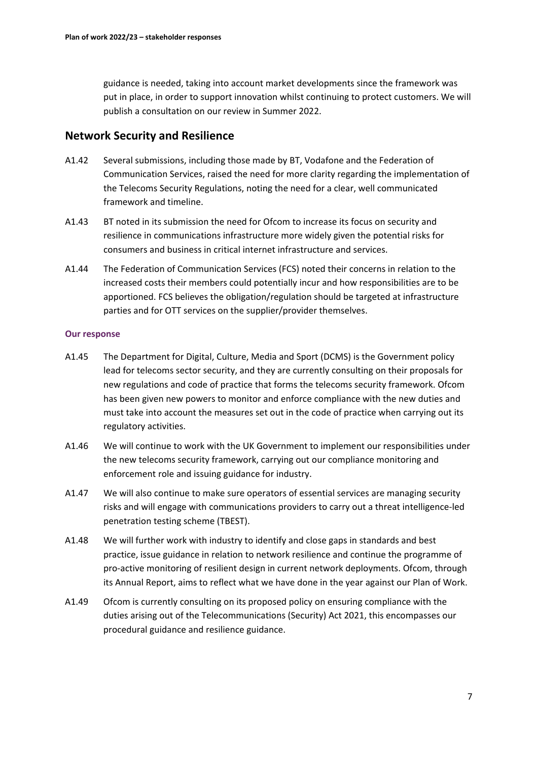guidance is needed, taking into account market developments since the framework was put in place, in order to support innovation whilst continuing to protect customers. We will publish a consultation on our review in Summer 2022.

## Network Security and Resilience

A1.42 Several submissions, including those made by BT, Vodafone and the Federation of Communication Services, raised the need for more clarity regarding the implementation of the Telecoms Security Regulations, noting the need for a clear, well communicated framework and timeline.

A1.43 BT noted in its submission the need for Ofcom to increase its focus on security and resilience in communications infrastructure more widely given the potential risks for consumers and business in critical internet infrastructure and services.

A1.44 The Federation of Communication Services (FCS) noted their concerns in relation to the increased costs their members could potentially incur and how responsibilities are to be apportioned. FCS believes the obligation/regulation should be targeted at infrastructure parties and for OTT services on the supplier/provider themselves.

#### Our response

A1.45 The Department for Digital, Culture, Media and Sport (DCMS) is the Government policy lead for telecoms sector security, and they are currently consulting on their proposals for new regulations and code of practice that forms the telecoms security framework. Ofcom has been given new powers to monitor and enforce compliance with the new duties and must take into account the measures set out in the code of practice when carrying out its regulatory activities.

A1.46 We will continue to work with the UK Government to implement our responsibilities under the new telecoms security framework, carrying out our compliance monitoring and enforcement role and issuing guidance for industry.

A1.47 We will also continue to make sure operators of essential services are managing security risks and will engage with communications providers to carry out a threat intelligence-led penetration testing scheme (TBEST).

A1.48 We will further work with industry to identify and close gaps in standards and best practice, issue guidance in relation to network resilience and continue the programme of pro-active monitoring of resilient design in current network deployments. Ofcom, through its Annual Report, aims to reflect what we have done in the year against our Plan of Work.

A1.49 Ofcom is currently consulting on its proposed policy on ensuring compliance with the duties arising out of the Telecommunications (Security) Act 2021, this encompasses our procedural guidance and resilience guidance.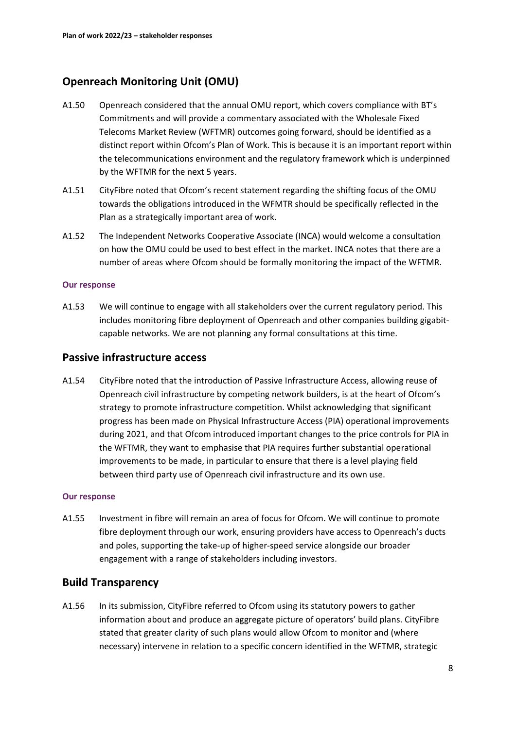## Openreach Monitoring Unit (OMU)

A1.50 Openreach considered that the annual OMU report, which covers compliance with BT's Commitments and will provide a commentary associated with the Wholesale Fixed Telecoms Market Review (WFTMR) outcomes going forward, should be identified as a distinct report within Ofcom's Plan of Work. This is because it is an important report within the telecommunications environment and the regulatory framework which is underpinned by the WFTMR for the next 5 years.

A1.51 CityFibre noted that Ofcom's recent statement regarding the shifting focus of the OMU towards the obligations introduced in the WFMTR should be specifically reflected in the Plan as a strategically important area of work.

A1.52 The Independent Networks Cooperative Associate (INCA) would welcome a consultation on how the OMU could be used to best effect in the market. INCA notes that there are a number of areas where Ofcom should be formally monitoring the impact of the WFTMR.

#### Our response

A1.53 We will continue to engage with all stakeholders over the current regulatory period. This includes monitoring fibre deployment of Openreach and other companies building gigabit-capable networks. We are not planning any formal consultations at this time.

## Passive infrastructure access

A1.54 CityFibre noted that the introduction of Passive Infrastructure Access, allowing reuse of Openreach civil infrastructure by competing network builders, is at the heart of Ofcom's strategy to promote infrastructure competition. Whilst acknowledging that significant progress has been made on Physical Infrastructure Access (PIA) operational improvements during 2021, and that Ofcom introduced important changes to the price controls for PIA in the WFTMR, they want to emphasise that PIA requires further substantial operational improvements to be made, in particular to ensure that there is a level playing field between third party use of Openreach civil infrastructure and its own use.

#### Our response

A1.55 Investment in fibre will remain an area of focus for Ofcom. We will continue to promote fibre deployment through our work, ensuring providers have access to Openreach's ducts and poles, supporting the take-up of higher-speed service alongside our broader engagement with a range of stakeholders including investors.

## Build Transparency

A1.56 In its submission, CityFibre referred to Ofcom using its statutory powers to gather information about and produce an aggregate picture of operators' build plans. CityFibre stated that greater clarity of such plans would allow Ofcom to monitor and (where necessary) intervene in relation to a specific concern identified in the WFTMR, strategic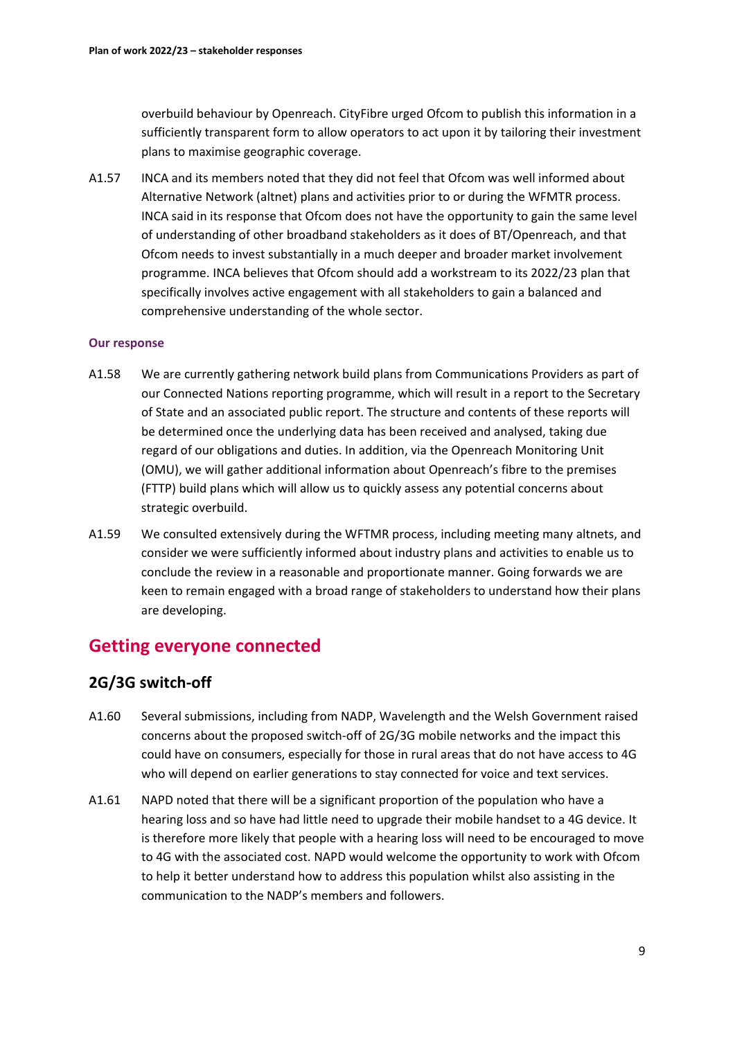overbuild behaviour by Openreach. CityFibre urged Ofcom to publish this information in a sufficiently transparent form to allow operators to act upon it by tailoring their investment plans to maximise geographic coverage.

A1.57 INCA and its members noted that they did not feel that Ofcom was well informed about Alternative Network (altnet) plans and activities prior to or during the WFMTR process. INCA said in its response that Ofcom does not have the opportunity to gain the same level of understanding of other broadband stakeholders as it does of BT/Openreach, and that Ofcom needs to invest substantially in a much deeper and broader market involvement programme. INCA believes that Ofcom should add a workstream to its 2022/23 plan that specifically involves active engagement with all stakeholders to gain a balanced and comprehensive understanding of the whole sector.

#### Our response

A1.58 We are currently gathering network build plans from Communications Providers as part of our Connected Nations reporting programme, which will result in a report to the Secretary of State and an associated public report. The structure and contents of these reports will be determined once the underlying data has been received and analysed, taking due regard of our obligations and duties. In addition, via the Openreach Monitoring Unit (OMU), we will gather additional information about Openreach's fibre to the premises (FTTP) build plans which will allow us to quickly assess any potential concerns about strategic overbuild.

A1.59 We consulted extensively during the WFTMR process, including meeting many altnets, and consider we were sufficiently informed about industry plans and activities to enable us to conclude the review in a reasonable and proportionate manner. Going forwards we are keen to remain engaged with a broad range of stakeholders to understand how their plans are developing.

## Getting everyone connected

### 2G/3G switch-off

A1.60 Several submissions, including from NADP, Wavelength and the Welsh Government raised concerns about the proposed switch-off of 2G/3G mobile networks and the impact this could have on consumers, especially for those in rural areas that do not have access to 4G who will depend on earlier generations to stay connected for voice and text services.

A1.61 NAPD noted that there will be a significant proportion of the population who have a hearing loss and so have had little need to upgrade their mobile handset to a 4G device. It is therefore more likely that people with a hearing loss will need to be encouraged to move to 4G with the associated cost. NAPD would welcome the opportunity to work with Ofcom to help it better understand how to address this population whilst also assisting in the communication to the NADP's members and followers.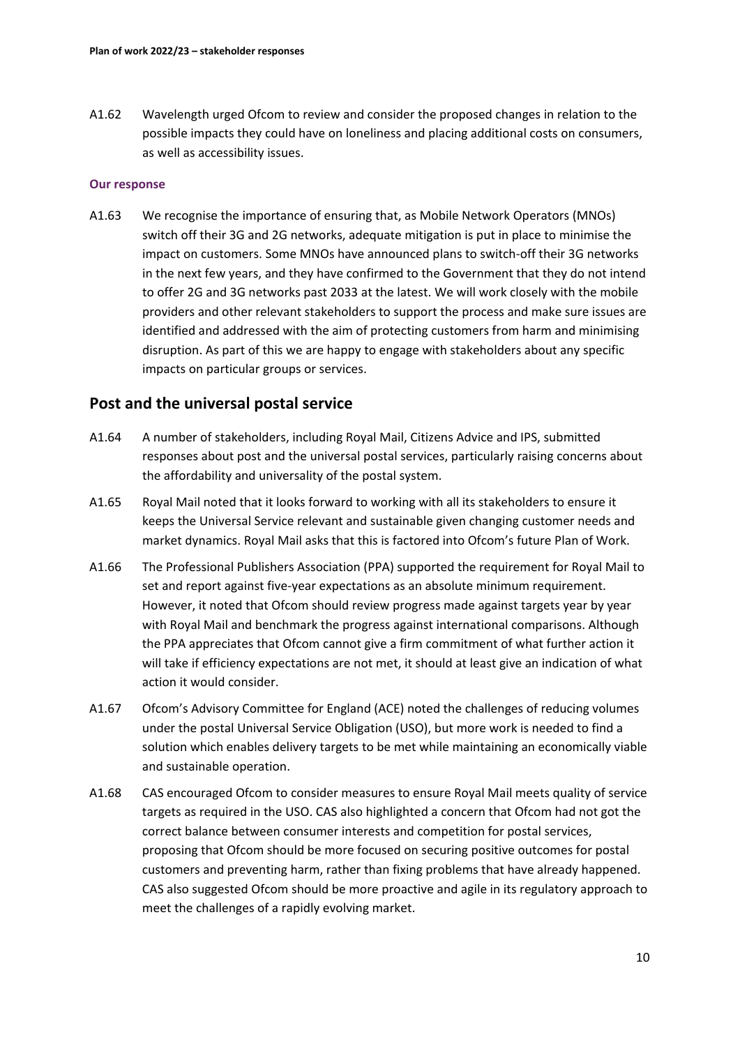A1.62 Wavelength urged Ofcom to review and consider the proposed changes in relation to the possible impacts they could have on loneliness and placing additional costs on consumers, as well as accessibility issues.

#### Our response

A1.63 We recognise the importance of ensuring that, as Mobile Network Operators (MNOs) switch off their 3G and 2G networks, adequate mitigation is put in place to minimise the impact on customers. Some MNOs have announced plans to switch-off their 3G networks in the next few years, and they have confirmed to the Government that they do not intend to offer 2G and 3G networks past 2033 at the latest. We will work closely with the mobile providers and other relevant stakeholders to support the process and make sure issues are identified and addressed with the aim of protecting customers from harm and minimising disruption. As part of this we are happy to engage with stakeholders about any specific impacts on particular groups or services.

## Post and the universal postal service

A1.64 A number of stakeholders, including Royal Mail, Citizens Advice and IPS, submitted responses about post and the universal postal services, particularly raising concerns about the affordability and universality of the postal system.

A1.65 Royal Mail noted that it looks forward to working with all its stakeholders to ensure it keeps the Universal Service relevant and sustainable given changing customer needs and market dynamics. Royal Mail asks that this is factored into Ofcom's future Plan of Work.

A1.66 The Professional Publishers Association (PPA) supported the requirement for Royal Mail to set and report against five-year expectations as an absolute minimum requirement. However, it noted that Ofcom should review progress made against targets year by year with Royal Mail and benchmark the progress against international comparisons. Although the PPA appreciates that Ofcom cannot give a firm commitment of what further action it will take if efficiency expectations are not met, it should at least give an indication of what action it would consider.

A1.67 Ofcom's Advisory Committee for England (ACE) noted the challenges of reducing volumes under the postal Universal Service Obligation (USO), but more work is needed to find a solution which enables delivery targets to be met while maintaining an economically viable and sustainable operation.

A1.68 CAS encouraged Ofcom to consider measures to ensure Royal Mail meets quality of service targets as required in the USO. CAS also highlighted a concern that Ofcom had not got the correct balance between consumer interests and competition for postal services, proposing that Ofcom should be more focused on securing positive outcomes for postal customers and preventing harm, rather than fixing problems that have already happened. CAS also suggested Ofcom should be more proactive and agile in its regulatory approach to meet the challenges of a rapidly evolving market.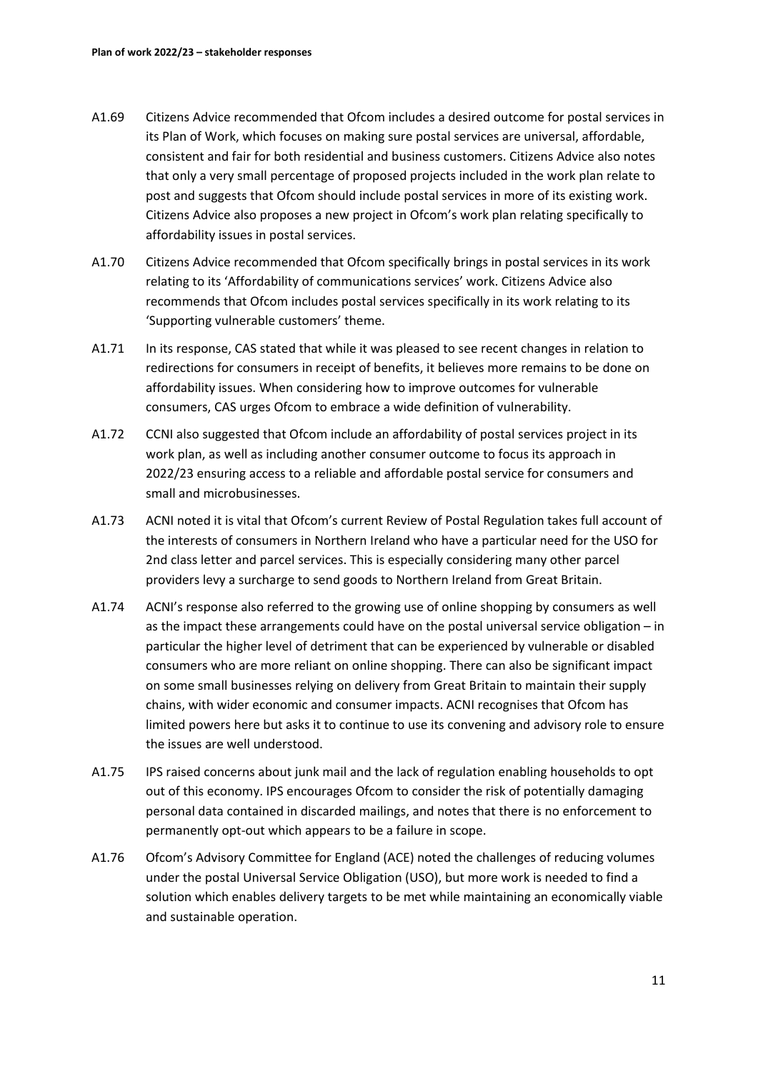A1.69 Citizens Advice recommended that Ofcom includes a desired outcome for postal services in its Plan of Work, which focuses on making sure postal services are universal, affordable, consistent and fair for both residential and business customers. Citizens Advice also notes that only a very small percentage of proposed projects included in the work plan relate to post and suggests that Ofcom should include postal services in more of its existing work. Citizens Advice also proposes a new project in Ofcom's work plan relating specifically to affordability issues in postal services.

A1.70 Citizens Advice recommended that Ofcom specifically brings in postal services in its work relating to its 'Affordability of communications services' work. Citizens Advice also recommends that Ofcom includes postal services specifically in its work relating to its 'Supporting vulnerable customers' theme.

A1.71 In its response, CAS stated that while it was pleased to see recent changes in relation to redirections for consumers in receipt of benefits, it believes more remains to be done on affordability issues. When considering how to improve outcomes for vulnerable consumers, CAS urges Ofcom to embrace a wide definition of vulnerability.

A1.72 CCNI also suggested that Ofcom include an affordability of postal services project in its work plan, as well as including another consumer outcome to focus its approach in 2022/23 ensuring access to a reliable and affordable postal service for consumers and small and microbusinesses.

A1.73 ACNI noted it is vital that Ofcom's current Review of Postal Regulation takes full account of the interests of consumers in Northern Ireland who have a particular need for the USO for 2nd class letter and parcel services. This is especially considering many other parcel providers levy a surcharge to send goods to Northern Ireland from Great Britain.

A1.74 ACNI's response also referred to the growing use of online shopping by consumers as well as the impact these arrangements could have on the postal universal service obligation – in particular the higher level of detriment that can be experienced by vulnerable or disabled consumers who are more reliant on online shopping. There can also be significant impact on some small businesses relying on delivery from Great Britain to maintain their supply chains, with wider economic and consumer impacts. ACNI recognises that Ofcom has limited powers here but asks it to continue to use its convening and advisory role to ensure the issues are well understood.

A1.75 IPS raised concerns about junk mail and the lack of regulation enabling households to opt out of this economy. IPS encourages Ofcom to consider the risk of potentially damaging personal data contained in discarded mailings, and notes that there is no enforcement to permanently opt-out which appears to be a failure in scope.

A1.76 Ofcom's Advisory Committee for England (ACE) noted the challenges of reducing volumes under the postal Universal Service Obligation (USO), but more work is needed to find a solution which enables delivery targets to be met while maintaining an economically viable and sustainable operation.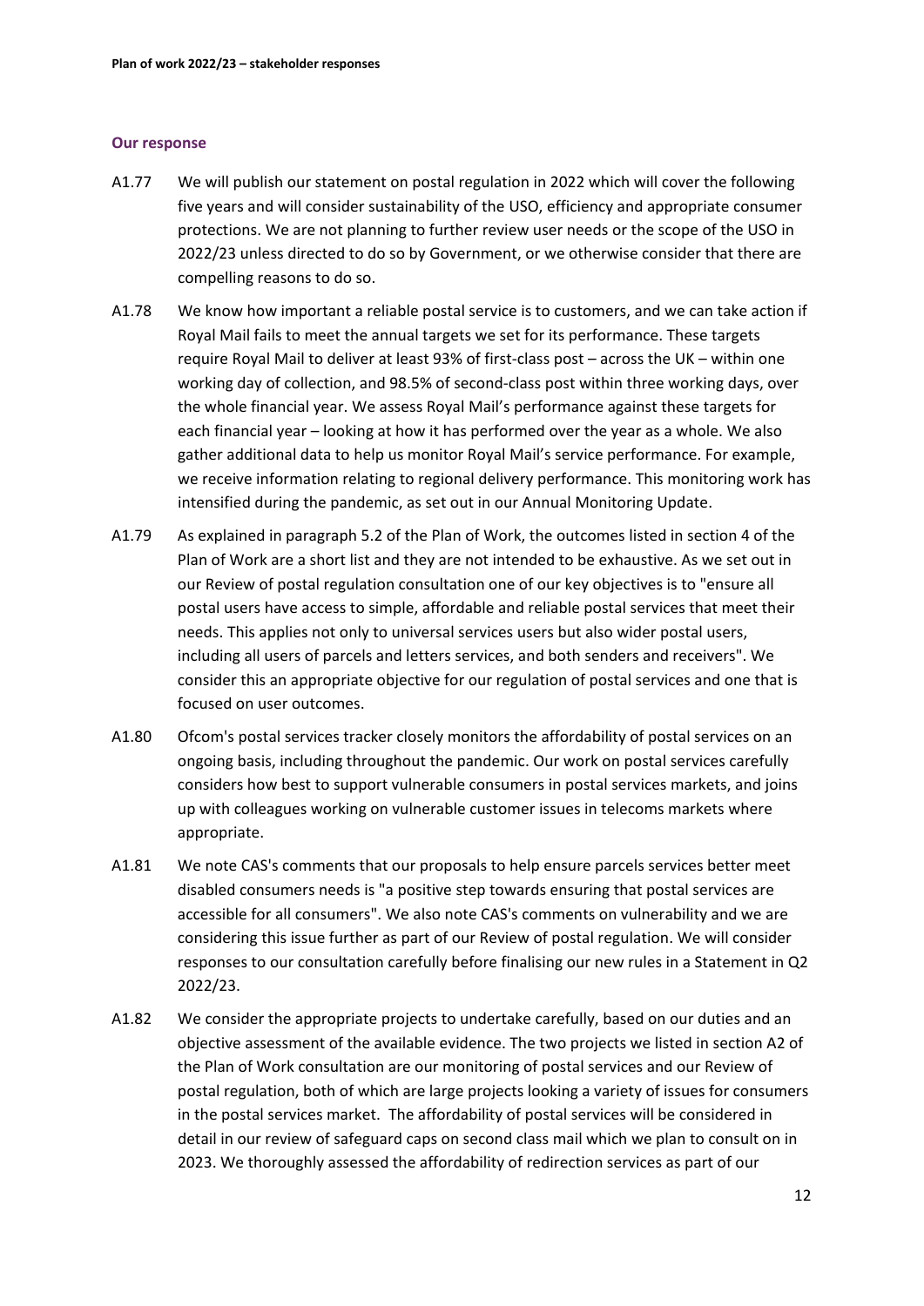### Our response

A1.77 We will publish our statement on postal regulation in 2022 which will cover the following five years and will consider sustainability of the USO, efficiency and appropriate consumer protections. We are not planning to further review user needs or the scope of the USO in 2022/23 unless directed to do so by Government, or we otherwise consider that there are compelling reasons to do so.

A1.78 We know how important a reliable postal service is to customers, and we can take action if Royal Mail fails to meet the annual targets we set for its performance. These targets require Royal Mail to deliver at least 93% of first-class post – across the UK – within one working day of collection, and 98.5% of second-class post within three working days, over the whole financial year. We assess Royal Mail's performance against these targets for each financial year – looking at how it has performed over the year as a whole. We also gather additional data to help us monitor Royal Mail's service performance. For example, we receive information relating to regional delivery performance. This monitoring work has intensified during the pandemic, as set out in our Annual Monitoring Update.

A1.79 As explained in paragraph 5.2 of the Plan of Work, the outcomes listed in section 4 of the Plan of Work are a short list and they are not intended to be exhaustive. As we set out in our Review of postal regulation consultation one of our key objectives is to "ensure all postal users have access to simple, affordable and reliable postal services that meet their needs. This applies not only to universal services users but also wider postal users, including all users of parcels and letters services, and both senders and receivers". We consider this an appropriate objective for our regulation of postal services and one that is focused on user outcomes.

A1.80 Ofcom's postal services tracker closely monitors the affordability of postal services on an ongoing basis, including throughout the pandemic. Our work on postal services carefully considers how best to support vulnerable consumers in postal services markets, and joins up with colleagues working on vulnerable customer issues in telecoms markets where appropriate.

A1.81 We note CAS's comments that our proposals to help ensure parcels services better meet disabled consumers needs is "a positive step towards ensuring that postal services are accessible for all consumers". We also note CAS's comments on vulnerability and we are considering this issue further as part of our Review of postal regulation. We will consider responses to our consultation carefully before finalising our new rules in a Statement in Q2 2022/23.

A1.82 We consider the appropriate projects to undertake carefully, based on our duties and an objective assessment of the available evidence. The two projects we listed in section A2 of the Plan of Work consultation are our monitoring of postal services and our Review of postal regulation, both of which are large projects looking a variety of issues for consumers in the postal services market. The affordability of postal services will be considered in detail in our review of safeguard caps on second class mail which we plan to consult on in 2023. We thoroughly assessed the affordability of redirection services as part of our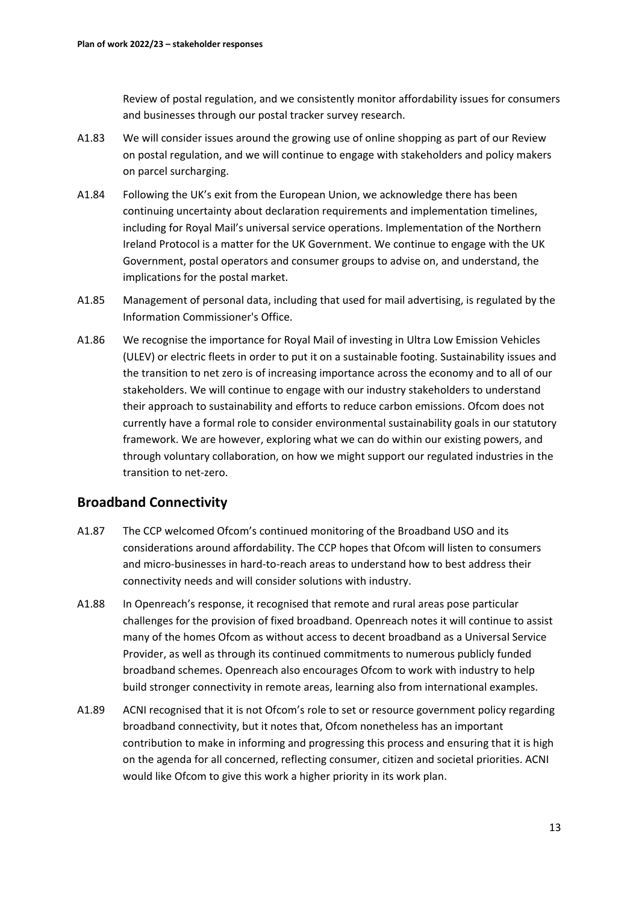Review of postal regulation, and we consistently monitor affordability issues for consumers and businesses through our postal tracker survey research.

A1.83 We will consider issues around the growing use of online shopping as part of our Review on postal regulation, and we will continue to engage with stakeholders and policy makers on parcel surcharging.

A1.84 Following the UK's exit from the European Union, we acknowledge there has been continuing uncertainty about declaration requirements and implementation timelines, including for Royal Mail's universal service operations. Implementation of the Northern Ireland Protocol is a matter for the UK Government. We continue to engage with the UK Government, postal operators and consumer groups to advise on, and understand, the implications for the postal market.

A1.85 Management of personal data, including that used for mail advertising, is regulated by the Information Commissioner's Office.

A1.86 We recognise the importance for Royal Mail of investing in Ultra Low Emission Vehicles (ULEV) or electric fleets in order to put it on a sustainable footing. Sustainability issues and the transition to net zero is of increasing importance across the economy and to all of our stakeholders. We will continue to engage with our industry stakeholders to understand their approach to sustainability and efforts to reduce carbon emissions. Ofcom does not currently have a formal role to consider environmental sustainability goals in our statutory framework. We are however, exploring what we can do within our existing powers, and through voluntary collaboration, on how we might support our regulated industries in the transition to net-zero.

## Broadband Connectivity

A1.87 The CCP welcomed Ofcom's continued monitoring of the Broadband USO and its considerations around affordability. The CCP hopes that Ofcom will listen to consumers and micro-businesses in hard-to-reach areas to understand how to best address their connectivity needs and will consider solutions with industry.

A1.88 In Openreach's response, it recognised that remote and rural areas pose particular challenges for the provision of fixed broadband. Openreach notes it will continue to assist many of the homes Ofcom as without access to decent broadband as a Universal Service Provider, as well as through its continued commitments to numerous publicly funded broadband schemes. Openreach also encourages Ofcom to work with industry to help build stronger connectivity in remote areas, learning also from international examples.

A1.89 ACNI recognised that it is not Ofcom's role to set or resource government policy regarding broadband connectivity, but it notes that, Ofcom nonetheless has an important contribution to make in informing and progressing this process and ensuring that it is high on the agenda for all concerned, reflecting consumer, citizen and societal priorities. ACNI would like Ofcom to give this work a higher priority in its work plan.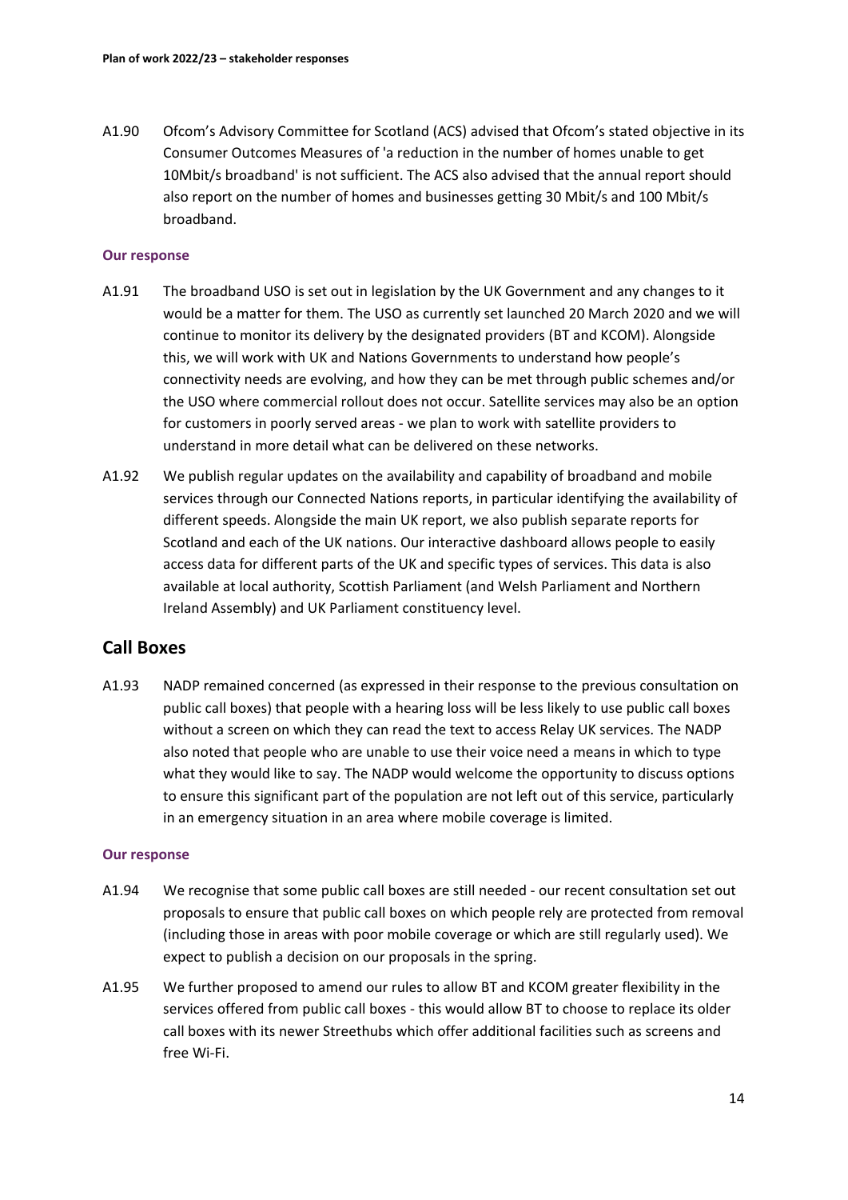A1.90 Ofcom's Advisory Committee for Scotland (ACS) advised that Ofcom's stated objective in its Consumer Outcomes Measures of 'a reduction in the number of homes unable to get 10Mbit/s broadband' is not sufficient. The ACS also advised that the annual report should also report on the number of homes and businesses getting 30 Mbit/s and 100 Mbit/s broadband.

#### Our response

A1.91 The broadband USO is set out in legislation by the UK Government and any changes to it would be a matter for them. The USO as currently set launched 20 March 2020 and we will continue to monitor its delivery by the designated providers (BT and KCOM). Alongside this, we will work with UK and Nations Governments to understand how people's connectivity needs are evolving, and how they can be met through public schemes and/or the USO where commercial rollout does not occur. Satellite services may also be an option for customers in poorly served areas - we plan to work with satellite providers to understand in more detail what can be delivered on these networks.

A1.92 We publish regular updates on the availability and capability of broadband and mobile services through our Connected Nations reports, in particular identifying the availability of different speeds. Alongside the main UK report, we also publish separate reports for Scotland and each of the UK nations. Our interactive dashboard allows people to easily access data for different parts of the UK and specific types of services. This data is also available at local authority, Scottish Parliament (and Welsh Parliament and Northern Ireland Assembly) and UK Parliament constituency level.

## Call Boxes

A1.93 NADP remained concerned (as expressed in their response to the previous consultation on public call boxes) that people with a hearing loss will be less likely to use public call boxes without a screen on which they can read the text to access Relay UK services. The NADP also noted that people who are unable to use their voice need a means in which to type what they would like to say. The NADP would welcome the opportunity to discuss options to ensure this significant part of the population are not left out of this service, particularly in an emergency situation in an area where mobile coverage is limited.

#### Our response

A1.94 We recognise that some public call boxes are still needed - our recent consultation set out proposals to ensure that public call boxes on which people rely are protected from removal (including those in areas with poor mobile coverage or which are still regularly used). We expect to publish a decision on our proposals in the spring.

A1.95 We further proposed to amend our rules to allow BT and KCOM greater flexibility in the services offered from public call boxes - this would allow BT to choose to replace its older call boxes with its newer Streethubs which offer additional facilities such as screens and free Wi-Fi.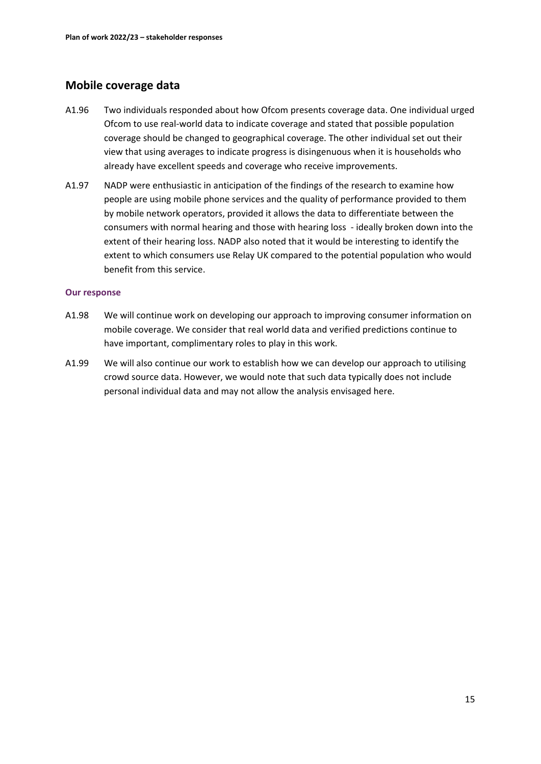## Mobile coverage data

A1.96 Two individuals responded about how Ofcom presents coverage data. One individual urged Ofcom to use real-world data to indicate coverage and stated that possible population coverage should be changed to geographical coverage. The other individual set out their view that using averages to indicate progress is disingenuous when it is households who already have excellent speeds and coverage who receive improvements.

A1.97 NADP were enthusiastic in anticipation of the findings of the research to examine how people are using mobile phone services and the quality of performance provided to them by mobile network operators, provided it allows the data to differentiate between the consumers with normal hearing and those with hearing loss - ideally broken down into the extent of their hearing loss. NADP also noted that it would be interesting to identify the extent to which consumers use Relay UK compared to the potential population who would benefit from this service.

### Our response

A1.98 We will continue work on developing our approach to improving consumer information on mobile coverage. We consider that real world data and verified predictions continue to have important, complimentary roles to play in this work.

A1.99 We will also continue our work to establish how we can develop our approach to utilising crowd source data. However, we would note that such data typically does not include personal individual data and may not allow the analysis envisaged here.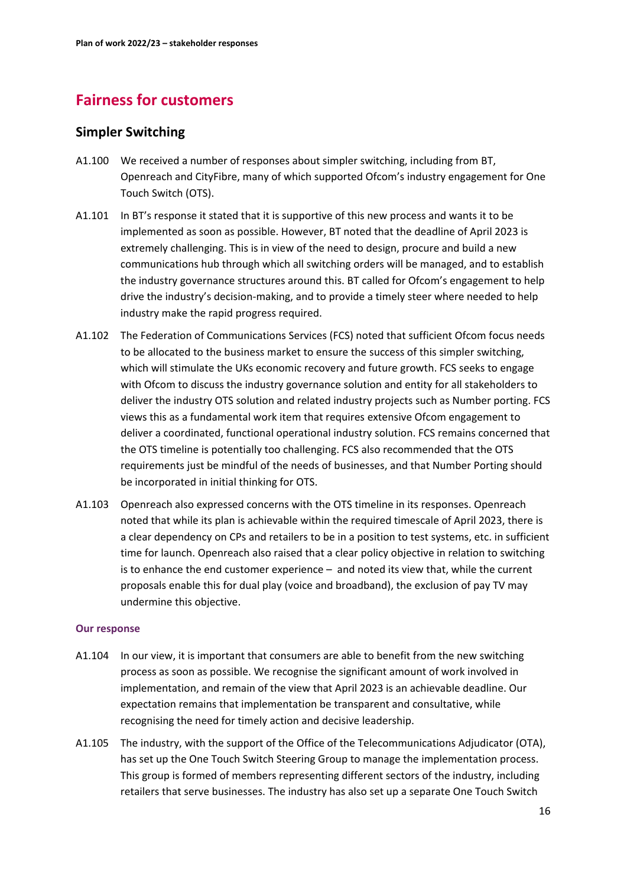# Fairness for customers

## Simpler Switching

A1.100 We received a number of responses about simpler switching, including from BT, Openreach and CityFibre, many of which supported Ofcom's industry engagement for One Touch Switch (OTS).

A1.101 In BT's response it stated that it is supportive of this new process and wants it to be implemented as soon as possible. However, BT noted that the deadline of April 2023 is extremely challenging. This is in view of the need to design, procure and build a new communications hub through which all switching orders will be managed, and to establish the industry governance structures around this. BT called for Ofcom's engagement to help drive the industry's decision-making, and to provide a timely steer where needed to help industry make the rapid progress required.

A1.102 The Federation of Communications Services (FCS) noted that sufficient Ofcom focus needs to be allocated to the business market to ensure the success of this simpler switching, which will stimulate the UKs economic recovery and future growth. FCS seeks to engage with Ofcom to discuss the industry governance solution and entity for all stakeholders to deliver the industry OTS solution and related industry projects such as Number porting. FCS views this as a fundamental work item that requires extensive Ofcom engagement to deliver a coordinated, functional operational industry solution. FCS remains concerned that the OTS timeline is potentially too challenging. FCS also recommended that the OTS requirements just be mindful of the needs of businesses, and that Number Porting should be incorporated in initial thinking for OTS.

A1.103 Openreach also expressed concerns with the OTS timeline in its responses. Openreach noted that while its plan is achievable within the required timescale of April 2023, there is a clear dependency on CPs and retailers to be in a position to test systems, etc. in sufficient time for launch. Openreach also raised that a clear policy objective in relation to switching is to enhance the end customer experience – and noted its view that, while the current proposals enable this for dual play (voice and broadband), the exclusion of pay TV may undermine this objective.

#### Our response

A1.104 In our view, it is important that consumers are able to benefit from the new switching process as soon as possible. We recognise the significant amount of work involved in implementation, and remain of the view that April 2023 is an achievable deadline. Our expectation remains that implementation be transparent and consultative, while recognising the need for timely action and decisive leadership.

A1.105 The industry, with the support of the Office of the Telecommunications Adjudicator (OTA), has set up the One Touch Switch Steering Group to manage the implementation process. This group is formed of members representing different sectors of the industry, including retailers that serve businesses. The industry has also set up a separate One Touch Switch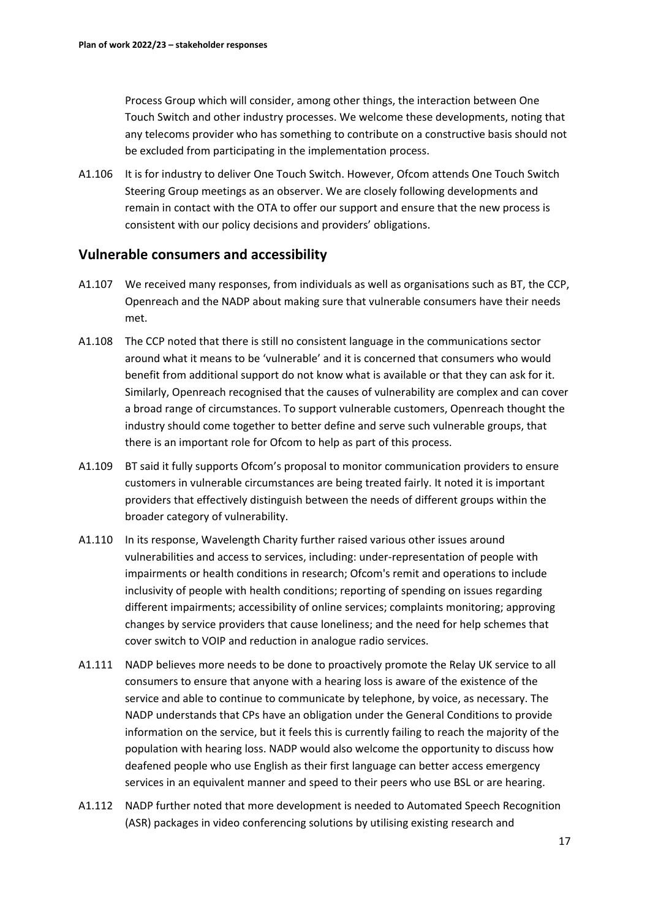Process Group which will consider, among other things, the interaction between One Touch Switch and other industry processes. We welcome these developments, noting that any telecoms provider who has something to contribute on a constructive basis should not be excluded from participating in the implementation process.

A1.106 It is for industry to deliver One Touch Switch. However, Ofcom attends One Touch Switch Steering Group meetings as an observer. We are closely following developments and remain in contact with the OTA to offer our support and ensure that the new process is consistent with our policy decisions and providers' obligations.

## Vulnerable consumers and accessibility

A1.107 We received many responses, from individuals as well as organisations such as BT, the CCP, Openreach and the NADP about making sure that vulnerable consumers have their needs met.

A1.108 The CCP noted that there is still no consistent language in the communications sector around what it means to be 'vulnerable' and it is concerned that consumers who would benefit from additional support do not know what is available or that they can ask for it. Similarly, Openreach recognised that the causes of vulnerability are complex and can cover a broad range of circumstances. To support vulnerable customers, Openreach thought the industry should come together to better define and serve such vulnerable groups, that there is an important role for Ofcom to help as part of this process.

A1.109 BT said it fully supports Ofcom's proposal to monitor communication providers to ensure customers in vulnerable circumstances are being treated fairly. It noted it is important providers that effectively distinguish between the needs of different groups within the broader category of vulnerability.

A1.110 In its response, Wavelength Charity further raised various other issues around vulnerabilities and access to services, including: under-representation of people with impairments or health conditions in research; Ofcom's remit and operations to include inclusivity of people with health conditions; reporting of spending on issues regarding different impairments; accessibility of online services; complaints monitoring; approving changes by service providers that cause loneliness; and the need for help schemes that cover switch to VOIP and reduction in analogue radio services.

A1.111 NADP believes more needs to be done to proactively promote the Relay UK service to all consumers to ensure that anyone with a hearing loss is aware of the existence of the service and able to continue to communicate by telephone, by voice, as necessary. The NADP understands that CPs have an obligation under the General Conditions to provide information on the service, but it feels this is currently failing to reach the majority of the population with hearing loss. NADP would also welcome the opportunity to discuss how deafened people who use English as their first language can better access emergency services in an equivalent manner and speed to their peers who use BSL or are hearing.

A1.112 NADP further noted that more development is needed to Automated Speech Recognition (ASR) packages in video conferencing solutions by utilising existing research and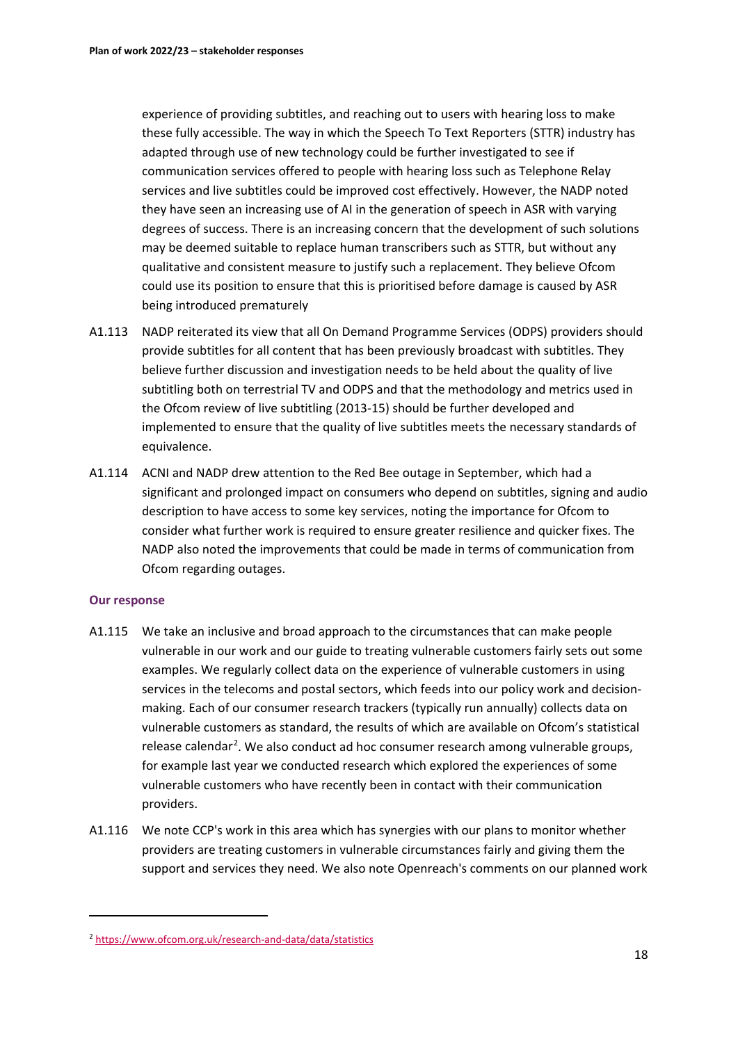experience of providing subtitles, and reaching out to users with hearing loss to make these fully accessible. The way in which the Speech To Text Reporters (STTR) industry has adapted through use of new technology could be further investigated to see if communication services offered to people with hearing loss such as Telephone Relay services and live subtitles could be improved cost effectively. However, the NADP noted they have seen an increasing use of AI in the generation of speech in ASR with varying degrees of success. There is an increasing concern that the development of such solutions may be deemed suitable to replace human transcribers such as STTR, but without any qualitative and consistent measure to justify such a replacement. They believe Ofcom could use its position to ensure that this is prioritised before damage is caused by ASR being introduced prematurely

A1.113 NADP reiterated its view that all On Demand Programme Services (ODPS) providers should provide subtitles for all content that has been previously broadcast with subtitles. They believe further discussion and investigation needs to be held about the quality of live subtitling both on terrestrial TV and ODPS and that the methodology and metrics used in the Ofcom review of live subtitling (2013-15) should be further developed and implemented to ensure that the quality of live subtitles meets the necessary standards of equivalence.

A1.114 ACNI and NADP drew attention to the Red Bee outage in September, which had a significant and prolonged impact on consumers who depend on subtitles, signing and audio description to have access to some key services, noting the importance for Ofcom to consider what further work is required to ensure greater resilience and quicker fixes. The NADP also noted the improvements that could be made in terms of communication from Ofcom regarding outages.

#### Our response

A1.115 We take an inclusive and broad approach to the circumstances that can make people vulnerable in our work and our guide to treating vulnerable customers fairly sets out some examples. We regularly collect data on the experience of vulnerable customers in using services in the telecoms and postal sectors, which feeds into our policy work and decision-making. Each of our consumer research trackers (typically run annually) collects data on vulnerable customers as standard, the results of which are available on Ofcom's statistical release calendar[2]. We also conduct ad hoc consumer research among vulnerable groups, for example last year we conducted research which explored the experiences of some vulnerable customers who have recently been in contact with their communication providers.

A1.116 We note CCP's work in this area which has synergies with our plans to monitor whether providers are treating customers in vulnerable circumstances fairly and giving them the support and services they need. We also note Openreach's comments on our planned work

[2] https://www.ofcom.org.uk/research-and-data/data/statistics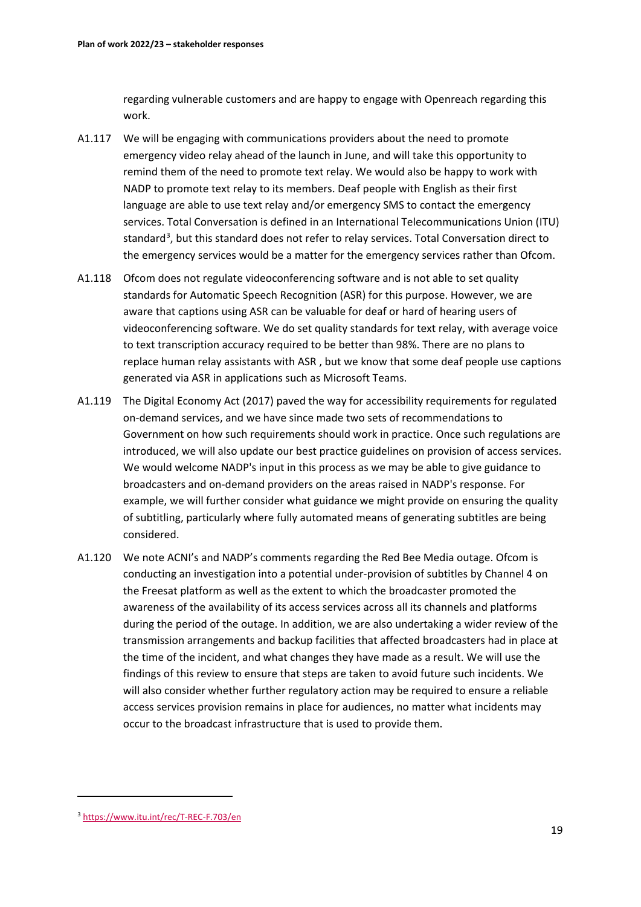regarding vulnerable customers and are happy to engage with Openreach regarding this work.

A1.117 We will be engaging with communications providers about the need to promote emergency video relay ahead of the launch in June, and will take this opportunity to remind them of the need to promote text relay. We would also be happy to work with NADP to promote text relay to its members. Deaf people with English as their first language are able to use text relay and/or emergency SMS to contact the emergency services. Total Conversation is defined in an International Telecommunications Union (ITU) standard[3], but this standard does not refer to relay services. Total Conversation direct to the emergency services would be a matter for the emergency services rather than Ofcom.

A1.118 Ofcom does not regulate videoconferencing software and is not able to set quality standards for Automatic Speech Recognition (ASR) for this purpose. However, we are aware that captions using ASR can be valuable for deaf or hard of hearing users of videoconferencing software. We do set quality standards for text relay, with average voice to text transcription accuracy required to be better than 98%. There are no plans to replace human relay assistants with ASR , but we know that some deaf people use captions generated via ASR in applications such as Microsoft Teams.

A1.119 The Digital Economy Act (2017) paved the way for accessibility requirements for regulated on-demand services, and we have since made two sets of recommendations to Government on how such requirements should work in practice. Once such regulations are introduced, we will also update our best practice guidelines on provision of access services. We would welcome NADP's input in this process as we may be able to give guidance to broadcasters and on-demand providers on the areas raised in NADP's response. For example, we will further consider what guidance we might provide on ensuring the quality of subtitling, particularly where fully automated means of generating subtitles are being considered.

A1.120 We note ACNI's and NADP's comments regarding the Red Bee Media outage. Ofcom is conducting an investigation into a potential under-provision of subtitles by Channel 4 on the Freesat platform as well as the extent to which the broadcaster promoted the awareness of the availability of its access services across all its channels and platforms during the period of the outage. In addition, we are also undertaking a wider review of the transmission arrangements and backup facilities that affected broadcasters had in place at the time of the incident, and what changes they have made as a result. We will use the findings of this review to ensure that steps are taken to avoid future such incidents. We will also consider whether further regulatory action may be required to ensure a reliable access services provision remains in place for audiences, no matter what incidents may occur to the broadcast infrastructure that is used to provide them.

---

[3] https://www.itu.int/rec/T-REC-F.703/en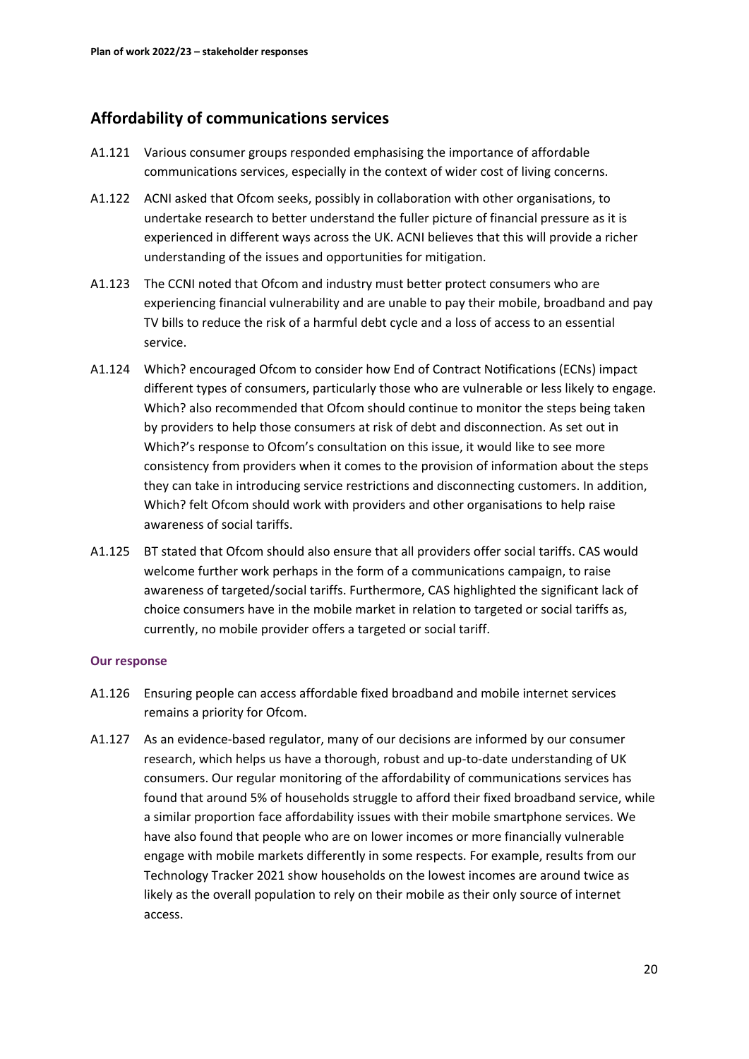## Affordability of communications services

A1.121 Various consumer groups responded emphasising the importance of affordable communications services, especially in the context of wider cost of living concerns.

A1.122 ACNI asked that Ofcom seeks, possibly in collaboration with other organisations, to undertake research to better understand the fuller picture of financial pressure as it is experienced in different ways across the UK. ACNI believes that this will provide a richer understanding of the issues and opportunities for mitigation.

A1.123 The CCNI noted that Ofcom and industry must better protect consumers who are experiencing financial vulnerability and are unable to pay their mobile, broadband and pay TV bills to reduce the risk of a harmful debt cycle and a loss of access to an essential service.

A1.124 Which? encouraged Ofcom to consider how End of Contract Notifications (ECNs) impact different types of consumers, particularly those who are vulnerable or less likely to engage. Which? also recommended that Ofcom should continue to monitor the steps being taken by providers to help those consumers at risk of debt and disconnection. As set out in Which?'s response to Ofcom's consultation on this issue, it would like to see more consistency from providers when it comes to the provision of information about the steps they can take in introducing service restrictions and disconnecting customers. In addition, Which? felt Ofcom should work with providers and other organisations to help raise awareness of social tariffs.

A1.125 BT stated that Ofcom should also ensure that all providers offer social tariffs. CAS would welcome further work perhaps in the form of a communications campaign, to raise awareness of targeted/social tariffs. Furthermore, CAS highlighted the significant lack of choice consumers have in the mobile market in relation to targeted or social tariffs as, currently, no mobile provider offers a targeted or social tariff.

### Our response

A1.126 Ensuring people can access affordable fixed broadband and mobile internet services remains a priority for Ofcom.

A1.127 As an evidence-based regulator, many of our decisions are informed by our consumer research, which helps us have a thorough, robust and up-to-date understanding of UK consumers. Our regular monitoring of the affordability of communications services has found that around 5% of households struggle to afford their fixed broadband service, while a similar proportion face affordability issues with their mobile smartphone services. We have also found that people who are on lower incomes or more financially vulnerable engage with mobile markets differently in some respects. For example, results from our Technology Tracker 2021 show households on the lowest incomes are around twice as likely as the overall population to rely on their mobile as their only source of internet access.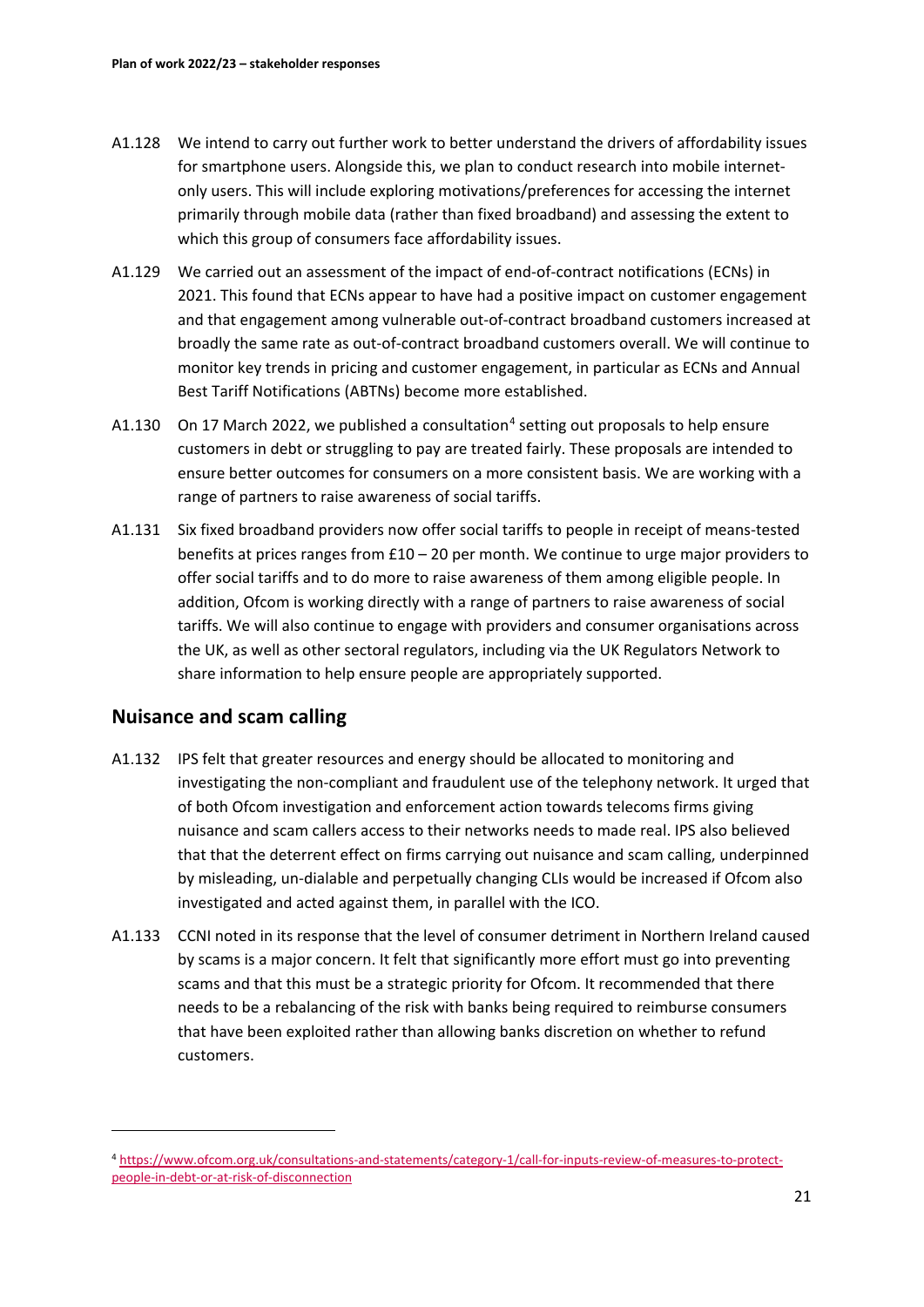A1.128 We intend to carry out further work to better understand the drivers of affordability issues for smartphone users. Alongside this, we plan to conduct research into mobile internet-only users. This will include exploring motivations/preferences for accessing the internet primarily through mobile data (rather than fixed broadband) and assessing the extent to which this group of consumers face affordability issues.

A1.129 We carried out an assessment of the impact of end-of-contract notifications (ECNs) in 2021. This found that ECNs appear to have had a positive impact on customer engagement and that engagement among vulnerable out-of-contract broadband customers increased at broadly the same rate as out-of-contract broadband customers overall. We will continue to monitor key trends in pricing and customer engagement, in particular as ECNs and Annual Best Tariff Notifications (ABTNs) become more established.

A1.130 On 17 March 2022, we published a consultation[4] setting out proposals to help ensure customers in debt or struggling to pay are treated fairly. These proposals are intended to ensure better outcomes for consumers on a more consistent basis. We are working with a range of partners to raise awareness of social tariffs.

A1.131 Six fixed broadband providers now offer social tariffs to people in receipt of means-tested benefits at prices ranges from £10 – 20 per month. We continue to urge major providers to offer social tariffs and to do more to raise awareness of them among eligible people. In addition, Ofcom is working directly with a range of partners to raise awareness of social tariffs. We will also continue to engage with providers and consumer organisations across the UK, as well as other sectoral regulators, including via the UK Regulators Network to share information to help ensure people are appropriately supported.

## Nuisance and scam calling

A1.132 IPS felt that greater resources and energy should be allocated to monitoring and investigating the non-compliant and fraudulent use of the telephony network. It urged that of both Ofcom investigation and enforcement action towards telecoms firms giving nuisance and scam callers access to their networks needs to made real. IPS also believed that that the deterrent effect on firms carrying out nuisance and scam calling, underpinned by misleading, un-dialable and perpetually changing CLIs would be increased if Ofcom also investigated and acted against them, in parallel with the ICO.

A1.133 CCNI noted in its response that the level of consumer detriment in Northern Ireland caused by scams is a major concern. It felt that significantly more effort must go into preventing scams and that this must be a strategic priority for Ofcom. It recommended that there needs to be a rebalancing of the risk with banks being required to reimburse consumers that have been exploited rather than allowing banks discretion on whether to refund customers.

[4] https://www.ofcom.org.uk/consultations-and-statements/category-1/call-for-inputs-review-of-measures-to-protect-people-in-debt-or-at-risk-of-disconnection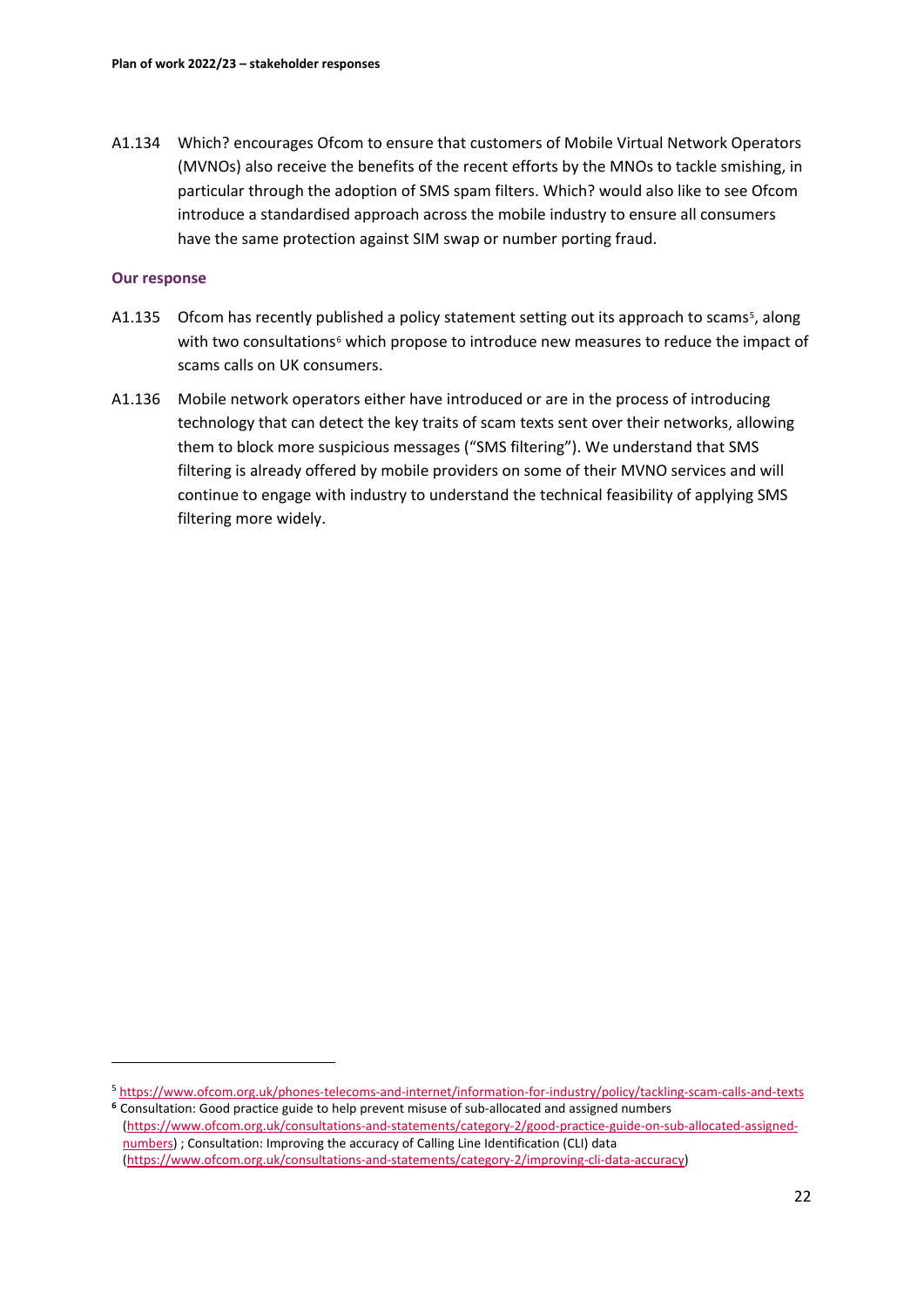A1.134 Which? encourages Ofcom to ensure that customers of Mobile Virtual Network Operators (MVNOs) also receive the benefits of the recent efforts by the MNOs to tackle smishing, in particular through the adoption of SMS spam filters. Which? would also like to see Ofcom introduce a standardised approach across the mobile industry to ensure all consumers have the same protection against SIM swap or number porting fraud.

### Our response

A1.135 Ofcom has recently published a policy statement setting out its approach to scams[5], along with two consultations[6] which propose to introduce new measures to reduce the impact of scams calls on UK consumers.

A1.136 Mobile network operators either have introduced or are in the process of introducing technology that can detect the key traits of scam texts sent over their networks, allowing them to block more suspicious messages ("SMS filtering"). We understand that SMS filtering is already offered by mobile providers on some of their MVNO services and will continue to engage with industry to understand the technical feasibility of applying SMS filtering more widely.

---

[5] https://www.ofcom.org.uk/phones-telecoms-and-internet/information-for-industry/policy/tackling-scam-calls-and-texts

[6] Consultation: Good practice guide to help prevent misuse of sub-allocated and assigned numbers (https://www.ofcom.org.uk/consultations-and-statements/category-2/good-practice-guide-on-sub-allocated-assigned-numbers) ; Consultation: Improving the accuracy of Calling Line Identification (CLI) data (https://www.ofcom.org.uk/consultations-and-statements/category-2/improving-cli-data-accuracy)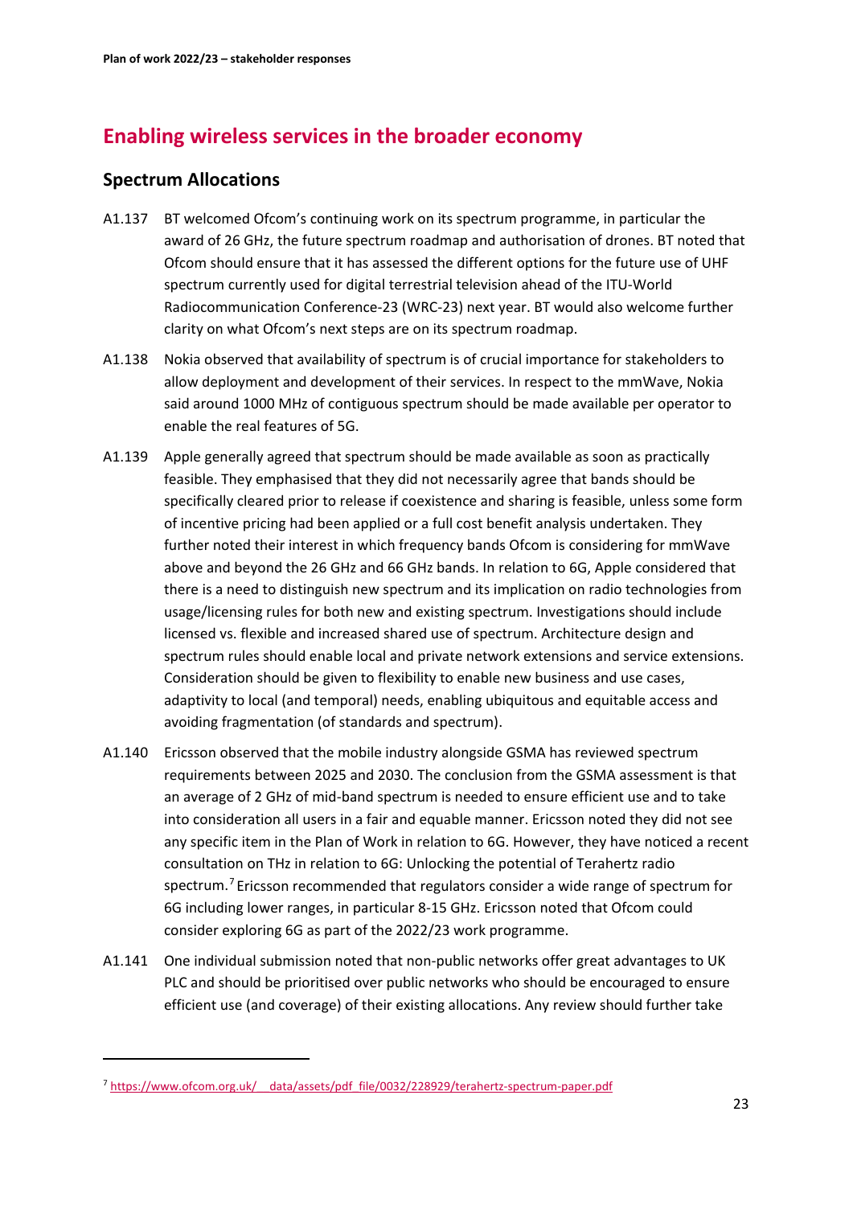## Enabling wireless services in the broader economy

### Spectrum Allocations

A1.137 BT welcomed Ofcom's continuing work on its spectrum programme, in particular the award of 26 GHz, the future spectrum roadmap and authorisation of drones. BT noted that Ofcom should ensure that it has assessed the different options for the future use of UHF spectrum currently used for digital terrestrial television ahead of the ITU-World Radiocommunication Conference-23 (WRC-23) next year. BT would also welcome further clarity on what Ofcom's next steps are on its spectrum roadmap.

A1.138 Nokia observed that availability of spectrum is of crucial importance for stakeholders to allow deployment and development of their services. In respect to the mmWave, Nokia said around 1000 MHz of contiguous spectrum should be made available per operator to enable the real features of 5G.

A1.139 Apple generally agreed that spectrum should be made available as soon as practically feasible. They emphasised that they did not necessarily agree that bands should be specifically cleared prior to release if coexistence and sharing is feasible, unless some form of incentive pricing had been applied or a full cost benefit analysis undertaken. They further noted their interest in which frequency bands Ofcom is considering for mmWave above and beyond the 26 GHz and 66 GHz bands. In relation to 6G, Apple considered that there is a need to distinguish new spectrum and its implication on radio technologies from usage/licensing rules for both new and existing spectrum. Investigations should include licensed vs. flexible and increased shared use of spectrum. Architecture design and spectrum rules should enable local and private network extensions and service extensions. Consideration should be given to flexibility to enable new business and use cases, adaptivity to local (and temporal) needs, enabling ubiquitous and equitable access and avoiding fragmentation (of standards and spectrum).

A1.140 Ericsson observed that the mobile industry alongside GSMA has reviewed spectrum requirements between 2025 and 2030. The conclusion from the GSMA assessment is that an average of 2 GHz of mid-band spectrum is needed to ensure efficient use and to take into consideration all users in a fair and equable manner. Ericsson noted they did not see any specific item in the Plan of Work in relation to 6G. However, they have noticed a recent consultation on THz in relation to 6G: Unlocking the potential of Terahertz radio spectrum.[7] Ericsson recommended that regulators consider a wide range of spectrum for 6G including lower ranges, in particular 8-15 GHz. Ericsson noted that Ofcom could consider exploring 6G as part of the 2022/23 work programme.

A1.141 One individual submission noted that non-public networks offer great advantages to UK PLC and should be prioritised over public networks who should be encouraged to ensure efficient use (and coverage) of their existing allocations. Any review should further take

[7] https://www.ofcom.org.uk/__data/assets/pdf_file/0032/228929/terahertz-spectrum-paper.pdf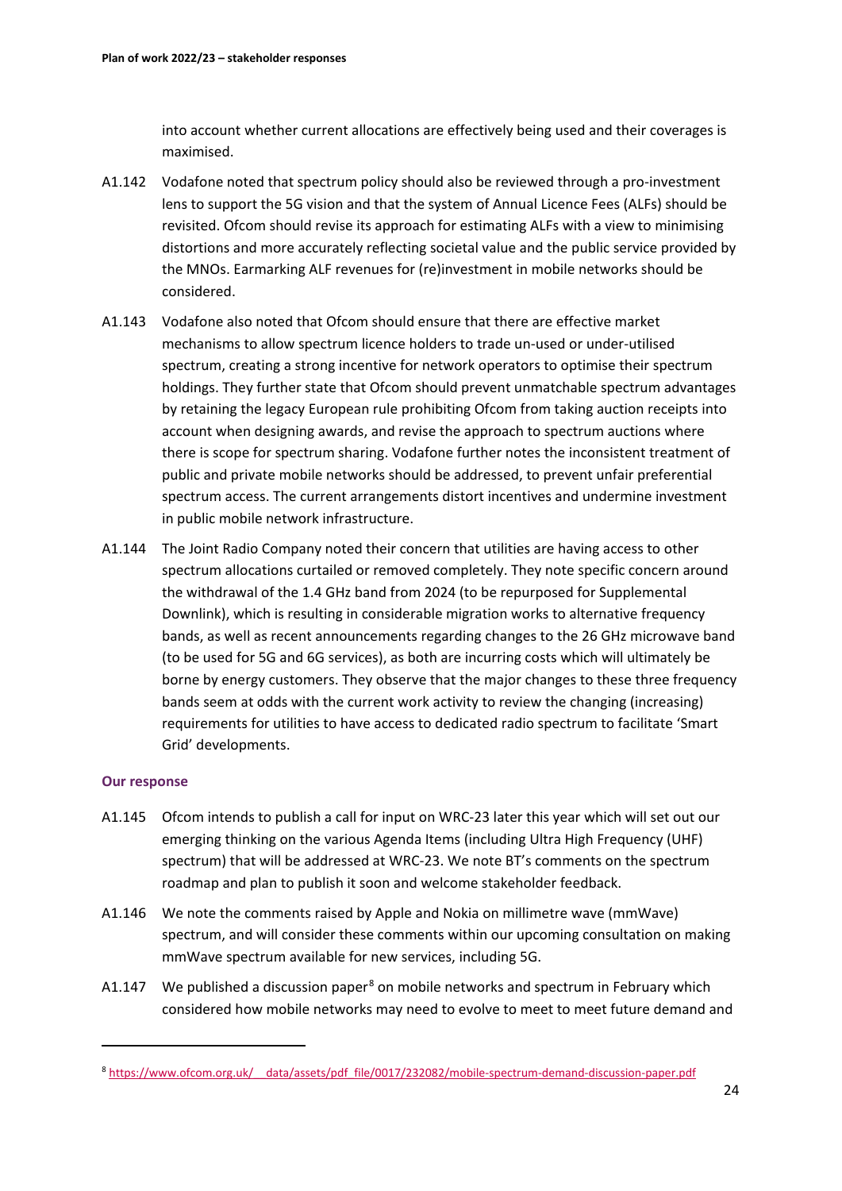into account whether current allocations are effectively being used and their coverages is maximised.

A1.142 Vodafone noted that spectrum policy should also be reviewed through a pro-investment lens to support the 5G vision and that the system of Annual Licence Fees (ALFs) should be revisited. Ofcom should revise its approach for estimating ALFs with a view to minimising distortions and more accurately reflecting societal value and the public service provided by the MNOs. Earmarking ALF revenues for (re)investment in mobile networks should be considered.

A1.143 Vodafone also noted that Ofcom should ensure that there are effective market mechanisms to allow spectrum licence holders to trade un-used or under-utilised spectrum, creating a strong incentive for network operators to optimise their spectrum holdings. They further state that Ofcom should prevent unmatchable spectrum advantages by retaining the legacy European rule prohibiting Ofcom from taking auction receipts into account when designing awards, and revise the approach to spectrum auctions where there is scope for spectrum sharing. Vodafone further notes the inconsistent treatment of public and private mobile networks should be addressed, to prevent unfair preferential spectrum access. The current arrangements distort incentives and undermine investment in public mobile network infrastructure.

A1.144 The Joint Radio Company noted their concern that utilities are having access to other spectrum allocations curtailed or removed completely. They note specific concern around the withdrawal of the 1.4 GHz band from 2024 (to be repurposed for Supplemental Downlink), which is resulting in considerable migration works to alternative frequency bands, as well as recent announcements regarding changes to the 26 GHz microwave band (to be used for 5G and 6G services), as both are incurring costs which will ultimately be borne by energy customers. They observe that the major changes to these three frequency bands seem at odds with the current work activity to review the changing (increasing) requirements for utilities to have access to dedicated radio spectrum to facilitate 'Smart Grid' developments.

### Our response

A1.145 Ofcom intends to publish a call for input on WRC-23 later this year which will set out our emerging thinking on the various Agenda Items (including Ultra High Frequency (UHF) spectrum) that will be addressed at WRC-23. We note BT's comments on the spectrum roadmap and plan to publish it soon and welcome stakeholder feedback.

A1.146 We note the comments raised by Apple and Nokia on millimetre wave (mmWave) spectrum, and will consider these comments within our upcoming consultation on making mmWave spectrum available for new services, including 5G.

A1.147 We published a discussion paper[8] on mobile networks and spectrum in February which considered how mobile networks may need to evolve to meet to meet future demand and

[8] https://www.ofcom.org.uk/__data/assets/pdf_file/0017/232082/mobile-spectrum-demand-discussion-paper.pdf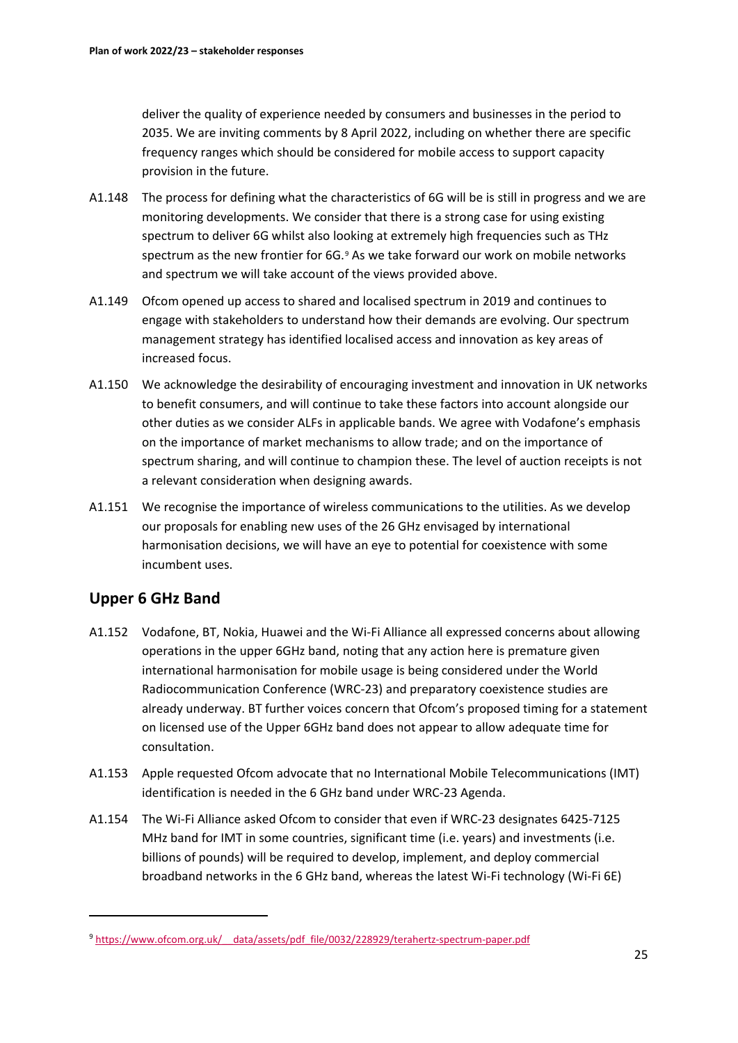deliver the quality of experience needed by consumers and businesses in the period to 2035. We are inviting comments by 8 April 2022, including on whether there are specific frequency ranges which should be considered for mobile access to support capacity provision in the future.

A1.148 The process for defining what the characteristics of 6G will be is still in progress and we are monitoring developments. We consider that there is a strong case for using existing spectrum to deliver 6G whilst also looking at extremely high frequencies such as THz spectrum as the new frontier for 6G.[9] As we take forward our work on mobile networks and spectrum we will take account of the views provided above.

A1.149 Ofcom opened up access to shared and localised spectrum in 2019 and continues to engage with stakeholders to understand how their demands are evolving. Our spectrum management strategy has identified localised access and innovation as key areas of increased focus.

A1.150 We acknowledge the desirability of encouraging investment and innovation in UK networks to benefit consumers, and will continue to take these factors into account alongside our other duties as we consider ALFs in applicable bands. We agree with Vodafone's emphasis on the importance of market mechanisms to allow trade; and on the importance of spectrum sharing, and will continue to champion these. The level of auction receipts is not a relevant consideration when designing awards.

A1.151 We recognise the importance of wireless communications to the utilities. As we develop our proposals for enabling new uses of the 26 GHz envisaged by international harmonisation decisions, we will have an eye to potential for coexistence with some incumbent uses.

## Upper 6 GHz Band

A1.152 Vodafone, BT, Nokia, Huawei and the Wi-Fi Alliance all expressed concerns about allowing operations in the upper 6GHz band, noting that any action here is premature given international harmonisation for mobile usage is being considered under the World Radiocommunication Conference (WRC-23) and preparatory coexistence studies are already underway. BT further voices concern that Ofcom's proposed timing for a statement on licensed use of the Upper 6GHz band does not appear to allow adequate time for consultation.

A1.153 Apple requested Ofcom advocate that no International Mobile Telecommunications (IMT) identification is needed in the 6 GHz band under WRC-23 Agenda.

A1.154 The Wi-Fi Alliance asked Ofcom to consider that even if WRC-23 designates 6425-7125 MHz band for IMT in some countries, significant time (i.e. years) and investments (i.e. billions of pounds) will be required to develop, implement, and deploy commercial broadband networks in the 6 GHz band, whereas the latest Wi-Fi technology (Wi-Fi 6E)

[9] https://www.ofcom.org.uk/__data/assets/pdf_file/0032/228929/terahertz-spectrum-paper.pdf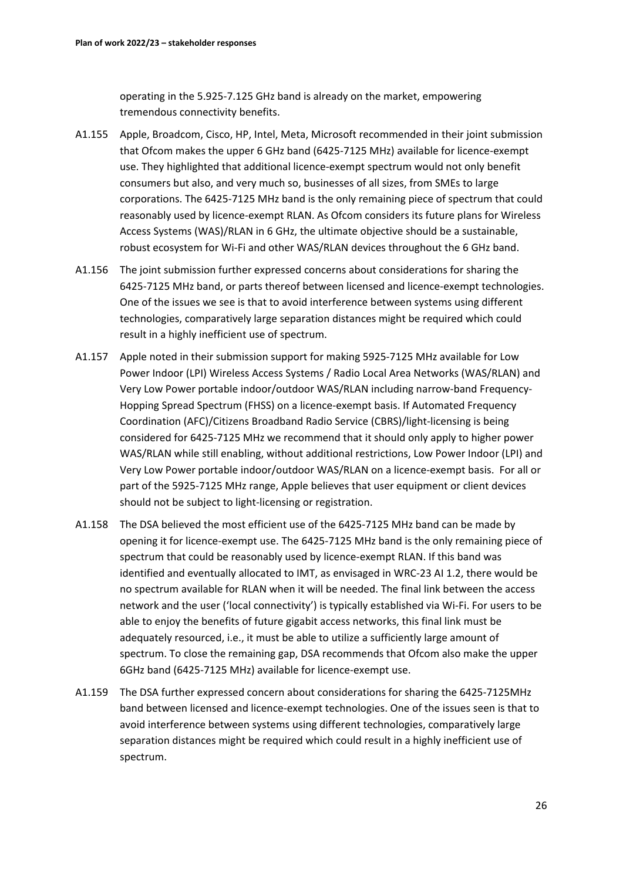operating in the 5.925-7.125 GHz band is already on the market, empowering tremendous connectivity benefits.

A1.155 Apple, Broadcom, Cisco, HP, Intel, Meta, Microsoft recommended in their joint submission that Ofcom makes the upper 6 GHz band (6425-7125 MHz) available for licence-exempt use. They highlighted that additional licence-exempt spectrum would not only benefit consumers but also, and very much so, businesses of all sizes, from SMEs to large corporations. The 6425-7125 MHz band is the only remaining piece of spectrum that could reasonably used by licence-exempt RLAN. As Ofcom considers its future plans for Wireless Access Systems (WAS)/RLAN in 6 GHz, the ultimate objective should be a sustainable, robust ecosystem for Wi-Fi and other WAS/RLAN devices throughout the 6 GHz band.

A1.156 The joint submission further expressed concerns about considerations for sharing the 6425-7125 MHz band, or parts thereof between licensed and licence-exempt technologies. One of the issues we see is that to avoid interference between systems using different technologies, comparatively large separation distances might be required which could result in a highly inefficient use of spectrum.

A1.157 Apple noted in their submission support for making 5925-7125 MHz available for Low Power Indoor (LPI) Wireless Access Systems / Radio Local Area Networks (WAS/RLAN) and Very Low Power portable indoor/outdoor WAS/RLAN including narrow-band Frequency-Hopping Spread Spectrum (FHSS) on a licence-exempt basis. If Automated Frequency Coordination (AFC)/Citizens Broadband Radio Service (CBRS)/light-licensing is being considered for 6425-7125 MHz we recommend that it should only apply to higher power WAS/RLAN while still enabling, without additional restrictions, Low Power Indoor (LPI) and Very Low Power portable indoor/outdoor WAS/RLAN on a licence-exempt basis. For all or part of the 5925-7125 MHz range, Apple believes that user equipment or client devices should not be subject to light-licensing or registration.

A1.158 The DSA believed the most efficient use of the 6425-7125 MHz band can be made by opening it for licence-exempt use. The 6425-7125 MHz band is the only remaining piece of spectrum that could be reasonably used by licence-exempt RLAN. If this band was identified and eventually allocated to IMT, as envisaged in WRC-23 AI 1.2, there would be no spectrum available for RLAN when it will be needed. The final link between the access network and the user ('local connectivity') is typically established via Wi-Fi. For users to be able to enjoy the benefits of future gigabit access networks, this final link must be adequately resourced, i.e., it must be able to utilize a sufficiently large amount of spectrum. To close the remaining gap, DSA recommends that Ofcom also make the upper 6GHz band (6425-7125 MHz) available for licence-exempt use.

A1.159 The DSA further expressed concern about considerations for sharing the 6425-7125MHz band between licensed and licence-exempt technologies. One of the issues seen is that to avoid interference between systems using different technologies, comparatively large separation distances might be required which could result in a highly inefficient use of spectrum.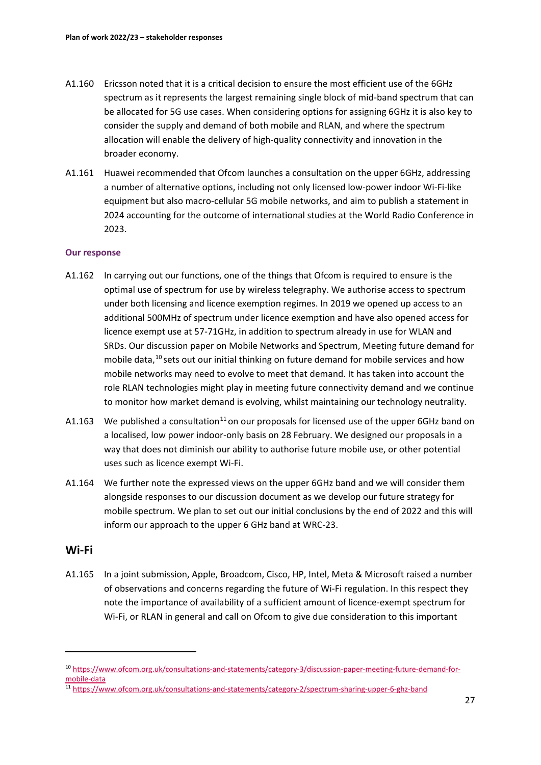A1.160 Ericsson noted that it is a critical decision to ensure the most efficient use of the 6GHz spectrum as it represents the largest remaining single block of mid-band spectrum that can be allocated for 5G use cases. When considering options for assigning 6GHz it is also key to consider the supply and demand of both mobile and RLAN, and where the spectrum allocation will enable the delivery of high-quality connectivity and innovation in the broader economy.

A1.161 Huawei recommended that Ofcom launches a consultation on the upper 6GHz, addressing a number of alternative options, including not only licensed low-power indoor Wi-Fi-like equipment but also macro-cellular 5G mobile networks, and aim to publish a statement in 2024 accounting for the outcome of international studies at the World Radio Conference in 2023.

#### Our response

A1.162 In carrying out our functions, one of the things that Ofcom is required to ensure is the optimal use of spectrum for use by wireless telegraphy. We authorise access to spectrum under both licensing and licence exemption regimes. In 2019 we opened up access to an additional 500MHz of spectrum under licence exemption and have also opened access for licence exempt use at 57-71GHz, in addition to spectrum already in use for WLAN and SRDs. Our discussion paper on Mobile Networks and Spectrum, Meeting future demand for mobile data,[10] sets out our initial thinking on future demand for mobile services and how mobile networks may need to evolve to meet that demand. It has taken into account the role RLAN technologies might play in meeting future connectivity demand and we continue to monitor how market demand is evolving, whilst maintaining our technology neutrality.

A1.163 We published a consultation[11] on our proposals for licensed use of the upper 6GHz band on a localised, low power indoor-only basis on 28 February. We designed our proposals in a way that does not diminish our ability to authorise future mobile use, or other potential uses such as licence exempt Wi-Fi.

A1.164 We further note the expressed views on the upper 6GHz band and we will consider them alongside responses to our discussion document as we develop our future strategy for mobile spectrum. We plan to set out our initial conclusions by the end of 2022 and this will inform our approach to the upper 6 GHz band at WRC-23.

## Wi-Fi

A1.165 In a joint submission, Apple, Broadcom, Cisco, HP, Intel, Meta & Microsoft raised a number of observations and concerns regarding the future of Wi-Fi regulation. In this respect they note the importance of availability of a sufficient amount of licence-exempt spectrum for Wi-Fi, or RLAN in general and call on Ofcom to give due consideration to this important

---

[10] https://www.ofcom.org.uk/consultations-and-statements/category-3/discussion-paper-meeting-future-demand-for-mobile-data

[11] https://www.ofcom.org.uk/consultations-and-statements/category-2/spectrum-sharing-upper-6-ghz-band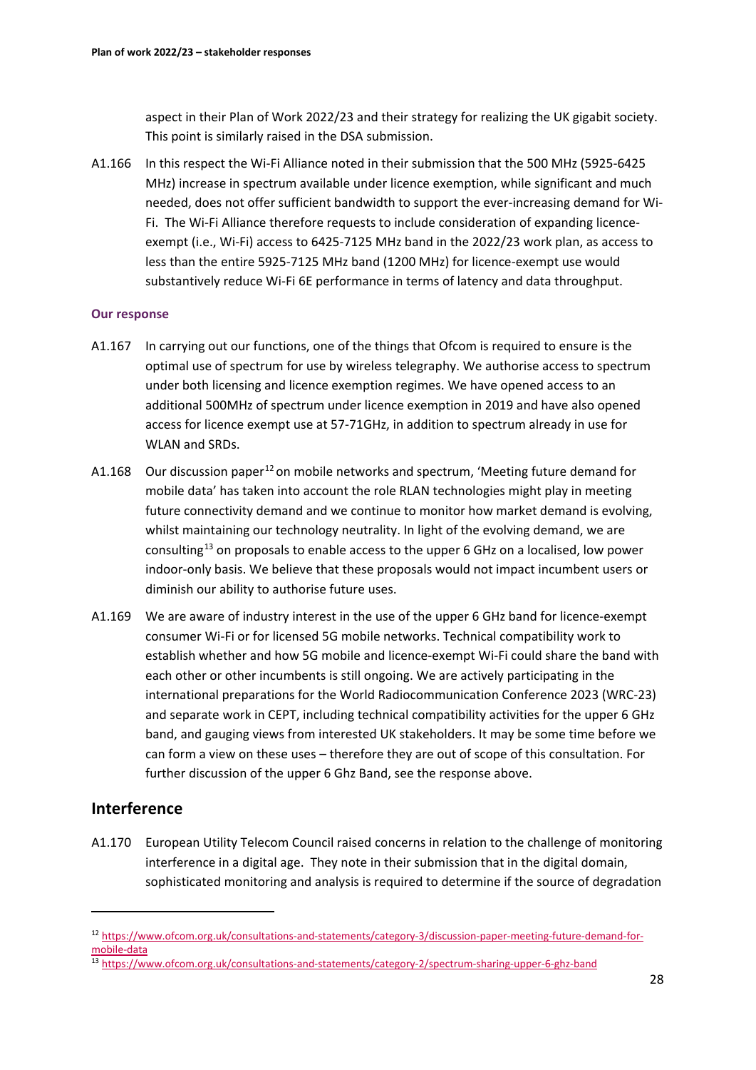aspect in their Plan of Work 2022/23 and their strategy for realizing the UK gigabit society. This point is similarly raised in the DSA submission.

A1.166 In this respect the Wi-Fi Alliance noted in their submission that the 500 MHz (5925-6425 MHz) increase in spectrum available under licence exemption, while significant and much needed, does not offer sufficient bandwidth to support the ever-increasing demand for Wi-Fi. The Wi-Fi Alliance therefore requests to include consideration of expanding licence-exempt (i.e., Wi-Fi) access to 6425-7125 MHz band in the 2022/23 work plan, as access to less than the entire 5925-7125 MHz band (1200 MHz) for licence-exempt use would substantively reduce Wi-Fi 6E performance in terms of latency and data throughput.

**Our response**

A1.167 In carrying out our functions, one of the things that Ofcom is required to ensure is the optimal use of spectrum for use by wireless telegraphy. We authorise access to spectrum under both licensing and licence exemption regimes. We have opened access to an additional 500MHz of spectrum under licence exemption in 2019 and have also opened access for licence exempt use at 57-71GHz, in addition to spectrum already in use for WLAN and SRDs.

A1.168 Our discussion paper[12] on mobile networks and spectrum, 'Meeting future demand for mobile data' has taken into account the role RLAN technologies might play in meeting future connectivity demand and we continue to monitor how market demand is evolving, whilst maintaining our technology neutrality. In light of the evolving demand, we are consulting[13] on proposals to enable access to the upper 6 GHz on a localised, low power indoor-only basis. We believe that these proposals would not impact incumbent users or diminish our ability to authorise future uses.

A1.169 We are aware of industry interest in the use of the upper 6 GHz band for licence-exempt consumer Wi-Fi or for licensed 5G mobile networks. Technical compatibility work to establish whether and how 5G mobile and licence-exempt Wi-Fi could share the band with each other or other incumbents is still ongoing. We are actively participating in the international preparations for the World Radiocommunication Conference 2023 (WRC-23) and separate work in CEPT, including technical compatibility activities for the upper 6 GHz band, and gauging views from interested UK stakeholders. It may be some time before we can form a view on these uses – therefore they are out of scope of this consultation. For further discussion of the upper 6 Ghz Band, see the response above.

## Interference

A1.170 European Utility Telecom Council raised concerns in relation to the challenge of monitoring interference in a digital age. They note in their submission that in the digital domain, sophisticated monitoring and analysis is required to determine if the source of degradation

---

[12] https://www.ofcom.org.uk/consultations-and-statements/category-3/discussion-paper-meeting-future-demand-for-mobile-data

[13] https://www.ofcom.org.uk/consultations-and-statements/category-2/spectrum-sharing-upper-6-ghz-band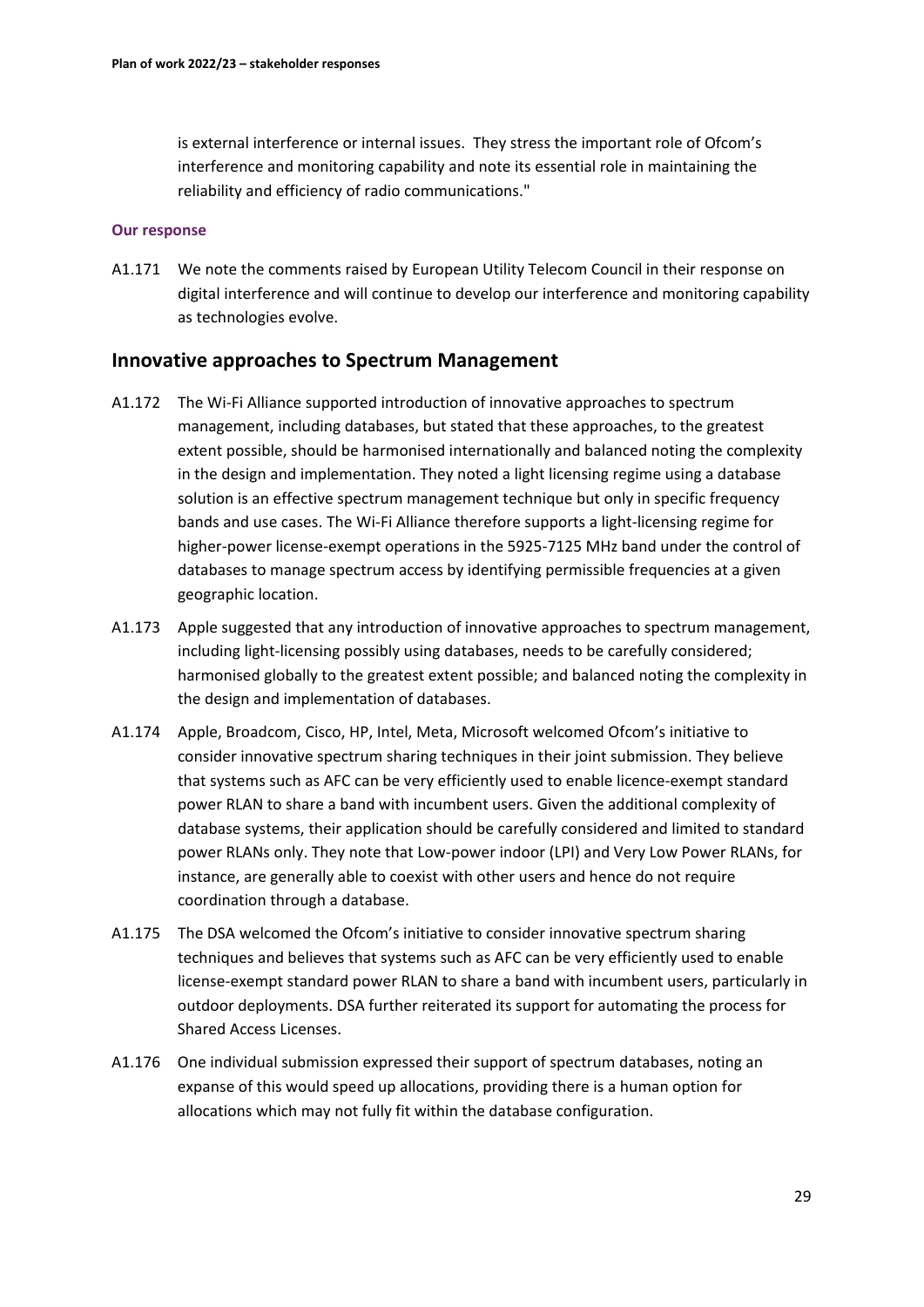is external interference or internal issues. They stress the important role of Ofcom's interference and monitoring capability and note its essential role in maintaining the reliability and efficiency of radio communications."

#### Our response

A1.171 We note the comments raised by European Utility Telecom Council in their response on digital interference and will continue to develop our interference and monitoring capability as technologies evolve.

## Innovative approaches to Spectrum Management

A1.172 The Wi-Fi Alliance supported introduction of innovative approaches to spectrum management, including databases, but stated that these approaches, to the greatest extent possible, should be harmonised internationally and balanced noting the complexity in the design and implementation. They noted a light licensing regime using a database solution is an effective spectrum management technique but only in specific frequency bands and use cases. The Wi-Fi Alliance therefore supports a light-licensing regime for higher-power license-exempt operations in the 5925-7125 MHz band under the control of databases to manage spectrum access by identifying permissible frequencies at a given geographic location.

A1.173 Apple suggested that any introduction of innovative approaches to spectrum management, including light-licensing possibly using databases, needs to be carefully considered; harmonised globally to the greatest extent possible; and balanced noting the complexity in the design and implementation of databases.

A1.174 Apple, Broadcom, Cisco, HP, Intel, Meta, Microsoft welcomed Ofcom's initiative to consider innovative spectrum sharing techniques in their joint submission. They believe that systems such as AFC can be very efficiently used to enable licence-exempt standard power RLAN to share a band with incumbent users. Given the additional complexity of database systems, their application should be carefully considered and limited to standard power RLANs only. They note that Low-power indoor (LPI) and Very Low Power RLANs, for instance, are generally able to coexist with other users and hence do not require coordination through a database.

A1.175 The DSA welcomed the Ofcom's initiative to consider innovative spectrum sharing techniques and believes that systems such as AFC can be very efficiently used to enable license-exempt standard power RLAN to share a band with incumbent users, particularly in outdoor deployments. DSA further reiterated its support for automating the process for Shared Access Licenses.

A1.176 One individual submission expressed their support of spectrum databases, noting an expanse of this would speed up allocations, providing there is a human option for allocations which may not fully fit within the database configuration.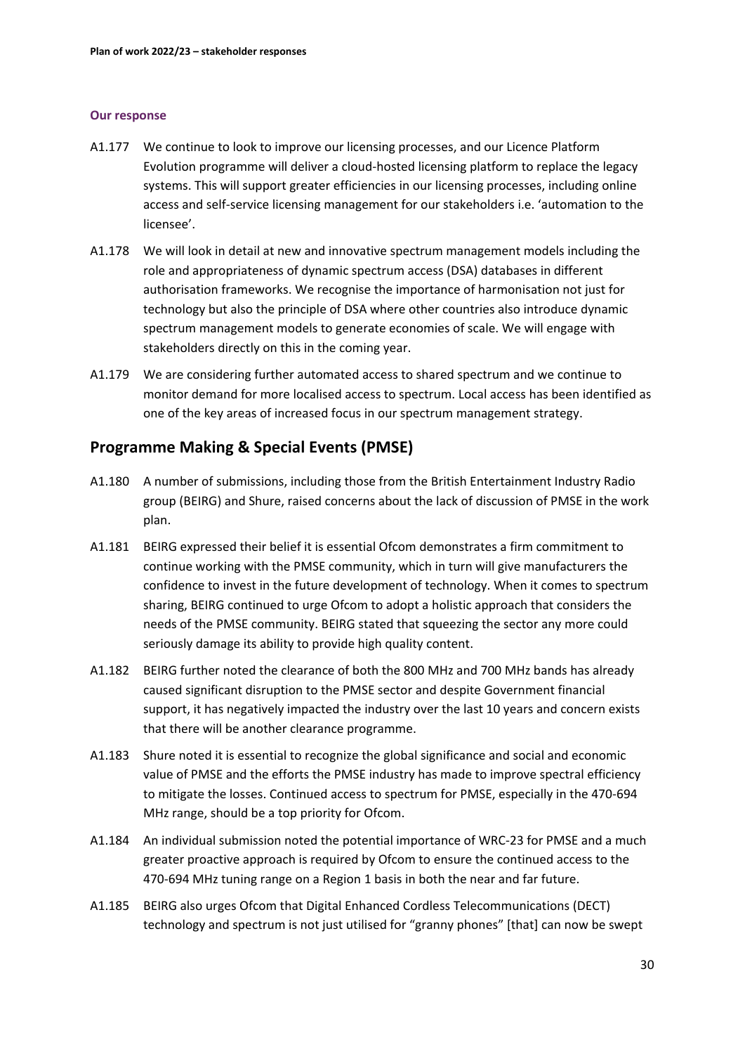#### Our response

A1.177 We continue to look to improve our licensing processes, and our Licence Platform Evolution programme will deliver a cloud-hosted licensing platform to replace the legacy systems. This will support greater efficiencies in our licensing processes, including online access and self-service licensing management for our stakeholders i.e. 'automation to the licensee'.

A1.178 We will look in detail at new and innovative spectrum management models including the role and appropriateness of dynamic spectrum access (DSA) databases in different authorisation frameworks. We recognise the importance of harmonisation not just for technology but also the principle of DSA where other countries also introduce dynamic spectrum management models to generate economies of scale. We will engage with stakeholders directly on this in the coming year.

A1.179 We are considering further automated access to shared spectrum and we continue to monitor demand for more localised access to spectrum. Local access has been identified as one of the key areas of increased focus in our spectrum management strategy.

## Programme Making & Special Events (PMSE)

A1.180 A number of submissions, including those from the British Entertainment Industry Radio group (BEIRG) and Shure, raised concerns about the lack of discussion of PMSE in the work plan.

A1.181 BEIRG expressed their belief it is essential Ofcom demonstrates a firm commitment to continue working with the PMSE community, which in turn will give manufacturers the confidence to invest in the future development of technology. When it comes to spectrum sharing, BEIRG continued to urge Ofcom to adopt a holistic approach that considers the needs of the PMSE community. BEIRG stated that squeezing the sector any more could seriously damage its ability to provide high quality content.

A1.182 BEIRG further noted the clearance of both the 800 MHz and 700 MHz bands has already caused significant disruption to the PMSE sector and despite Government financial support, it has negatively impacted the industry over the last 10 years and concern exists that there will be another clearance programme.

A1.183 Shure noted it is essential to recognize the global significance and social and economic value of PMSE and the efforts the PMSE industry has made to improve spectral efficiency to mitigate the losses. Continued access to spectrum for PMSE, especially in the 470-694 MHz range, should be a top priority for Ofcom.

A1.184 An individual submission noted the potential importance of WRC-23 for PMSE and a much greater proactive approach is required by Ofcom to ensure the continued access to the 470-694 MHz tuning range on a Region 1 basis in both the near and far future.

A1.185 BEIRG also urges Ofcom that Digital Enhanced Cordless Telecommunications (DECT) technology and spectrum is not just utilised for "granny phones" [that] can now be swept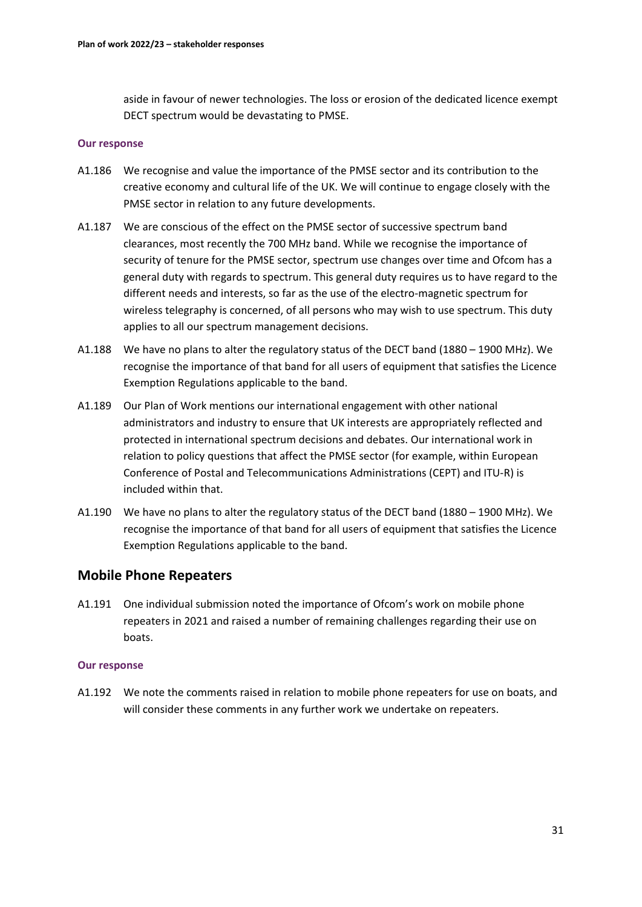aside in favour of newer technologies. The loss or erosion of the dedicated licence exempt DECT spectrum would be devastating to PMSE.

#### Our response

A1.186 We recognise and value the importance of the PMSE sector and its contribution to the creative economy and cultural life of the UK. We will continue to engage closely with the PMSE sector in relation to any future developments.

A1.187 We are conscious of the effect on the PMSE sector of successive spectrum band clearances, most recently the 700 MHz band. While we recognise the importance of security of tenure for the PMSE sector, spectrum use changes over time and Ofcom has a general duty with regards to spectrum. This general duty requires us to have regard to the different needs and interests, so far as the use of the electro-magnetic spectrum for wireless telegraphy is concerned, of all persons who may wish to use spectrum. This duty applies to all our spectrum management decisions.

A1.188 We have no plans to alter the regulatory status of the DECT band (1880 – 1900 MHz). We recognise the importance of that band for all users of equipment that satisfies the Licence Exemption Regulations applicable to the band.

A1.189 Our Plan of Work mentions our international engagement with other national administrators and industry to ensure that UK interests are appropriately reflected and protected in international spectrum decisions and debates. Our international work in relation to policy questions that affect the PMSE sector (for example, within European Conference of Postal and Telecommunications Administrations (CEPT) and ITU-R) is included within that.

A1.190 We have no plans to alter the regulatory status of the DECT band (1880 – 1900 MHz). We recognise the importance of that band for all users of equipment that satisfies the Licence Exemption Regulations applicable to the band.

## Mobile Phone Repeaters

A1.191 One individual submission noted the importance of Ofcom's work on mobile phone repeaters in 2021 and raised a number of remaining challenges regarding their use on boats.

#### Our response

A1.192 We note the comments raised in relation to mobile phone repeaters for use on boats, and will consider these comments in any further work we undertake on repeaters.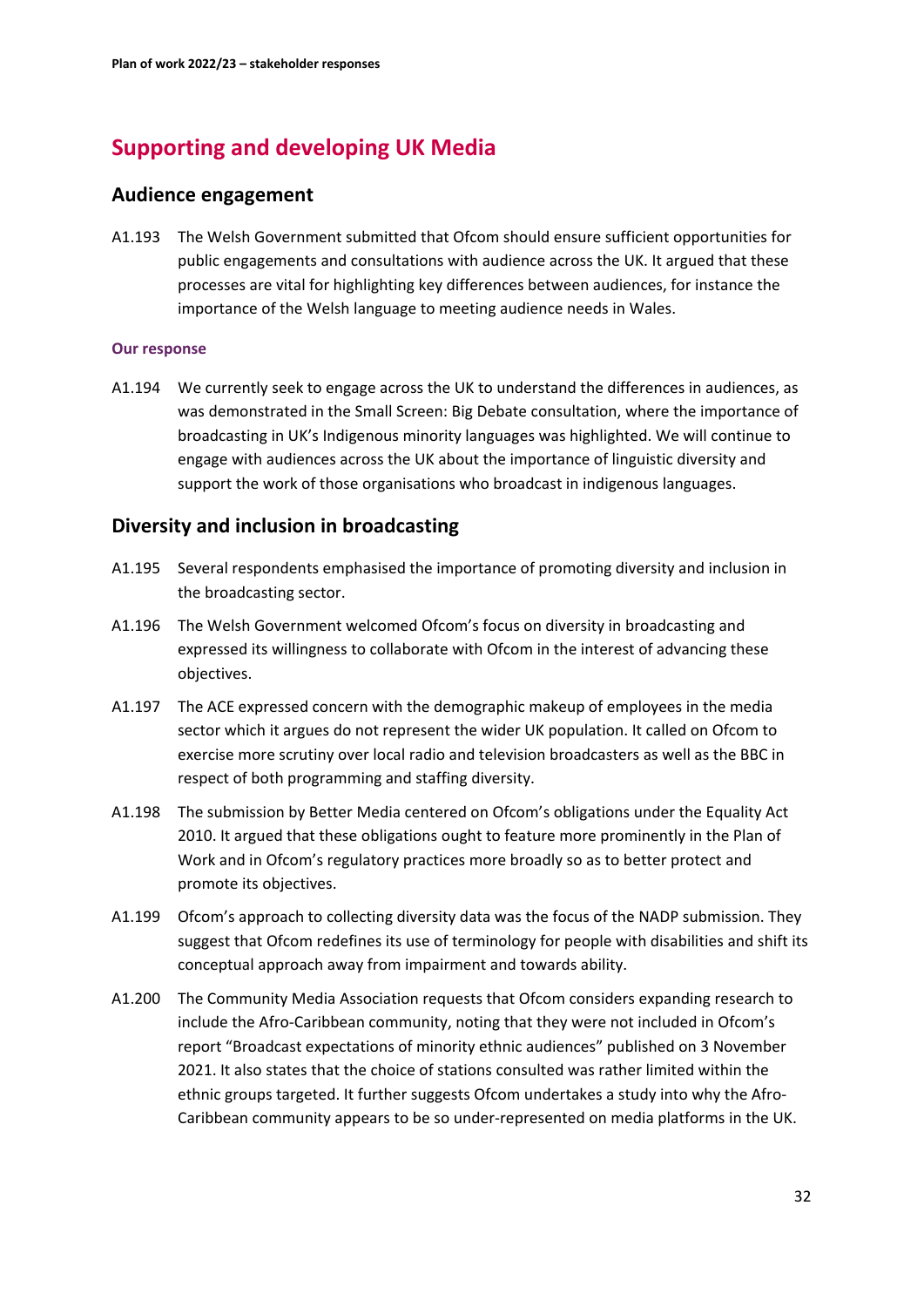## Supporting and developing UK Media

### Audience engagement

A1.193 The Welsh Government submitted that Ofcom should ensure sufficient opportunities for public engagements and consultations with audience across the UK. It argued that these processes are vital for highlighting key differences between audiences, for instance the importance of the Welsh language to meeting audience needs in Wales.

#### Our response

A1.194 We currently seek to engage across the UK to understand the differences in audiences, as was demonstrated in the Small Screen: Big Debate consultation, where the importance of broadcasting in UK's Indigenous minority languages was highlighted. We will continue to engage with audiences across the UK about the importance of linguistic diversity and support the work of those organisations who broadcast in indigenous languages.

### Diversity and inclusion in broadcasting

A1.195 Several respondents emphasised the importance of promoting diversity and inclusion in the broadcasting sector.

A1.196 The Welsh Government welcomed Ofcom's focus on diversity in broadcasting and expressed its willingness to collaborate with Ofcom in the interest of advancing these objectives.

A1.197 The ACE expressed concern with the demographic makeup of employees in the media sector which it argues do not represent the wider UK population. It called on Ofcom to exercise more scrutiny over local radio and television broadcasters as well as the BBC in respect of both programming and staffing diversity.

A1.198 The submission by Better Media centered on Ofcom's obligations under the Equality Act 2010. It argued that these obligations ought to feature more prominently in the Plan of Work and in Ofcom's regulatory practices more broadly so as to better protect and promote its objectives.

A1.199 Ofcom's approach to collecting diversity data was the focus of the NADP submission. They suggest that Ofcom redefines its use of terminology for people with disabilities and shift its conceptual approach away from impairment and towards ability.

A1.200 The Community Media Association requests that Ofcom considers expanding research to include the Afro-Caribbean community, noting that they were not included in Ofcom's report "Broadcast expectations of minority ethnic audiences" published on 3 November 2021. It also states that the choice of stations consulted was rather limited within the ethnic groups targeted. It further suggests Ofcom undertakes a study into why the Afro-Caribbean community appears to be so under-represented on media platforms in the UK.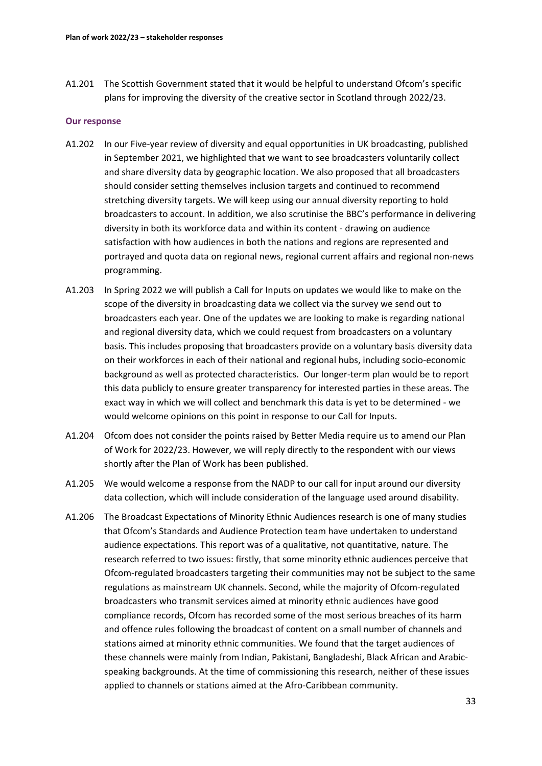A1.201 The Scottish Government stated that it would be helpful to understand Ofcom's specific plans for improving the diversity of the creative sector in Scotland through 2022/23.

### Our response

A1.202 In our Five-year review of diversity and equal opportunities in UK broadcasting, published in September 2021, we highlighted that we want to see broadcasters voluntarily collect and share diversity data by geographic location. We also proposed that all broadcasters should consider setting themselves inclusion targets and continued to recommend stretching diversity targets. We will keep using our annual diversity reporting to hold broadcasters to account. In addition, we also scrutinise the BBC's performance in delivering diversity in both its workforce data and within its content - drawing on audience satisfaction with how audiences in both the nations and regions are represented and portrayed and quota data on regional news, regional current affairs and regional non-news programming.

A1.203 In Spring 2022 we will publish a Call for Inputs on updates we would like to make on the scope of the diversity in broadcasting data we collect via the survey we send out to broadcasters each year. One of the updates we are looking to make is regarding national and regional diversity data, which we could request from broadcasters on a voluntary basis. This includes proposing that broadcasters provide on a voluntary basis diversity data on their workforces in each of their national and regional hubs, including socio-economic background as well as protected characteristics. Our longer-term plan would be to report this data publicly to ensure greater transparency for interested parties in these areas. The exact way in which we will collect and benchmark this data is yet to be determined - we would welcome opinions on this point in response to our Call for Inputs.

A1.204 Ofcom does not consider the points raised by Better Media require us to amend our Plan of Work for 2022/23. However, we will reply directly to the respondent with our views shortly after the Plan of Work has been published.

A1.205 We would welcome a response from the NADP to our call for input around our diversity data collection, which will include consideration of the language used around disability.

A1.206 The Broadcast Expectations of Minority Ethnic Audiences research is one of many studies that Ofcom's Standards and Audience Protection team have undertaken to understand audience expectations. This report was of a qualitative, not quantitative, nature. The research referred to two issues: firstly, that some minority ethnic audiences perceive that Ofcom-regulated broadcasters targeting their communities may not be subject to the same regulations as mainstream UK channels. Second, while the majority of Ofcom-regulated broadcasters who transmit services aimed at minority ethnic audiences have good compliance records, Ofcom has recorded some of the most serious breaches of its harm and offence rules following the broadcast of content on a small number of channels and stations aimed at minority ethnic communities. We found that the target audiences of these channels were mainly from Indian, Pakistani, Bangladeshi, Black African and Arabic-speaking backgrounds. At the time of commissioning this research, neither of these issues applied to channels or stations aimed at the Afro-Caribbean community.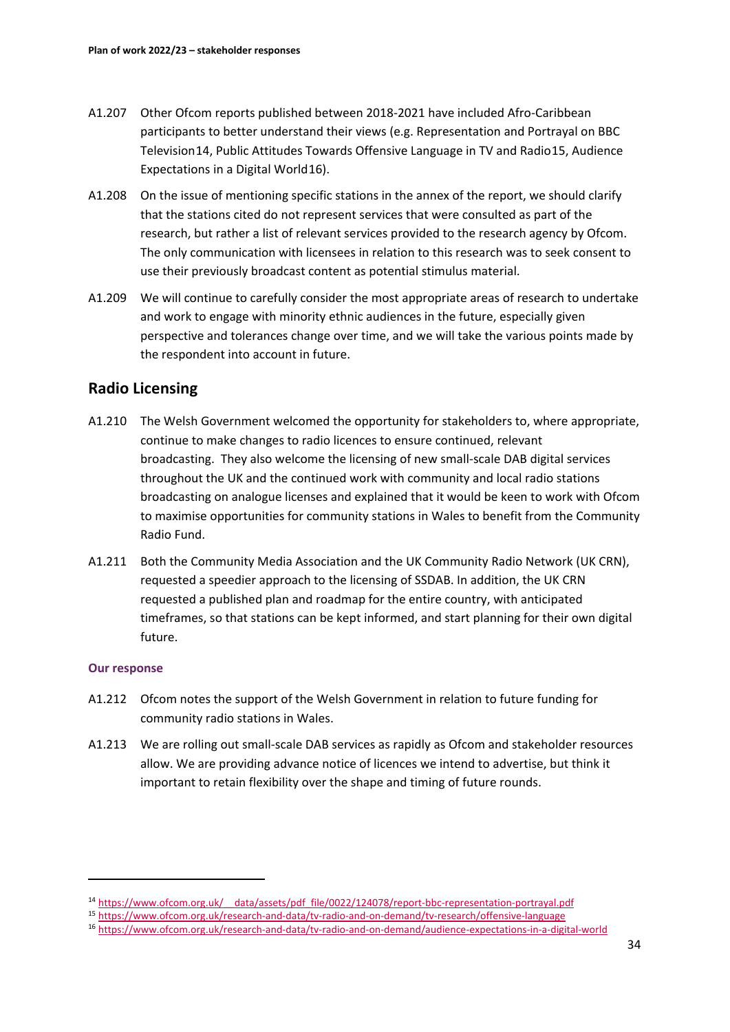A1.207 Other Ofcom reports published between 2018-2021 have included Afro-Caribbean participants to better understand their views (e.g. Representation and Portrayal on BBC Television[14], Public Attitudes Towards Offensive Language in TV and Radio[15], Audience Expectations in a Digital World[16]).

A1.208 On the issue of mentioning specific stations in the annex of the report, we should clarify that the stations cited do not represent services that were consulted as part of the research, but rather a list of relevant services provided to the research agency by Ofcom. The only communication with licensees in relation to this research was to seek consent to use their previously broadcast content as potential stimulus material.

A1.209 We will continue to carefully consider the most appropriate areas of research to undertake and work to engage with minority ethnic audiences in the future, especially given perspective and tolerances change over time, and we will take the various points made by the respondent into account in future.

## Radio Licensing

A1.210 The Welsh Government welcomed the opportunity for stakeholders to, where appropriate, continue to make changes to radio licences to ensure continued, relevant broadcasting. They also welcome the licensing of new small-scale DAB digital services throughout the UK and the continued work with community and local radio stations broadcasting on analogue licenses and explained that it would be keen to work with Ofcom to maximise opportunities for community stations in Wales to benefit from the Community Radio Fund.

A1.211 Both the Community Media Association and the UK Community Radio Network (UK CRN), requested a speedier approach to the licensing of SSDAB. In addition, the UK CRN requested a published plan and roadmap for the entire country, with anticipated timeframes, so that stations can be kept informed, and start planning for their own digital future.

#### Our response

A1.212 Ofcom notes the support of the Welsh Government in relation to future funding for community radio stations in Wales.

A1.213 We are rolling out small-scale DAB services as rapidly as Ofcom and stakeholder resources allow. We are providing advance notice of licences we intend to advertise, but think it important to retain flexibility over the shape and timing of future rounds.

---

[14] https://www.ofcom.org.uk/__data/assets/pdf_file/0022/124078/report-bbc-representation-portrayal.pdf

[15] https://www.ofcom.org.uk/research-and-data/tv-radio-and-on-demand/tv-research/offensive-language

[16] https://www.ofcom.org.uk/research-and-data/tv-radio-and-on-demand/audience-expectations-in-a-digital-world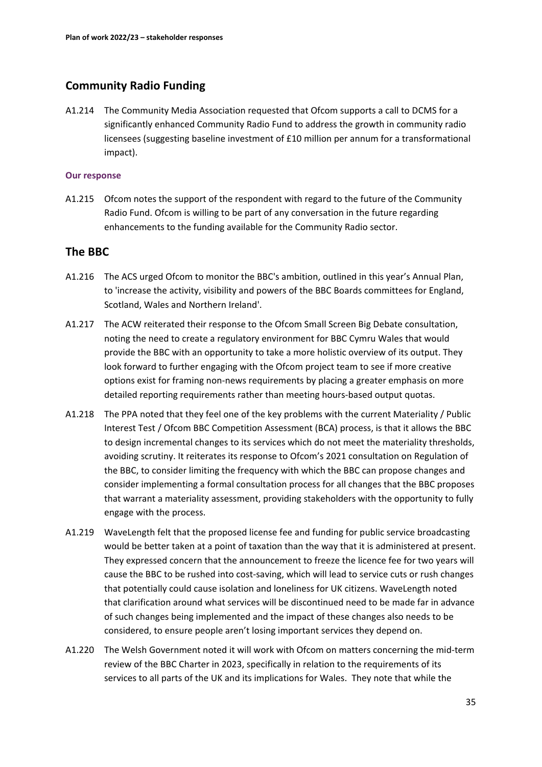## Community Radio Funding

A1.214 The Community Media Association requested that Ofcom supports a call to DCMS for a significantly enhanced Community Radio Fund to address the growth in community radio licensees (suggesting baseline investment of £10 million per annum for a transformational impact).

#### Our response

A1.215 Ofcom notes the support of the respondent with regard to the future of the Community Radio Fund. Ofcom is willing to be part of any conversation in the future regarding enhancements to the funding available for the Community Radio sector.

## The BBC

A1.216 The ACS urged Ofcom to monitor the BBC's ambition, outlined in this year's Annual Plan, to 'increase the activity, visibility and powers of the BBC Boards committees for England, Scotland, Wales and Northern Ireland'.

A1.217 The ACW reiterated their response to the Ofcom Small Screen Big Debate consultation, noting the need to create a regulatory environment for BBC Cymru Wales that would provide the BBC with an opportunity to take a more holistic overview of its output. They look forward to further engaging with the Ofcom project team to see if more creative options exist for framing non-news requirements by placing a greater emphasis on more detailed reporting requirements rather than meeting hours-based output quotas.

A1.218 The PPA noted that they feel one of the key problems with the current Materiality / Public Interest Test / Ofcom BBC Competition Assessment (BCA) process, is that it allows the BBC to design incremental changes to its services which do not meet the materiality thresholds, avoiding scrutiny. It reiterates its response to Ofcom's 2021 consultation on Regulation of the BBC, to consider limiting the frequency with which the BBC can propose changes and consider implementing a formal consultation process for all changes that the BBC proposes that warrant a materiality assessment, providing stakeholders with the opportunity to fully engage with the process.

A1.219 WaveLength felt that the proposed license fee and funding for public service broadcasting would be better taken at a point of taxation than the way that it is administered at present. They expressed concern that the announcement to freeze the licence fee for two years will cause the BBC to be rushed into cost-saving, which will lead to service cuts or rush changes that potentially could cause isolation and loneliness for UK citizens. WaveLength noted that clarification around what services will be discontinued need to be made far in advance of such changes being implemented and the impact of these changes also needs to be considered, to ensure people aren't losing important services they depend on.

A1.220 The Welsh Government noted it will work with Ofcom on matters concerning the mid-term review of the BBC Charter in 2023, specifically in relation to the requirements of its services to all parts of the UK and its implications for Wales. They note that while the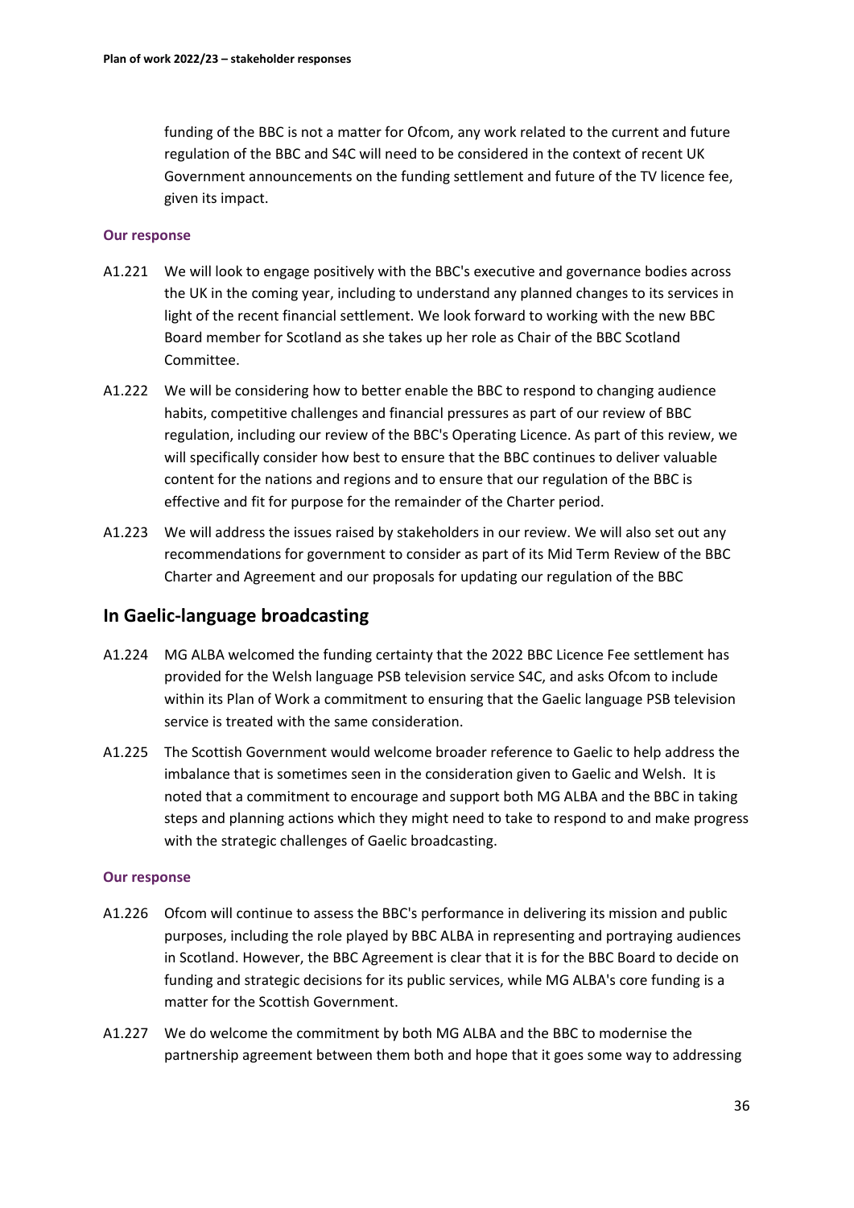funding of the BBC is not a matter for Ofcom, any work related to the current and future regulation of the BBC and S4C will need to be considered in the context of recent UK Government announcements on the funding settlement and future of the TV licence fee, given its impact.

#### Our response

A1.221 We will look to engage positively with the BBC's executive and governance bodies across the UK in the coming year, including to understand any planned changes to its services in light of the recent financial settlement. We look forward to working with the new BBC Board member for Scotland as she takes up her role as Chair of the BBC Scotland Committee.

A1.222 We will be considering how to better enable the BBC to respond to changing audience habits, competitive challenges and financial pressures as part of our review of BBC regulation, including our review of the BBC's Operating Licence. As part of this review, we will specifically consider how best to ensure that the BBC continues to deliver valuable content for the nations and regions and to ensure that our regulation of the BBC is effective and fit for purpose for the remainder of the Charter period.

A1.223 We will address the issues raised by stakeholders in our review. We will also set out any recommendations for government to consider as part of its Mid Term Review of the BBC Charter and Agreement and our proposals for updating our regulation of the BBC

## In Gaelic-language broadcasting

A1.224 MG ALBA welcomed the funding certainty that the 2022 BBC Licence Fee settlement has provided for the Welsh language PSB television service S4C, and asks Ofcom to include within its Plan of Work a commitment to ensuring that the Gaelic language PSB television service is treated with the same consideration.

A1.225 The Scottish Government would welcome broader reference to Gaelic to help address the imbalance that is sometimes seen in the consideration given to Gaelic and Welsh. It is noted that a commitment to encourage and support both MG ALBA and the BBC in taking steps and planning actions which they might need to take to respond to and make progress with the strategic challenges of Gaelic broadcasting.

#### Our response

A1.226 Ofcom will continue to assess the BBC's performance in delivering its mission and public purposes, including the role played by BBC ALBA in representing and portraying audiences in Scotland. However, the BBC Agreement is clear that it is for the BBC Board to decide on funding and strategic decisions for its public services, while MG ALBA's core funding is a matter for the Scottish Government.

A1.227 We do welcome the commitment by both MG ALBA and the BBC to modernise the partnership agreement between them both and hope that it goes some way to addressing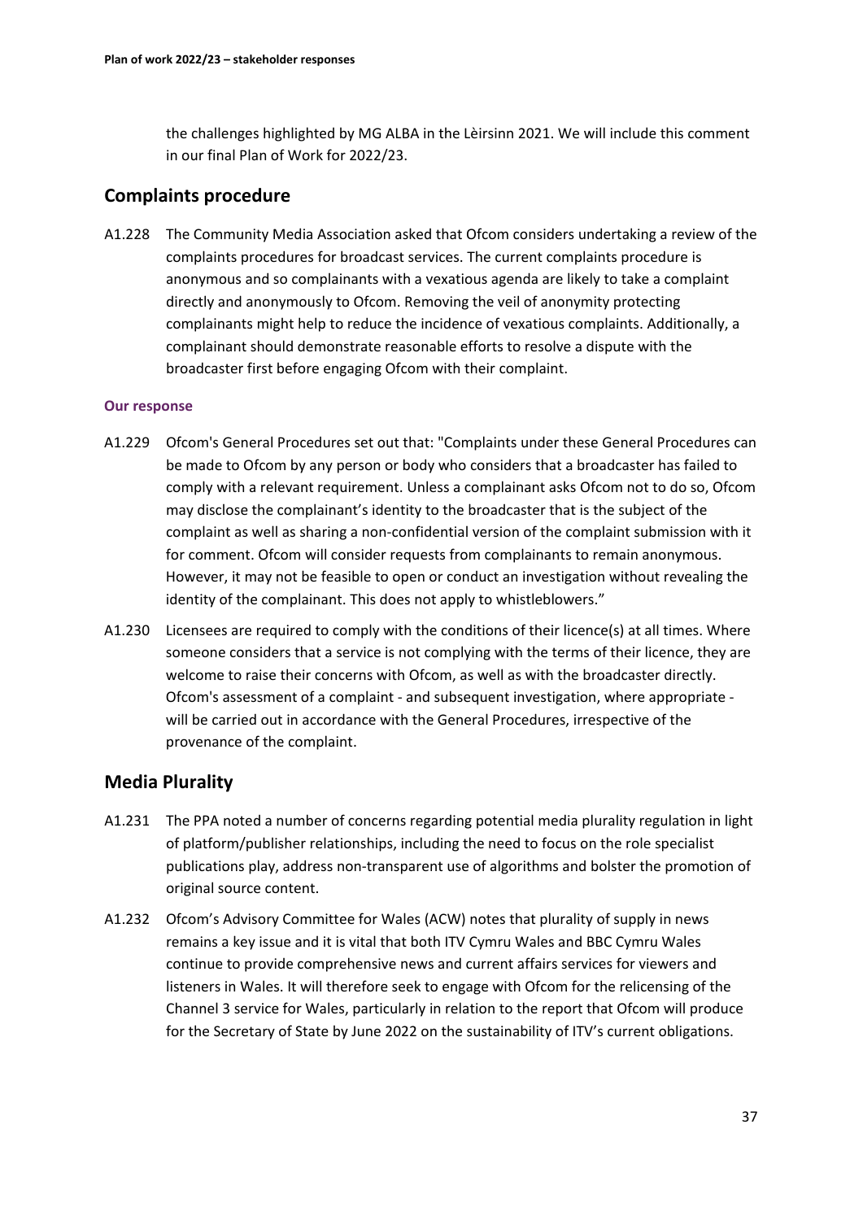the challenges highlighted by MG ALBA in the Lèirsinn 2021. We will include this comment in our final Plan of Work for 2022/23.

## Complaints procedure

A1.228 The Community Media Association asked that Ofcom considers undertaking a review of the complaints procedures for broadcast services. The current complaints procedure is anonymous and so complainants with a vexatious agenda are likely to take a complaint directly and anonymously to Ofcom. Removing the veil of anonymity protecting complainants might help to reduce the incidence of vexatious complaints. Additionally, a complainant should demonstrate reasonable efforts to resolve a dispute with the broadcaster first before engaging Ofcom with their complaint.

#### Our response

A1.229 Ofcom's General Procedures set out that: "Complaints under these General Procedures can be made to Ofcom by any person or body who considers that a broadcaster has failed to comply with a relevant requirement. Unless a complainant asks Ofcom not to do so, Ofcom may disclose the complainant's identity to the broadcaster that is the subject of the complaint as well as sharing a non-confidential version of the complaint submission with it for comment. Ofcom will consider requests from complainants to remain anonymous. However, it may not be feasible to open or conduct an investigation without revealing the identity of the complainant. This does not apply to whistleblowers."

A1.230 Licensees are required to comply with the conditions of their licence(s) at all times. Where someone considers that a service is not complying with the terms of their licence, they are welcome to raise their concerns with Ofcom, as well as with the broadcaster directly. Ofcom's assessment of a complaint - and subsequent investigation, where appropriate - will be carried out in accordance with the General Procedures, irrespective of the provenance of the complaint.

## Media Plurality

A1.231 The PPA noted a number of concerns regarding potential media plurality regulation in light of platform/publisher relationships, including the need to focus on the role specialist publications play, address non-transparent use of algorithms and bolster the promotion of original source content.

A1.232 Ofcom's Advisory Committee for Wales (ACW) notes that plurality of supply in news remains a key issue and it is vital that both ITV Cymru Wales and BBC Cymru Wales continue to provide comprehensive news and current affairs services for viewers and listeners in Wales. It will therefore seek to engage with Ofcom for the relicensing of the Channel 3 service for Wales, particularly in relation to the report that Ofcom will produce for the Secretary of State by June 2022 on the sustainability of ITV's current obligations.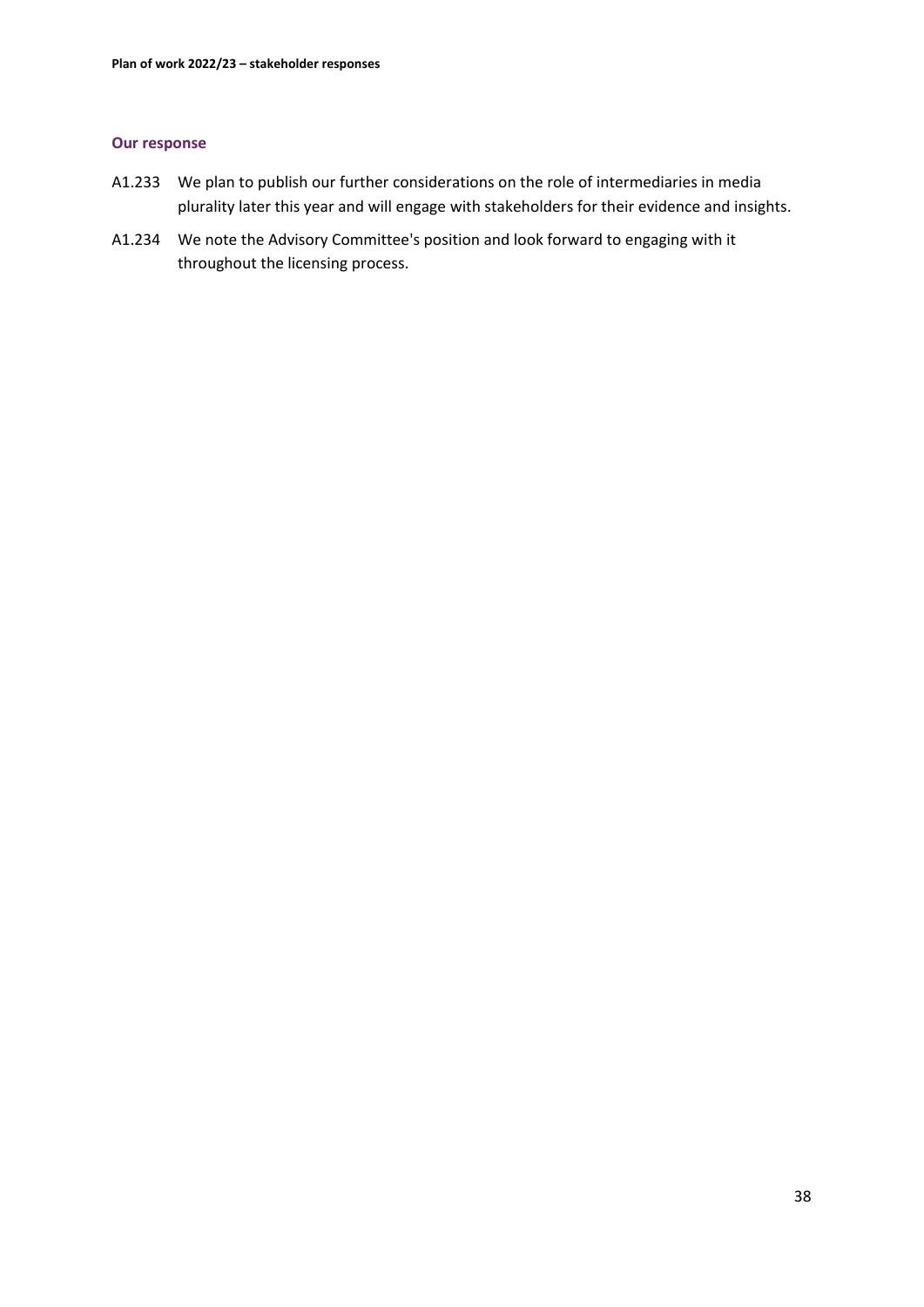### Our response

A1.233 We plan to publish our further considerations on the role of intermediaries in media plurality later this year and will engage with stakeholders for their evidence and insights.

A1.234 We note the Advisory Committee's position and look forward to engaging with it throughout the licensing process.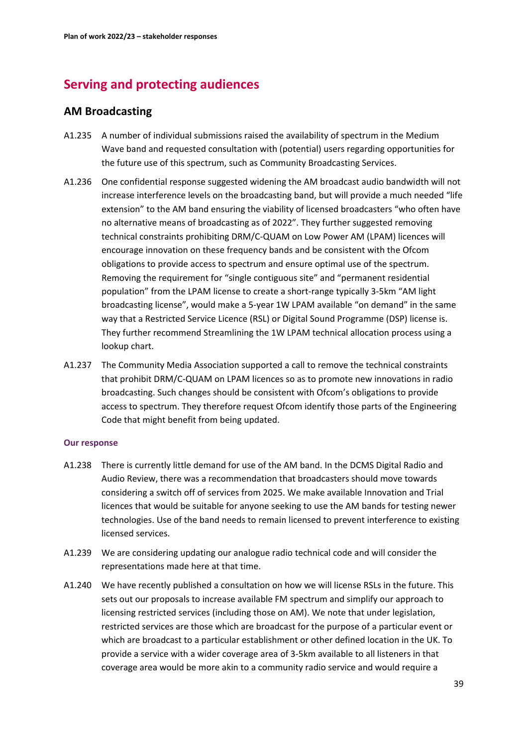## Serving and protecting audiences

### AM Broadcasting

A1.235 A number of individual submissions raised the availability of spectrum in the Medium Wave band and requested consultation with (potential) users regarding opportunities for the future use of this spectrum, such as Community Broadcasting Services.

A1.236 One confidential response suggested widening the AM broadcast audio bandwidth will not increase interference levels on the broadcasting band, but will provide a much needed "life extension" to the AM band ensuring the viability of licensed broadcasters "who often have no alternative means of broadcasting as of 2022". They further suggested removing technical constraints prohibiting DRM/C-QUAM on Low Power AM (LPAM) licences will encourage innovation on these frequency bands and be consistent with the Ofcom obligations to provide access to spectrum and ensure optimal use of the spectrum. Removing the requirement for "single contiguous site" and "permanent residential population" from the LPAM license to create a short-range typically 3-5km "AM light broadcasting license", would make a 5-year 1W LPAM available "on demand" in the same way that a Restricted Service Licence (RSL) or Digital Sound Programme (DSP) license is. They further recommend Streamlining the 1W LPAM technical allocation process using a lookup chart.

A1.237 The Community Media Association supported a call to remove the technical constraints that prohibit DRM/C-QUAM on LPAM licences so as to promote new innovations in radio broadcasting. Such changes should be consistent with Ofcom's obligations to provide access to spectrum. They therefore request Ofcom identify those parts of the Engineering Code that might benefit from being updated.

#### Our response

A1.238 There is currently little demand for use of the AM band. In the DCMS Digital Radio and Audio Review, there was a recommendation that broadcasters should move towards considering a switch off of services from 2025. We make available Innovation and Trial licences that would be suitable for anyone seeking to use the AM bands for testing newer technologies. Use of the band needs to remain licensed to prevent interference to existing licensed services.

A1.239 We are considering updating our analogue radio technical code and will consider the representations made here at that time.

A1.240 We have recently published a consultation on how we will license RSLs in the future. This sets out our proposals to increase available FM spectrum and simplify our approach to licensing restricted services (including those on AM). We note that under legislation, restricted services are those which are broadcast for the purpose of a particular event or which are broadcast to a particular establishment or other defined location in the UK. To provide a service with a wider coverage area of 3-5km available to all listeners in that coverage area would be more akin to a community radio service and would require a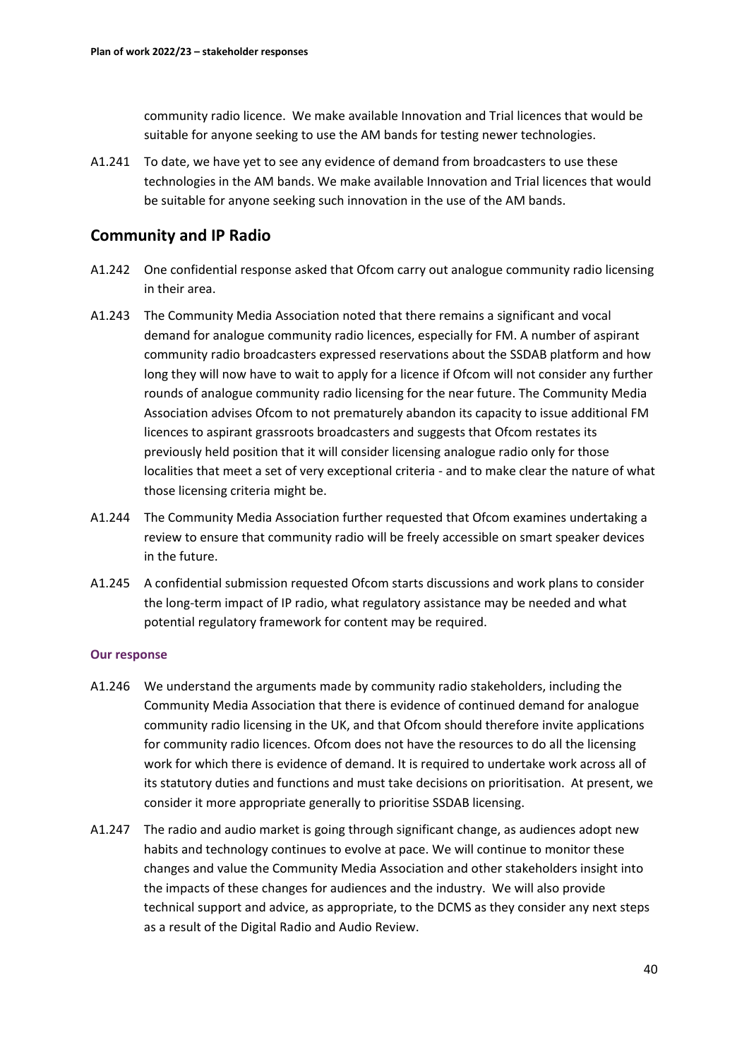community radio licence. We make available Innovation and Trial licences that would be suitable for anyone seeking to use the AM bands for testing newer technologies.

A1.241 To date, we have yet to see any evidence of demand from broadcasters to use these technologies in the AM bands. We make available Innovation and Trial licences that would be suitable for anyone seeking such innovation in the use of the AM bands.

## Community and IP Radio

A1.242 One confidential response asked that Ofcom carry out analogue community radio licensing in their area.

A1.243 The Community Media Association noted that there remains a significant and vocal demand for analogue community radio licences, especially for FM. A number of aspirant community radio broadcasters expressed reservations about the SSDAB platform and how long they will now have to wait to apply for a licence if Ofcom will not consider any further rounds of analogue community radio licensing for the near future. The Community Media Association advises Ofcom to not prematurely abandon its capacity to issue additional FM licences to aspirant grassroots broadcasters and suggests that Ofcom restates its previously held position that it will consider licensing analogue radio only for those localities that meet a set of very exceptional criteria - and to make clear the nature of what those licensing criteria might be.

A1.244 The Community Media Association further requested that Ofcom examines undertaking a review to ensure that community radio will be freely accessible on smart speaker devices in the future.

A1.245 A confidential submission requested Ofcom starts discussions and work plans to consider the long-term impact of IP radio, what regulatory assistance may be needed and what potential regulatory framework for content may be required.

#### Our response

A1.246 We understand the arguments made by community radio stakeholders, including the Community Media Association that there is evidence of continued demand for analogue community radio licensing in the UK, and that Ofcom should therefore invite applications for community radio licences. Ofcom does not have the resources to do all the licensing work for which there is evidence of demand. It is required to undertake work across all of its statutory duties and functions and must take decisions on prioritisation. At present, we consider it more appropriate generally to prioritise SSDAB licensing.

A1.247 The radio and audio market is going through significant change, as audiences adopt new habits and technology continues to evolve at pace. We will continue to monitor these changes and value the Community Media Association and other stakeholders insight into the impacts of these changes for audiences and the industry. We will also provide technical support and advice, as appropriate, to the DCMS as they consider any next steps as a result of the Digital Radio and Audio Review.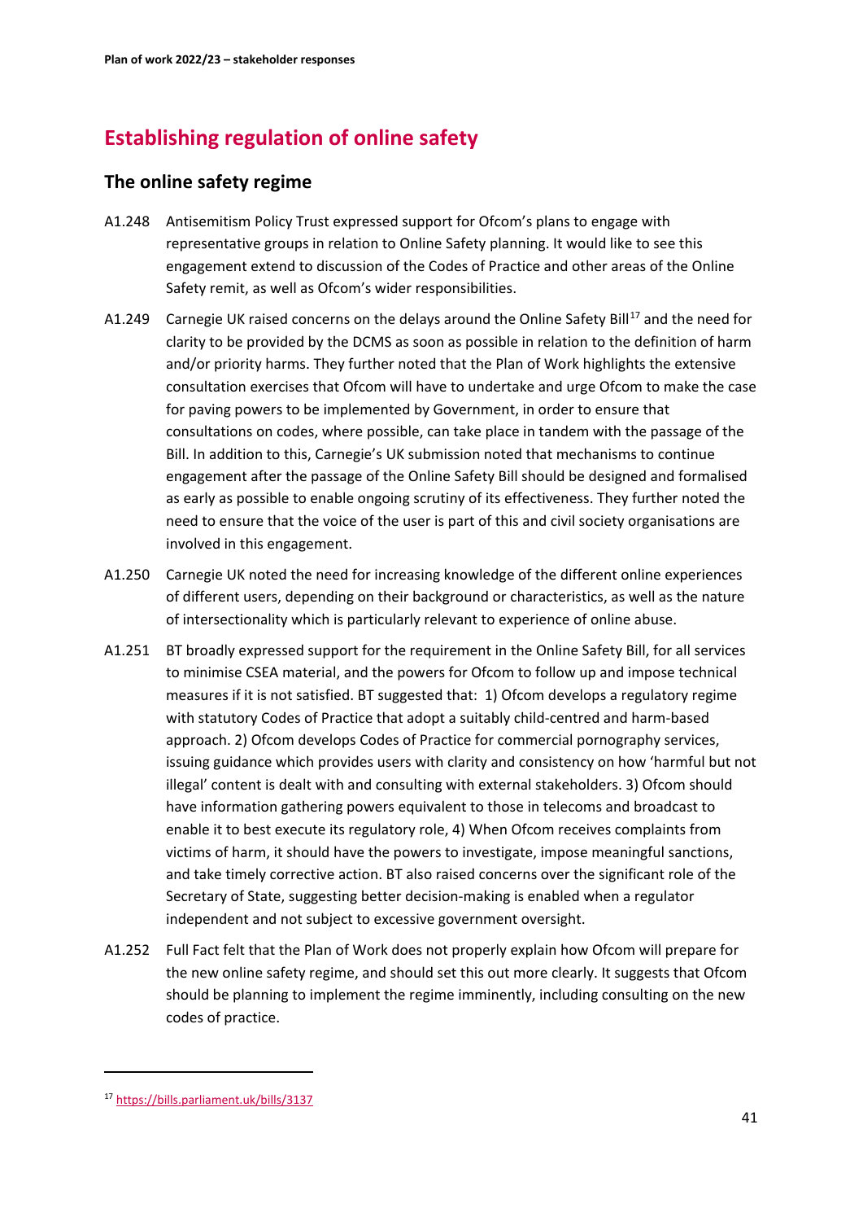## Establishing regulation of online safety

### The online safety regime

A1.248 Antisemitism Policy Trust expressed support for Ofcom's plans to engage with representative groups in relation to Online Safety planning. It would like to see this engagement extend to discussion of the Codes of Practice and other areas of the Online Safety remit, as well as Ofcom's wider responsibilities.

A1.249 Carnegie UK raised concerns on the delays around the Online Safety Bill[17] and the need for clarity to be provided by the DCMS as soon as possible in relation to the definition of harm and/or priority harms. They further noted that the Plan of Work highlights the extensive consultation exercises that Ofcom will have to undertake and urge Ofcom to make the case for paving powers to be implemented by Government, in order to ensure that consultations on codes, where possible, can take place in tandem with the passage of the Bill. In addition to this, Carnegie's UK submission noted that mechanisms to continue engagement after the passage of the Online Safety Bill should be designed and formalised as early as possible to enable ongoing scrutiny of its effectiveness. They further noted the need to ensure that the voice of the user is part of this and civil society organisations are involved in this engagement.

A1.250 Carnegie UK noted the need for increasing knowledge of the different online experiences of different users, depending on their background or characteristics, as well as the nature of intersectionality which is particularly relevant to experience of online abuse.

A1.251 BT broadly expressed support for the requirement in the Online Safety Bill, for all services to minimise CSEA material, and the powers for Ofcom to follow up and impose technical measures if it is not satisfied. BT suggested that: 1) Ofcom develops a regulatory regime with statutory Codes of Practice that adopt a suitably child-centred and harm-based approach. 2) Ofcom develops Codes of Practice for commercial pornography services, issuing guidance which provides users with clarity and consistency on how 'harmful but not illegal' content is dealt with and consulting with external stakeholders. 3) Ofcom should have information gathering powers equivalent to those in telecoms and broadcast to enable it to best execute its regulatory role, 4) When Ofcom receives complaints from victims of harm, it should have the powers to investigate, impose meaningful sanctions, and take timely corrective action. BT also raised concerns over the significant role of the Secretary of State, suggesting better decision-making is enabled when a regulator independent and not subject to excessive government oversight.

A1.252 Full Fact felt that the Plan of Work does not properly explain how Ofcom will prepare for the new online safety regime, and should set this out more clearly. It suggests that Ofcom should be planning to implement the regime imminently, including consulting on the new codes of practice.

---

[17] https://bills.parliament.uk/bills/3137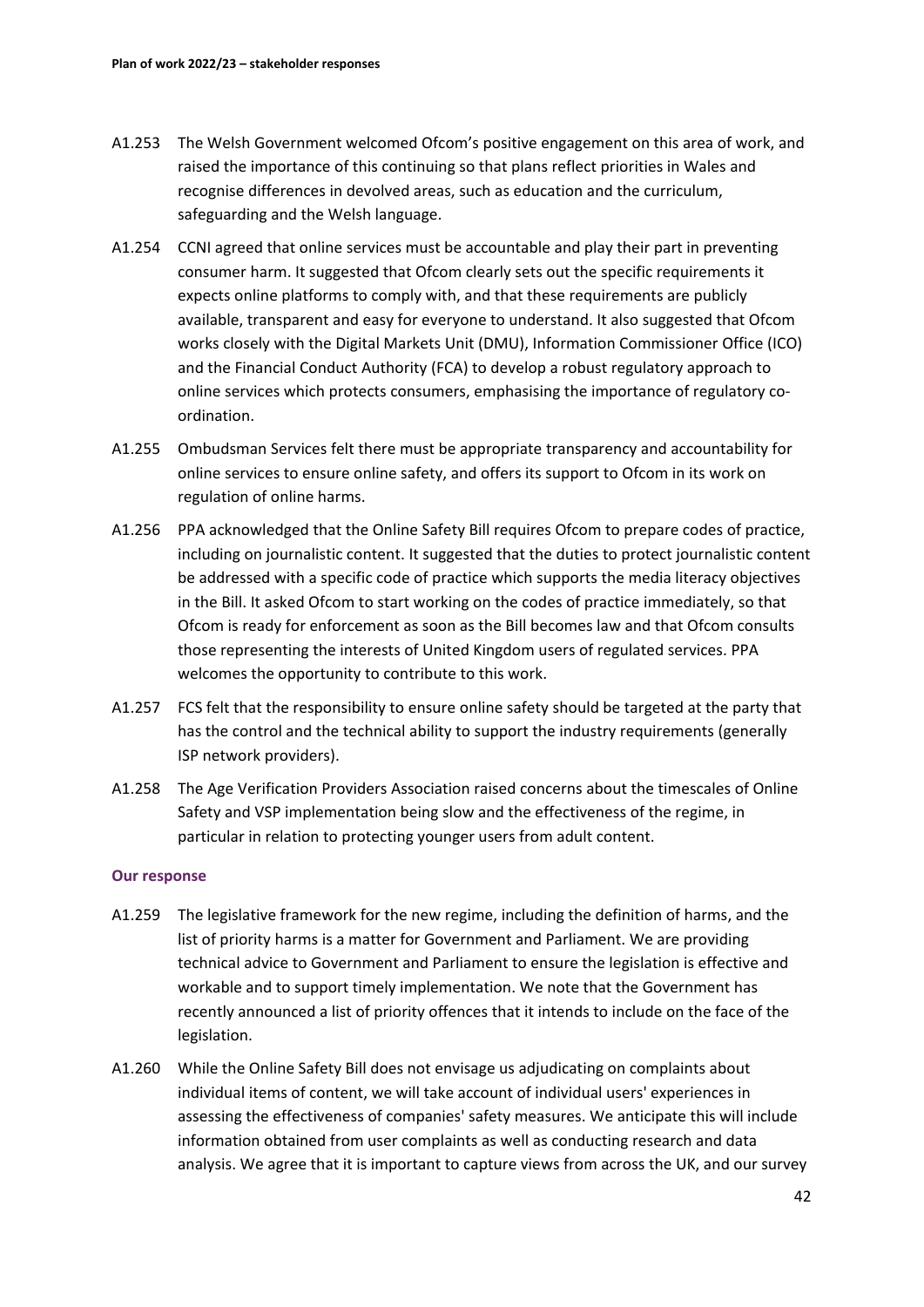A1.253 The Welsh Government welcomed Ofcom's positive engagement on this area of work, and raised the importance of this continuing so that plans reflect priorities in Wales and recognise differences in devolved areas, such as education and the curriculum, safeguarding and the Welsh language.

A1.254 CCNI agreed that online services must be accountable and play their part in preventing consumer harm. It suggested that Ofcom clearly sets out the specific requirements it expects online platforms to comply with, and that these requirements are publicly available, transparent and easy for everyone to understand. It also suggested that Ofcom works closely with the Digital Markets Unit (DMU), Information Commissioner Office (ICO) and the Financial Conduct Authority (FCA) to develop a robust regulatory approach to online services which protects consumers, emphasising the importance of regulatory co-ordination.

A1.255 Ombudsman Services felt there must be appropriate transparency and accountability for online services to ensure online safety, and offers its support to Ofcom in its work on regulation of online harms.

A1.256 PPA acknowledged that the Online Safety Bill requires Ofcom to prepare codes of practice, including on journalistic content. It suggested that the duties to protect journalistic content be addressed with a specific code of practice which supports the media literacy objectives in the Bill. It asked Ofcom to start working on the codes of practice immediately, so that Ofcom is ready for enforcement as soon as the Bill becomes law and that Ofcom consults those representing the interests of United Kingdom users of regulated services. PPA welcomes the opportunity to contribute to this work.

A1.257 FCS felt that the responsibility to ensure online safety should be targeted at the party that has the control and the technical ability to support the industry requirements (generally ISP network providers).

A1.258 The Age Verification Providers Association raised concerns about the timescales of Online Safety and VSP implementation being slow and the effectiveness of the regime, in particular in relation to protecting younger users from adult content.

#### Our response

A1.259 The legislative framework for the new regime, including the definition of harms, and the list of priority harms is a matter for Government and Parliament. We are providing technical advice to Government and Parliament to ensure the legislation is effective and workable and to support timely implementation. We note that the Government has recently announced a list of priority offences that it intends to include on the face of the legislation.

A1.260 While the Online Safety Bill does not envisage us adjudicating on complaints about individual items of content, we will take account of individual users' experiences in assessing the effectiveness of companies' safety measures. We anticipate this will include information obtained from user complaints as well as conducting research and data analysis. We agree that it is important to capture views from across the UK, and our survey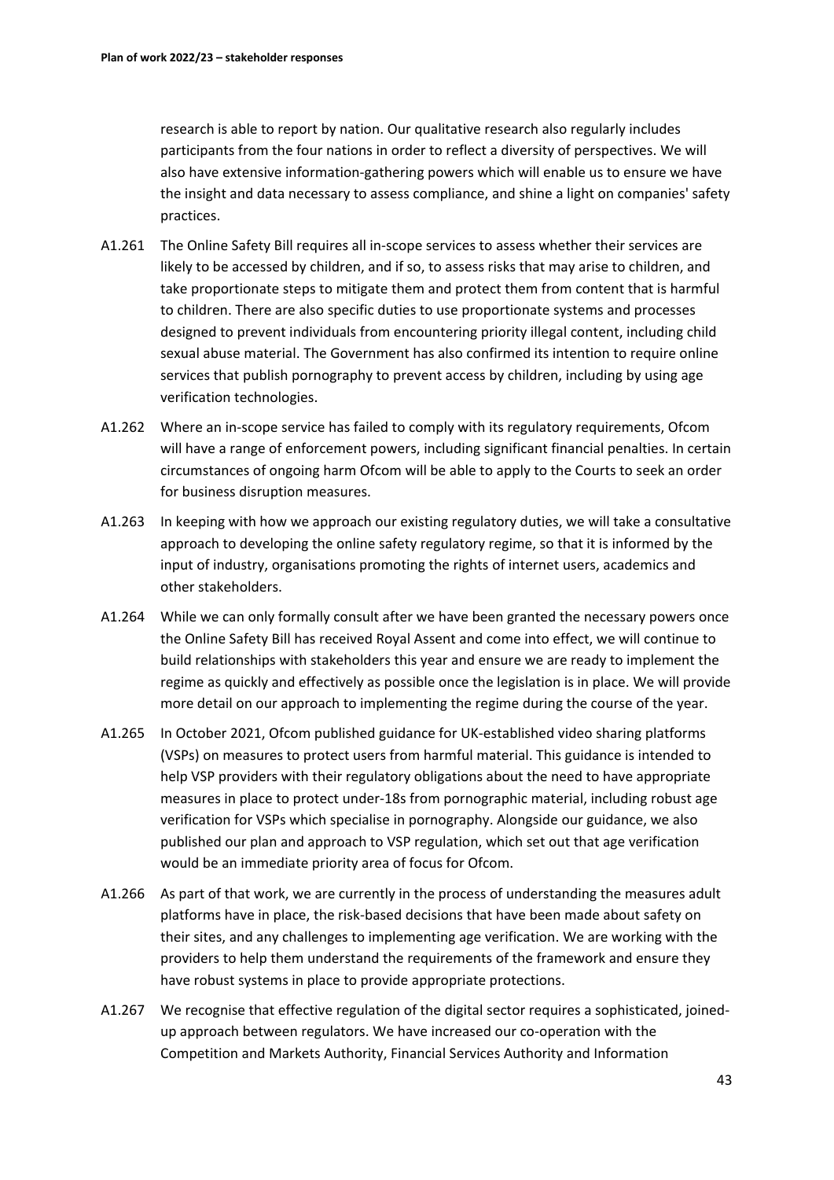research is able to report by nation. Our qualitative research also regularly includes participants from the four nations in order to reflect a diversity of perspectives. We will also have extensive information-gathering powers which will enable us to ensure we have the insight and data necessary to assess compliance, and shine a light on companies' safety practices.

A1.261 The Online Safety Bill requires all in-scope services to assess whether their services are likely to be accessed by children, and if so, to assess risks that may arise to children, and take proportionate steps to mitigate them and protect them from content that is harmful to children. There are also specific duties to use proportionate systems and processes designed to prevent individuals from encountering priority illegal content, including child sexual abuse material. The Government has also confirmed its intention to require online services that publish pornography to prevent access by children, including by using age verification technologies.

A1.262 Where an in-scope service has failed to comply with its regulatory requirements, Ofcom will have a range of enforcement powers, including significant financial penalties. In certain circumstances of ongoing harm Ofcom will be able to apply to the Courts to seek an order for business disruption measures.

A1.263 In keeping with how we approach our existing regulatory duties, we will take a consultative approach to developing the online safety regulatory regime, so that it is informed by the input of industry, organisations promoting the rights of internet users, academics and other stakeholders.

A1.264 While we can only formally consult after we have been granted the necessary powers once the Online Safety Bill has received Royal Assent and come into effect, we will continue to build relationships with stakeholders this year and ensure we are ready to implement the regime as quickly and effectively as possible once the legislation is in place. We will provide more detail on our approach to implementing the regime during the course of the year.

A1.265 In October 2021, Ofcom published guidance for UK-established video sharing platforms (VSPs) on measures to protect users from harmful material. This guidance is intended to help VSP providers with their regulatory obligations about the need to have appropriate measures in place to protect under-18s from pornographic material, including robust age verification for VSPs which specialise in pornography. Alongside our guidance, we also published our plan and approach to VSP regulation, which set out that age verification would be an immediate priority area of focus for Ofcom.

A1.266 As part of that work, we are currently in the process of understanding the measures adult platforms have in place, the risk-based decisions that have been made about safety on their sites, and any challenges to implementing age verification. We are working with the providers to help them understand the requirements of the framework and ensure they have robust systems in place to provide appropriate protections.

A1.267 We recognise that effective regulation of the digital sector requires a sophisticated, joined-up approach between regulators. We have increased our co-operation with the Competition and Markets Authority, Financial Services Authority and Information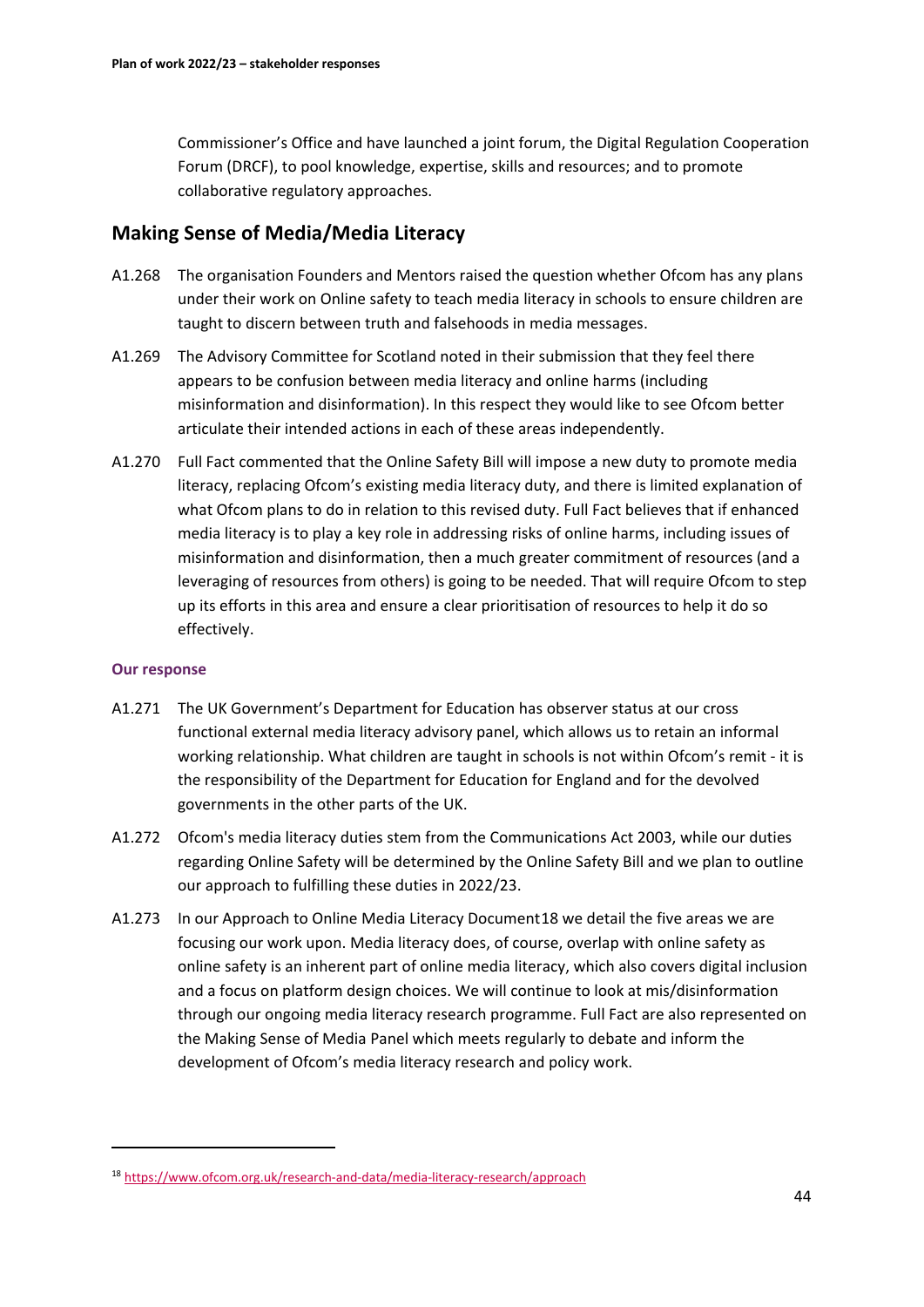Commissioner's Office and have launched a joint forum, the Digital Regulation Cooperation Forum (DRCF), to pool knowledge, expertise, skills and resources; and to promote collaborative regulatory approaches.

## Making Sense of Media/Media Literacy

A1.268 The organisation Founders and Mentors raised the question whether Ofcom has any plans under their work on Online safety to teach media literacy in schools to ensure children are taught to discern between truth and falsehoods in media messages.

A1.269 The Advisory Committee for Scotland noted in their submission that they feel there appears to be confusion between media literacy and online harms (including misinformation and disinformation). In this respect they would like to see Ofcom better articulate their intended actions in each of these areas independently.

A1.270 Full Fact commented that the Online Safety Bill will impose a new duty to promote media literacy, replacing Ofcom's existing media literacy duty, and there is limited explanation of what Ofcom plans to do in relation to this revised duty. Full Fact believes that if enhanced media literacy is to play a key role in addressing risks of online harms, including issues of misinformation and disinformation, then a much greater commitment of resources (and a leveraging of resources from others) is going to be needed. That will require Ofcom to step up its efforts in this area and ensure a clear prioritisation of resources to help it do so effectively.

### Our response

A1.271 The UK Government's Department for Education has observer status at our cross functional external media literacy advisory panel, which allows us to retain an informal working relationship. What children are taught in schools is not within Ofcom's remit - it is the responsibility of the Department for Education for England and for the devolved governments in the other parts of the UK.

A1.272 Ofcom's media literacy duties stem from the Communications Act 2003, while our duties regarding Online Safety will be determined by the Online Safety Bill and we plan to outline our approach to fulfilling these duties in 2022/23.

A1.273 In our Approach to Online Media Literacy Document[18] we detail the five areas we are focusing our work upon. Media literacy does, of course, overlap with online safety as online safety is an inherent part of online media literacy, which also covers digital inclusion and a focus on platform design choices. We will continue to look at mis/disinformation through our ongoing media literacy research programme. Full Fact are also represented on the Making Sense of Media Panel which meets regularly to debate and inform the development of Ofcom's media literacy research and policy work.

---

[18] https://www.ofcom.org.uk/research-and-data/media-literacy-research/approach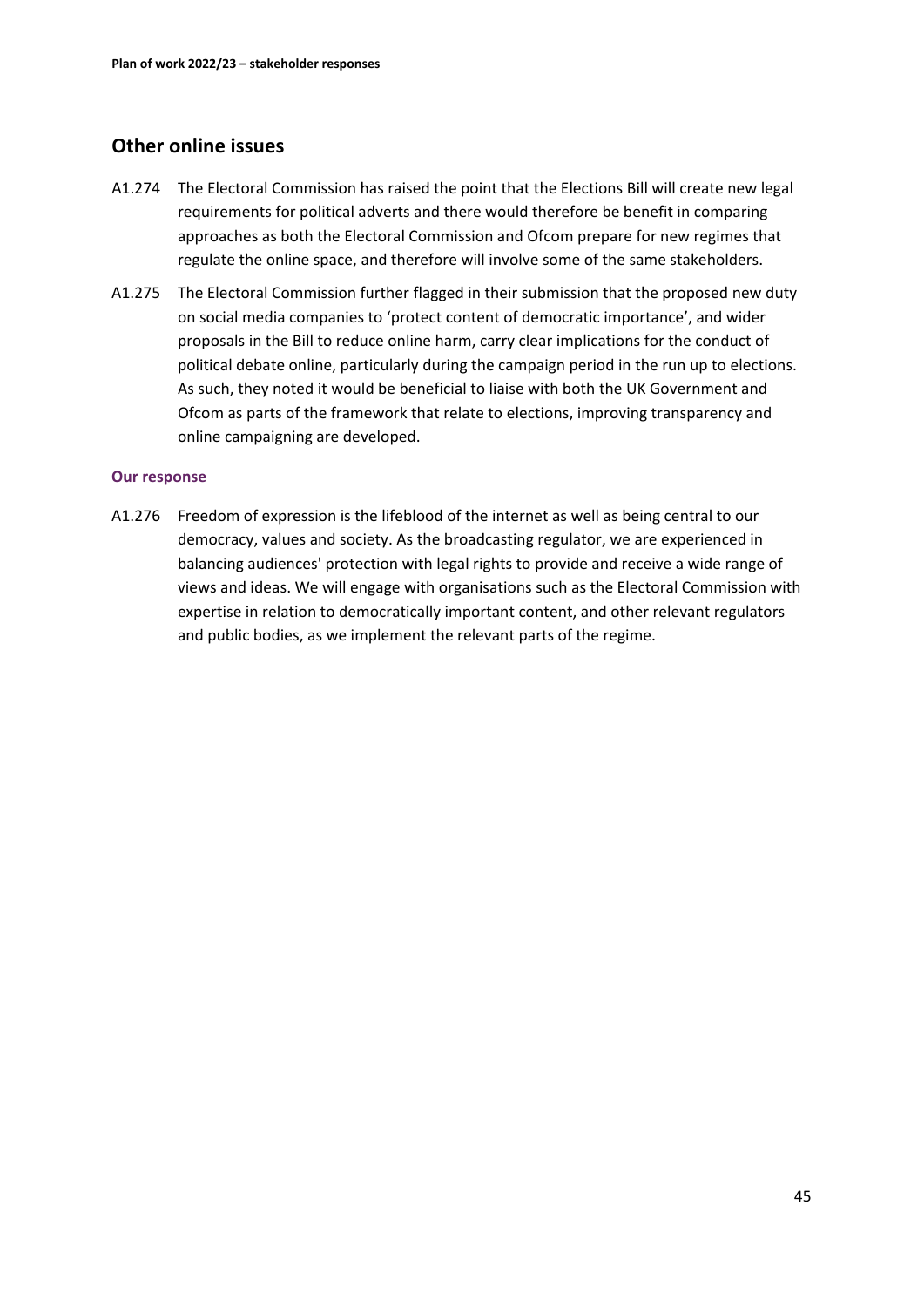## Other online issues

A1.274 The Electoral Commission has raised the point that the Elections Bill will create new legal requirements for political adverts and there would therefore be benefit in comparing approaches as both the Electoral Commission and Ofcom prepare for new regimes that regulate the online space, and therefore will involve some of the same stakeholders.

A1.275 The Electoral Commission further flagged in their submission that the proposed new duty on social media companies to 'protect content of democratic importance', and wider proposals in the Bill to reduce online harm, carry clear implications for the conduct of political debate online, particularly during the campaign period in the run up to elections. As such, they noted it would be beneficial to liaise with both the UK Government and Ofcom as parts of the framework that relate to elections, improving transparency and online campaigning are developed.

### Our response

A1.276 Freedom of expression is the lifeblood of the internet as well as being central to our democracy, values and society. As the broadcasting regulator, we are experienced in balancing audiences' protection with legal rights to provide and receive a wide range of views and ideas. We will engage with organisations such as the Electoral Commission with expertise in relation to democratically important content, and other relevant regulators and public bodies, as we implement the relevant parts of the regime.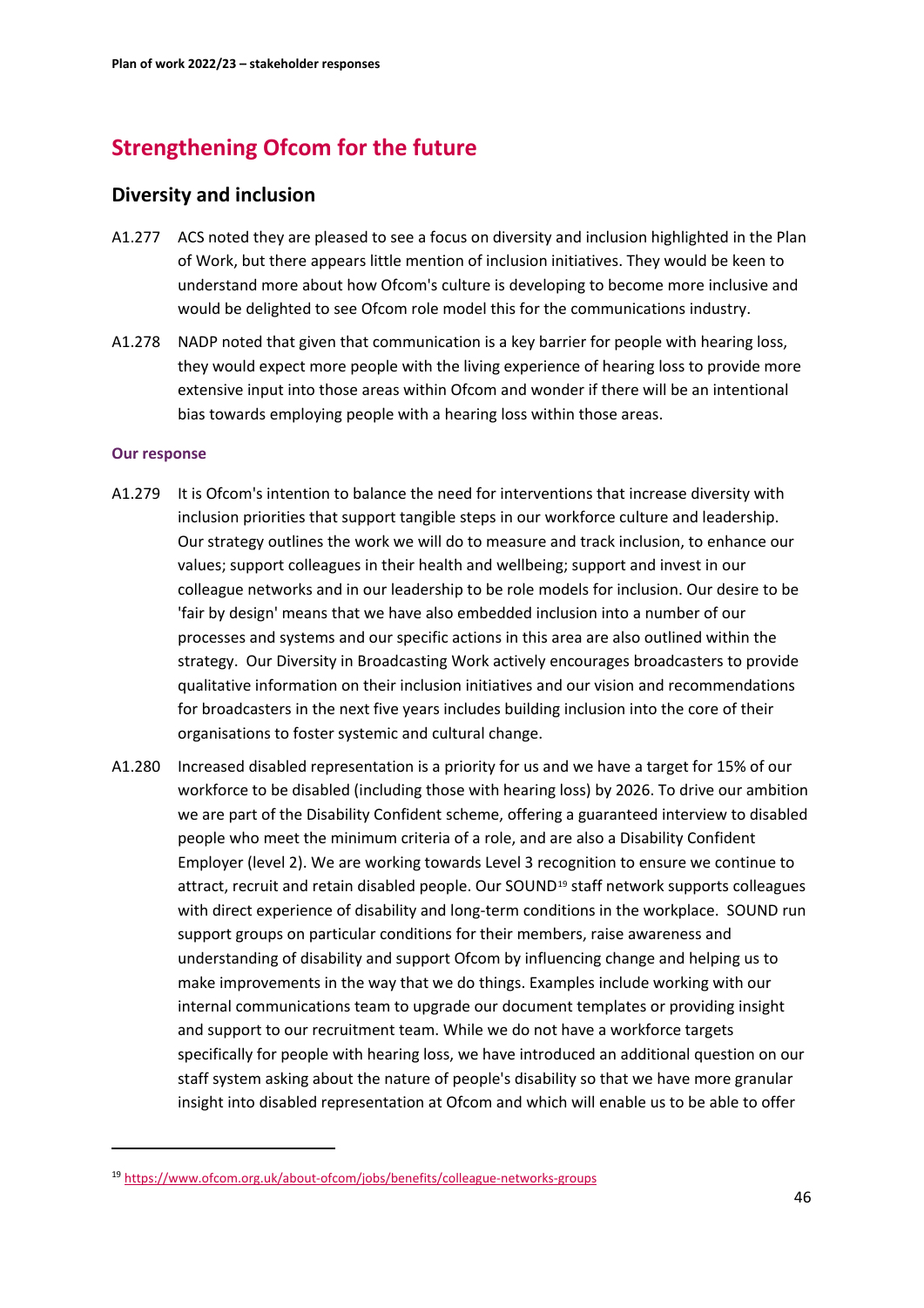## Strengthening Ofcom for the future

### Diversity and inclusion

A1.277 ACS noted they are pleased to see a focus on diversity and inclusion highlighted in the Plan of Work, but there appears little mention of inclusion initiatives. They would be keen to understand more about how Ofcom's culture is developing to become more inclusive and would be delighted to see Ofcom role model this for the communications industry.

A1.278 NADP noted that given that communication is a key barrier for people with hearing loss, they would expect more people with the living experience of hearing loss to provide more extensive input into those areas within Ofcom and wonder if there will be an intentional bias towards employing people with a hearing loss within those areas.

#### Our response

A1.279 It is Ofcom's intention to balance the need for interventions that increase diversity with inclusion priorities that support tangible steps in our workforce culture and leadership. Our strategy outlines the work we will do to measure and track inclusion, to enhance our values; support colleagues in their health and wellbeing; support and invest in our colleague networks and in our leadership to be role models for inclusion. Our desire to be 'fair by design' means that we have also embedded inclusion into a number of our processes and systems and our specific actions in this area are also outlined within the strategy. Our Diversity in Broadcasting Work actively encourages broadcasters to provide qualitative information on their inclusion initiatives and our vision and recommendations for broadcasters in the next five years includes building inclusion into the core of their organisations to foster systemic and cultural change.

A1.280 Increased disabled representation is a priority for us and we have a target for 15% of our workforce to be disabled (including those with hearing loss) by 2026. To drive our ambition we are part of the Disability Confident scheme, offering a guaranteed interview to disabled people who meet the minimum criteria of a role, and are also a Disability Confident Employer (level 2). We are working towards Level 3 recognition to ensure we continue to attract, recruit and retain disabled people. Our SOUND[19] staff network supports colleagues with direct experience of disability and long-term conditions in the workplace. SOUND run support groups on particular conditions for their members, raise awareness and understanding of disability and support Ofcom by influencing change and helping us to make improvements in the way that we do things. Examples include working with our internal communications team to upgrade our document templates or providing insight and support to our recruitment team. While we do not have a workforce targets specifically for people with hearing loss, we have introduced an additional question on our staff system asking about the nature of people's disability so that we have more granular insight into disabled representation at Ofcom and which will enable us to be able to offer

[19] https://www.ofcom.org.uk/about-ofcom/jobs/benefits/colleague-networks-groups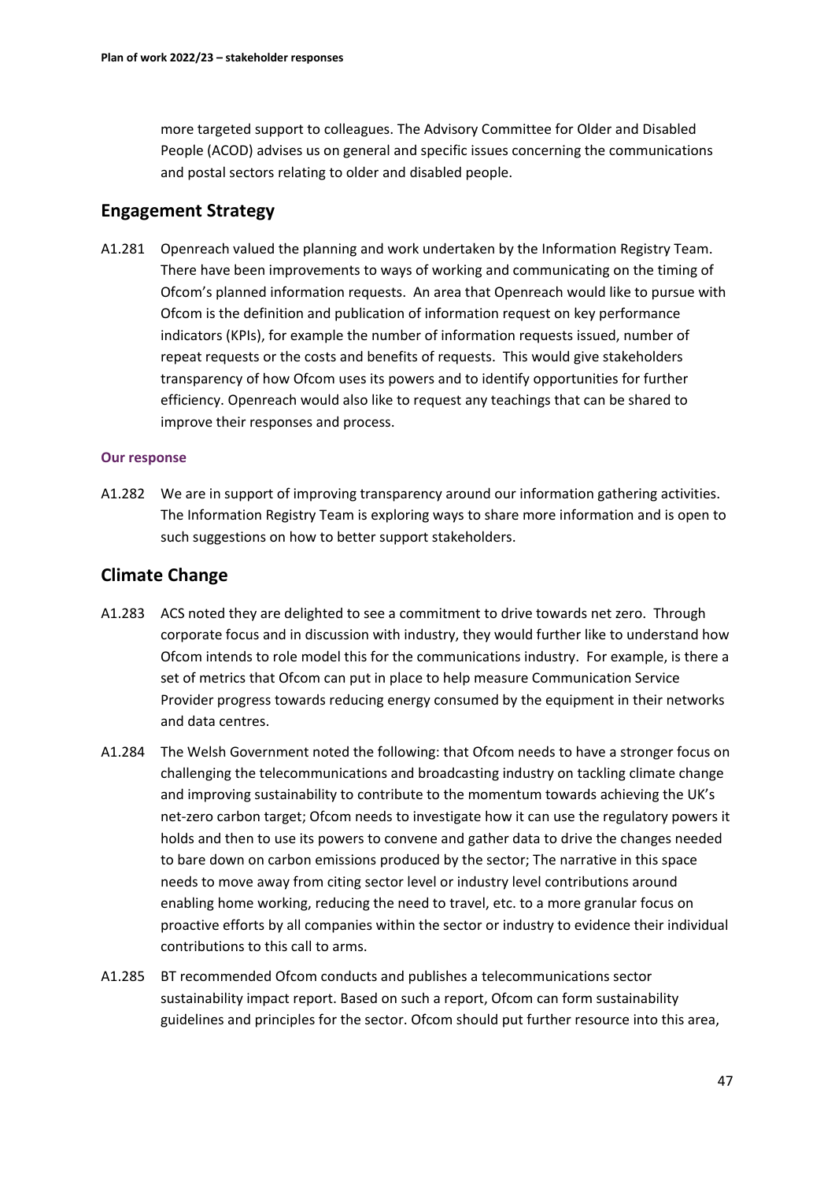more targeted support to colleagues. The Advisory Committee for Older and Disabled People (ACOD) advises us on general and specific issues concerning the communications and postal sectors relating to older and disabled people.

## Engagement Strategy

A1.281 Openreach valued the planning and work undertaken by the Information Registry Team. There have been improvements to ways of working and communicating on the timing of Ofcom's planned information requests. An area that Openreach would like to pursue with Ofcom is the definition and publication of information request on key performance indicators (KPIs), for example the number of information requests issued, number of repeat requests or the costs and benefits of requests. This would give stakeholders transparency of how Ofcom uses its powers and to identify opportunities for further efficiency. Openreach would also like to request any teachings that can be shared to improve their responses and process.

#### Our response

A1.282 We are in support of improving transparency around our information gathering activities. The Information Registry Team is exploring ways to share more information and is open to such suggestions on how to better support stakeholders.

## Climate Change

A1.283 ACS noted they are delighted to see a commitment to drive towards net zero. Through corporate focus and in discussion with industry, they would further like to understand how Ofcom intends to role model this for the communications industry. For example, is there a set of metrics that Ofcom can put in place to help measure Communication Service Provider progress towards reducing energy consumed by the equipment in their networks and data centres.

A1.284 The Welsh Government noted the following: that Ofcom needs to have a stronger focus on challenging the telecommunications and broadcasting industry on tackling climate change and improving sustainability to contribute to the momentum towards achieving the UK's net-zero carbon target; Ofcom needs to investigate how it can use the regulatory powers it holds and then to use its powers to convene and gather data to drive the changes needed to bare down on carbon emissions produced by the sector; The narrative in this space needs to move away from citing sector level or industry level contributions around enabling home working, reducing the need to travel, etc. to a more granular focus on proactive efforts by all companies within the sector or industry to evidence their individual contributions to this call to arms.

A1.285 BT recommended Ofcom conducts and publishes a telecommunications sector sustainability impact report. Based on such a report, Ofcom can form sustainability guidelines and principles for the sector. Ofcom should put further resource into this area,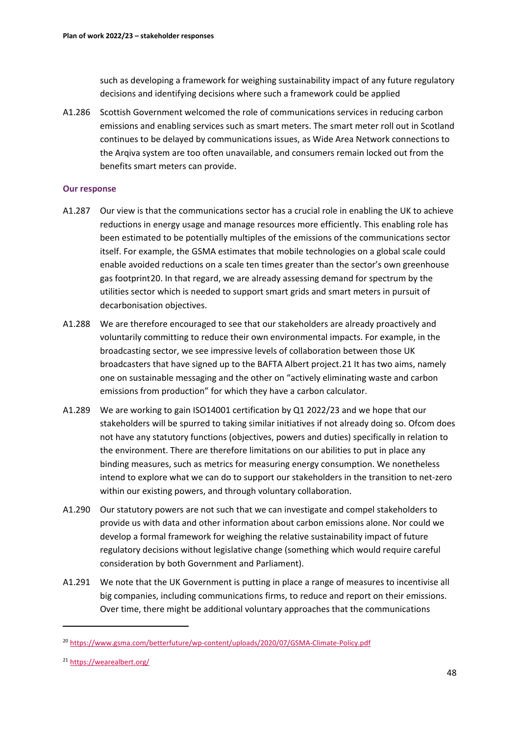such as developing a framework for weighing sustainability impact of any future regulatory decisions and identifying decisions where such a framework could be applied

A1.286 Scottish Government welcomed the role of communications services in reducing carbon emissions and enabling services such as smart meters. The smart meter roll out in Scotland continues to be delayed by communications issues, as Wide Area Network connections to the Arqiva system are too often unavailable, and consumers remain locked out from the benefits smart meters can provide.

### Our response

A1.287 Our view is that the communications sector has a crucial role in enabling the UK to achieve reductions in energy usage and manage resources more efficiently. This enabling role has been estimated to be potentially multiples of the emissions of the communications sector itself. For example, the GSMA estimates that mobile technologies on a global scale could enable avoided reductions on a scale ten times greater than the sector's own greenhouse gas footprint[20]. In that regard, we are already assessing demand for spectrum by the utilities sector which is needed to support smart grids and smart meters in pursuit of decarbonisation objectives.

A1.288 We are therefore encouraged to see that our stakeholders are already proactively and voluntarily committing to reduce their own environmental impacts. For example, in the broadcasting sector, we see impressive levels of collaboration between those UK broadcasters that have signed up to the BAFTA Albert project.[21] It has two aims, namely one on sustainable messaging and the other on "actively eliminating waste and carbon emissions from production" for which they have a carbon calculator.

A1.289 We are working to gain ISO14001 certification by Q1 2022/23 and we hope that our stakeholders will be spurred to taking similar initiatives if not already doing so. Ofcom does not have any statutory functions (objectives, powers and duties) specifically in relation to the environment. There are therefore limitations on our abilities to put in place any binding measures, such as metrics for measuring energy consumption. We nonetheless intend to explore what we can do to support our stakeholders in the transition to net-zero within our existing powers, and through voluntary collaboration.

A1.290 Our statutory powers are not such that we can investigate and compel stakeholders to provide us with data and other information about carbon emissions alone. Nor could we develop a formal framework for weighing the relative sustainability impact of future regulatory decisions without legislative change (something which would require careful consideration by both Government and Parliament).

A1.291 We note that the UK Government is putting in place a range of measures to incentivise all big companies, including communications firms, to reduce and report on their emissions. Over time, there might be additional voluntary approaches that the communications

[20] https://www.gsma.com/betterfuture/wp-content/uploads/2020/07/GSMA-Climate-Policy.pdf

[21] https://wearealbert.org/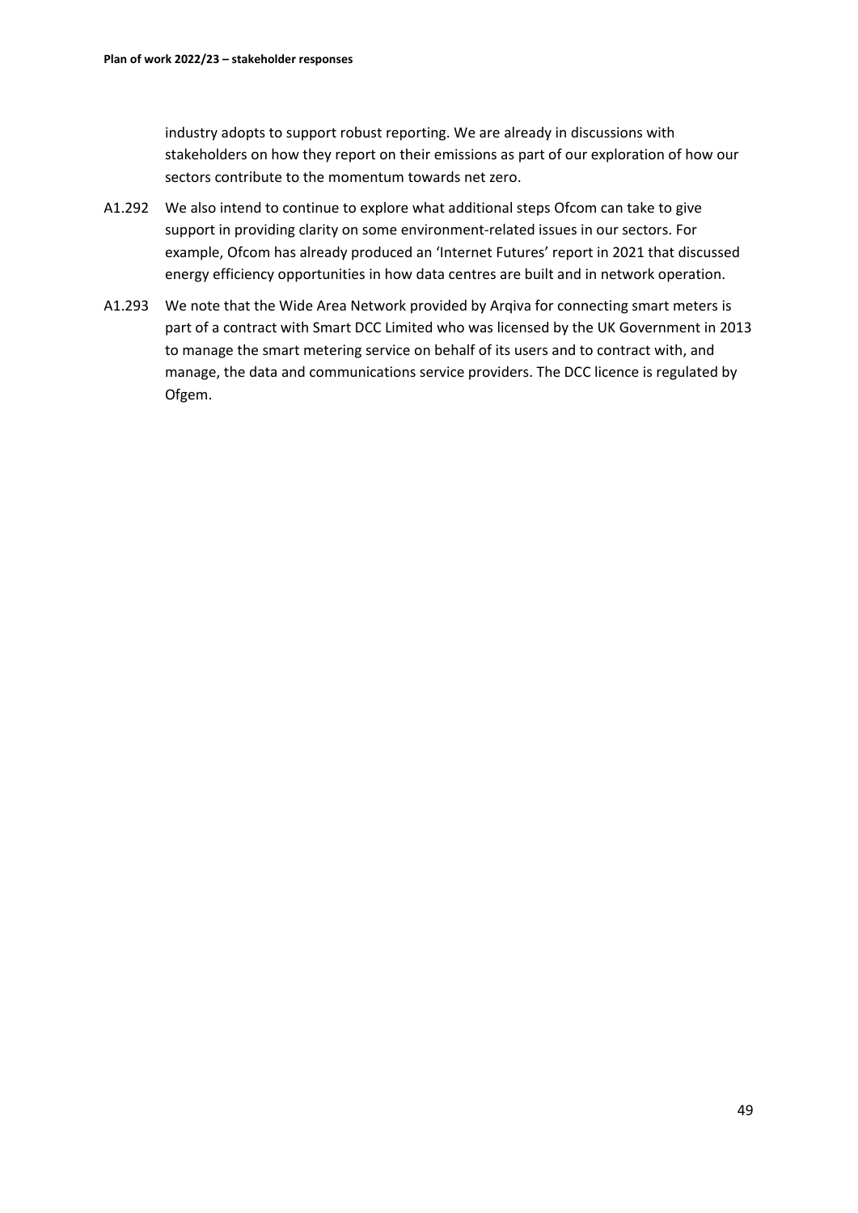industry adopts to support robust reporting. We are already in discussions with stakeholders on how they report on their emissions as part of our exploration of how our sectors contribute to the momentum towards net zero.

A1.292 We also intend to continue to explore what additional steps Ofcom can take to give support in providing clarity on some environment-related issues in our sectors. For example, Ofcom has already produced an 'Internet Futures' report in 2021 that discussed energy efficiency opportunities in how data centres are built and in network operation.

A1.293 We note that the Wide Area Network provided by Arqiva for connecting smart meters is part of a contract with Smart DCC Limited who was licensed by the UK Government in 2013 to manage the smart metering service on behalf of its users and to contract with, and manage, the data and communications service providers. The DCC licence is regulated by Ofgem.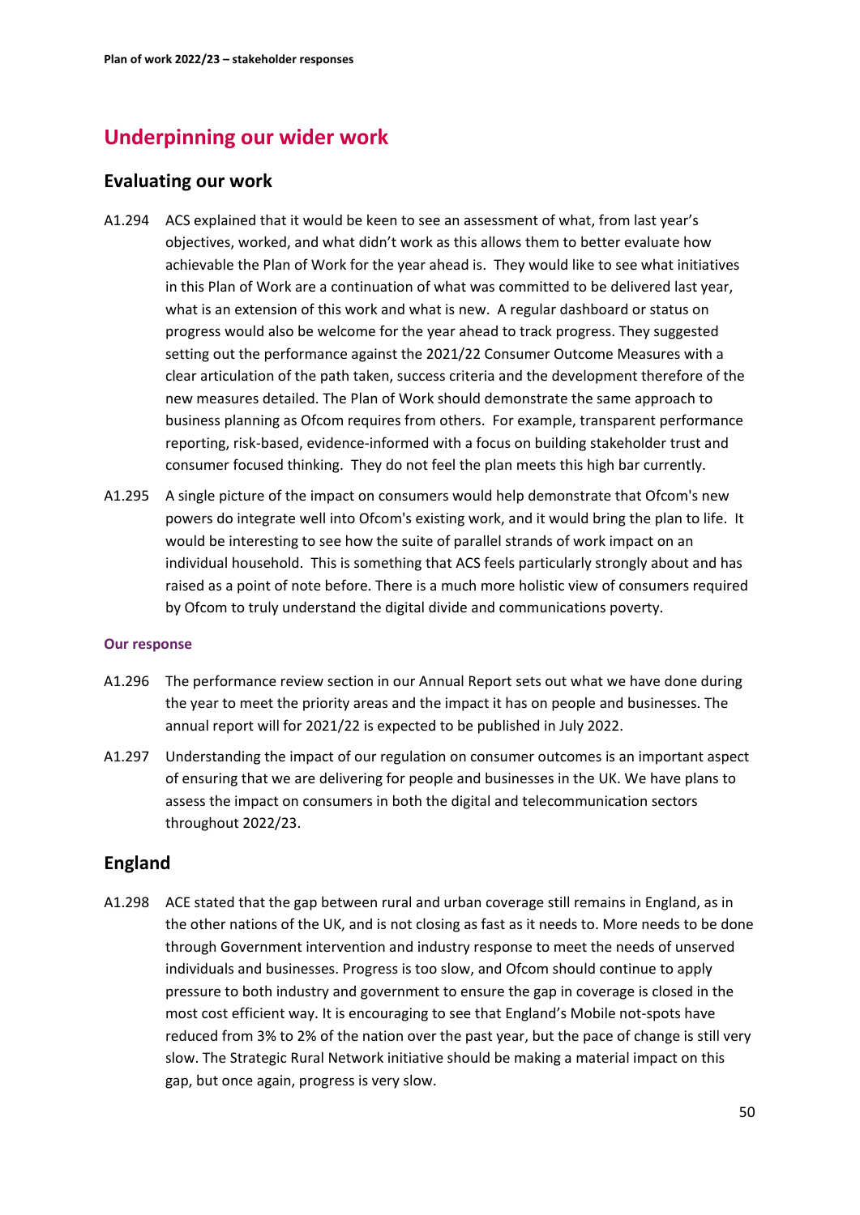## Underpinning our wider work

### Evaluating our work

A1.294 ACS explained that it would be keen to see an assessment of what, from last year's objectives, worked, and what didn't work as this allows them to better evaluate how achievable the Plan of Work for the year ahead is. They would like to see what initiatives in this Plan of Work are a continuation of what was committed to be delivered last year, what is an extension of this work and what is new. A regular dashboard or status on progress would also be welcome for the year ahead to track progress. They suggested setting out the performance against the 2021/22 Consumer Outcome Measures with a clear articulation of the path taken, success criteria and the development therefore of the new measures detailed. The Plan of Work should demonstrate the same approach to business planning as Ofcom requires from others. For example, transparent performance reporting, risk-based, evidence-informed with a focus on building stakeholder trust and consumer focused thinking. They do not feel the plan meets this high bar currently.

A1.295 A single picture of the impact on consumers would help demonstrate that Ofcom's new powers do integrate well into Ofcom's existing work, and it would bring the plan to life. It would be interesting to see how the suite of parallel strands of work impact on an individual household. This is something that ACS feels particularly strongly about and has raised as a point of note before. There is a much more holistic view of consumers required by Ofcom to truly understand the digital divide and communications poverty.

#### Our response

A1.296 The performance review section in our Annual Report sets out what we have done during the year to meet the priority areas and the impact it has on people and businesses. The annual report will for 2021/22 is expected to be published in July 2022.

A1.297 Understanding the impact of our regulation on consumer outcomes is an important aspect of ensuring that we are delivering for people and businesses in the UK. We have plans to assess the impact on consumers in both the digital and telecommunication sectors throughout 2022/23.

### England

A1.298 ACE stated that the gap between rural and urban coverage still remains in England, as in the other nations of the UK, and is not closing as fast as it needs to. More needs to be done through Government intervention and industry response to meet the needs of unserved individuals and businesses. Progress is too slow, and Ofcom should continue to apply pressure to both industry and government to ensure the gap in coverage is closed in the most cost efficient way. It is encouraging to see that England's Mobile not-spots have reduced from 3% to 2% of the nation over the past year, but the pace of change is still very slow. The Strategic Rural Network initiative should be making a material impact on this gap, but once again, progress is very slow.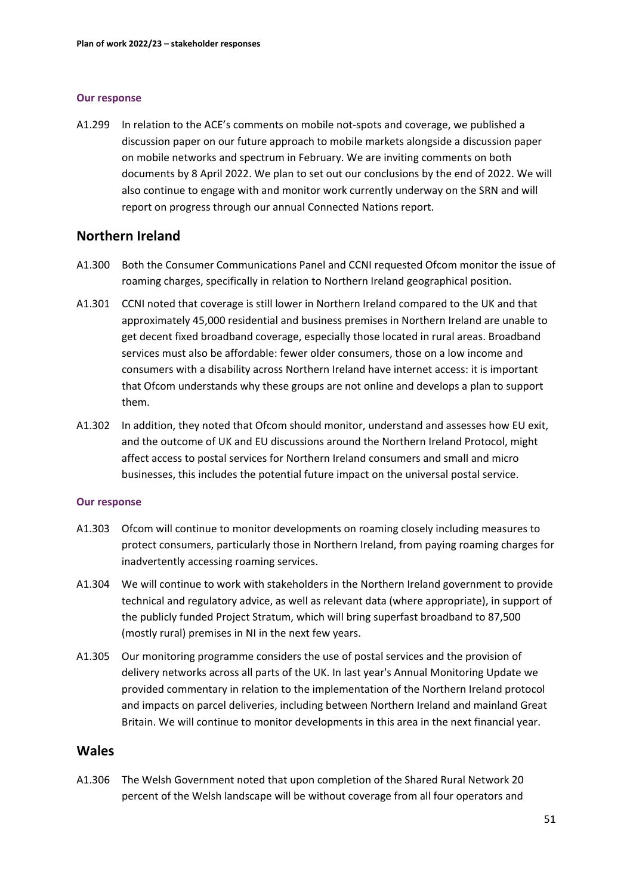#### Our response

A1.299 In relation to the ACE's comments on mobile not-spots and coverage, we published a discussion paper on our future approach to mobile markets alongside a discussion paper on mobile networks and spectrum in February. We are inviting comments on both documents by 8 April 2022. We plan to set out our conclusions by the end of 2022. We will also continue to engage with and monitor work currently underway on the SRN and will report on progress through our annual Connected Nations report.

## Northern Ireland

A1.300 Both the Consumer Communications Panel and CCNI requested Ofcom monitor the issue of roaming charges, specifically in relation to Northern Ireland geographical position.

A1.301 CCNI noted that coverage is still lower in Northern Ireland compared to the UK and that approximately 45,000 residential and business premises in Northern Ireland are unable to get decent fixed broadband coverage, especially those located in rural areas. Broadband services must also be affordable: fewer older consumers, those on a low income and consumers with a disability across Northern Ireland have internet access: it is important that Ofcom understands why these groups are not online and develops a plan to support them.

A1.302 In addition, they noted that Ofcom should monitor, understand and assesses how EU exit, and the outcome of UK and EU discussions around the Northern Ireland Protocol, might affect access to postal services for Northern Ireland consumers and small and micro businesses, this includes the potential future impact on the universal postal service.

#### Our response

A1.303 Ofcom will continue to monitor developments on roaming closely including measures to protect consumers, particularly those in Northern Ireland, from paying roaming charges for inadvertently accessing roaming services.

A1.304 We will continue to work with stakeholders in the Northern Ireland government to provide technical and regulatory advice, as well as relevant data (where appropriate), in support of the publicly funded Project Stratum, which will bring superfast broadband to 87,500 (mostly rural) premises in NI in the next few years.

A1.305 Our monitoring programme considers the use of postal services and the provision of delivery networks across all parts of the UK. In last year's Annual Monitoring Update we provided commentary in relation to the implementation of the Northern Ireland protocol and impacts on parcel deliveries, including between Northern Ireland and mainland Great Britain. We will continue to monitor developments in this area in the next financial year.

## Wales

A1.306 The Welsh Government noted that upon completion of the Shared Rural Network 20 percent of the Welsh landscape will be without coverage from all four operators and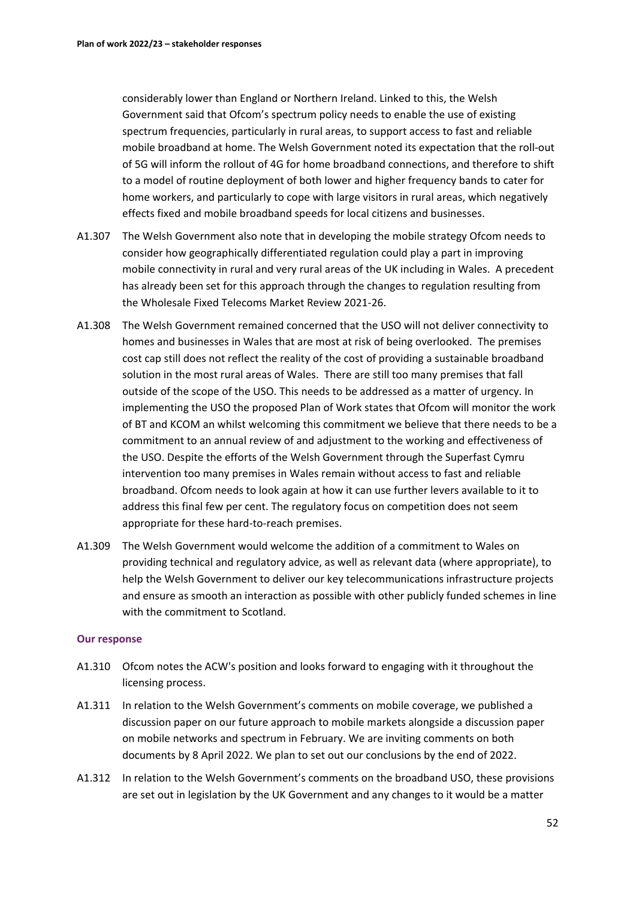considerably lower than England or Northern Ireland. Linked to this, the Welsh Government said that Ofcom's spectrum policy needs to enable the use of existing spectrum frequencies, particularly in rural areas, to support access to fast and reliable mobile broadband at home. The Welsh Government noted its expectation that the roll-out of 5G will inform the rollout of 4G for home broadband connections, and therefore to shift to a model of routine deployment of both lower and higher frequency bands to cater for home workers, and particularly to cope with large visitors in rural areas, which negatively effects fixed and mobile broadband speeds for local citizens and businesses.

A1.307 The Welsh Government also note that in developing the mobile strategy Ofcom needs to consider how geographically differentiated regulation could play a part in improving mobile connectivity in rural and very rural areas of the UK including in Wales. A precedent has already been set for this approach through the changes to regulation resulting from the Wholesale Fixed Telecoms Market Review 2021-26.

A1.308 The Welsh Government remained concerned that the USO will not deliver connectivity to homes and businesses in Wales that are most at risk of being overlooked. The premises cost cap still does not reflect the reality of the cost of providing a sustainable broadband solution in the most rural areas of Wales. There are still too many premises that fall outside of the scope of the USO. This needs to be addressed as a matter of urgency. In implementing the USO the proposed Plan of Work states that Ofcom will monitor the work of BT and KCOM an whilst welcoming this commitment we believe that there needs to be a commitment to an annual review of and adjustment to the working and effectiveness of the USO. Despite the efforts of the Welsh Government through the Superfast Cymru intervention too many premises in Wales remain without access to fast and reliable broadband. Ofcom needs to look again at how it can use further levers available to it to address this final few per cent. The regulatory focus on competition does not seem appropriate for these hard-to-reach premises.

A1.309 The Welsh Government would welcome the addition of a commitment to Wales on providing technical and regulatory advice, as well as relevant data (where appropriate), to help the Welsh Government to deliver our key telecommunications infrastructure projects and ensure as smooth an interaction as possible with other publicly funded schemes in line with the commitment to Scotland.

### Our response

A1.310 Ofcom notes the ACW's position and looks forward to engaging with it throughout the licensing process.

A1.311 In relation to the Welsh Government's comments on mobile coverage, we published a discussion paper on our future approach to mobile markets alongside a discussion paper on mobile networks and spectrum in February. We are inviting comments on both documents by 8 April 2022. We plan to set out our conclusions by the end of 2022.

A1.312 In relation to the Welsh Government's comments on the broadband USO, these provisions are set out in legislation by the UK Government and any changes to it would be a matter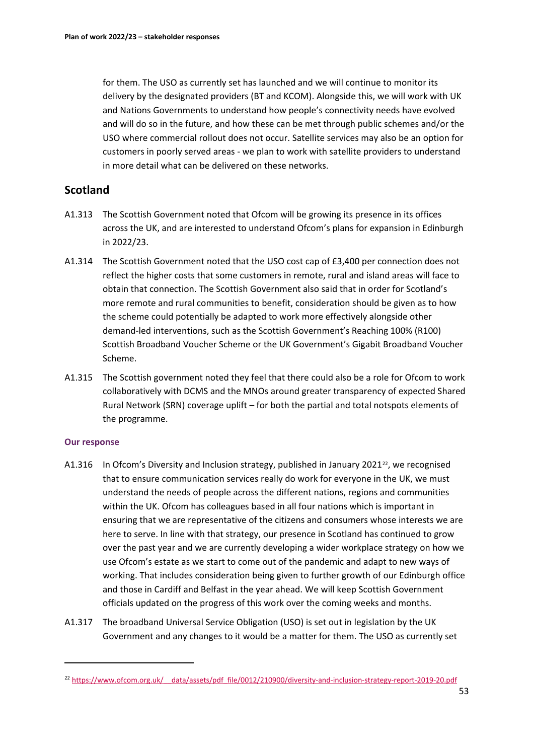for them. The USO as currently set has launched and we will continue to monitor its delivery by the designated providers (BT and KCOM). Alongside this, we will work with UK and Nations Governments to understand how people's connectivity needs have evolved and will do so in the future, and how these can be met through public schemes and/or the USO where commercial rollout does not occur. Satellite services may also be an option for customers in poorly served areas - we plan to work with satellite providers to understand in more detail what can be delivered on these networks.

## Scotland

A1.313 The Scottish Government noted that Ofcom will be growing its presence in its offices across the UK, and are interested to understand Ofcom's plans for expansion in Edinburgh in 2022/23.

A1.314 The Scottish Government noted that the USO cost cap of £3,400 per connection does not reflect the higher costs that some customers in remote, rural and island areas will face to obtain that connection. The Scottish Government also said that in order for Scotland's more remote and rural communities to benefit, consideration should be given as to how the scheme could potentially be adapted to work more effectively alongside other demand-led interventions, such as the Scottish Government's Reaching 100% (R100) Scottish Broadband Voucher Scheme or the UK Government's Gigabit Broadband Voucher Scheme.

A1.315 The Scottish government noted they feel that there could also be a role for Ofcom to work collaboratively with DCMS and the MNOs around greater transparency of expected Shared Rural Network (SRN) coverage uplift – for both the partial and total notspots elements of the programme.

#### Our response

A1.316 In Ofcom's Diversity and Inclusion strategy, published in January 2021[22], we recognised that to ensure communication services really do work for everyone in the UK, we must understand the needs of people across the different nations, regions and communities within the UK. Ofcom has colleagues based in all four nations which is important in ensuring that we are representative of the citizens and consumers whose interests we are here to serve. In line with that strategy, our presence in Scotland has continued to grow over the past year and we are currently developing a wider workplace strategy on how we use Ofcom's estate as we start to come out of the pandemic and adapt to new ways of working. That includes consideration being given to further growth of our Edinburgh office and those in Cardiff and Belfast in the year ahead. We will keep Scottish Government officials updated on the progress of this work over the coming weeks and months.

A1.317 The broadband Universal Service Obligation (USO) is set out in legislation by the UK Government and any changes to it would be a matter for them. The USO as currently set

[22] https://www.ofcom.org.uk/__data/assets/pdf_file/0012/210900/diversity-and-inclusion-strategy-report-2019-20.pdf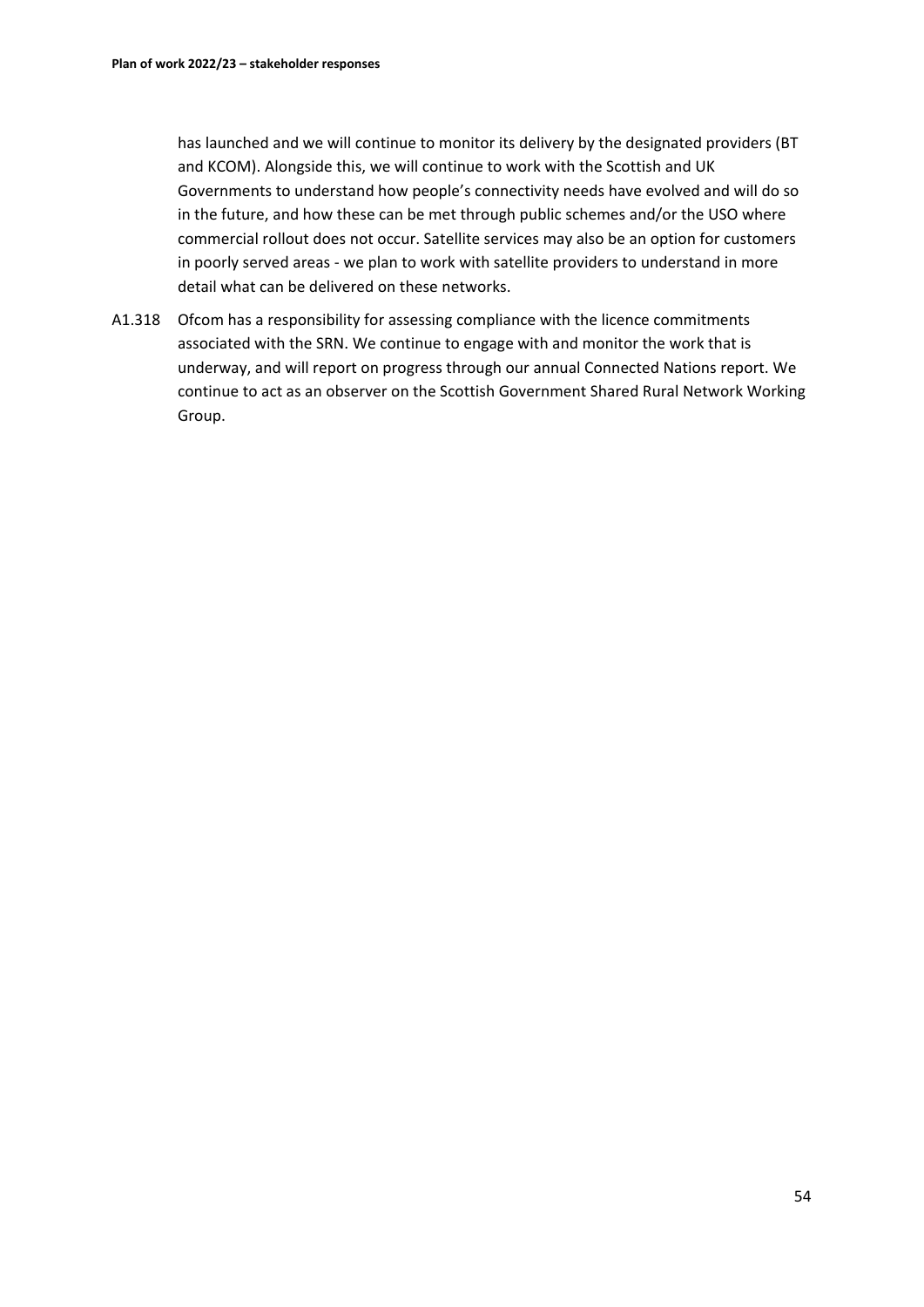has launched and we will continue to monitor its delivery by the designated providers (BT and KCOM). Alongside this, we will continue to work with the Scottish and UK Governments to understand how people's connectivity needs have evolved and will do so in the future, and how these can be met through public schemes and/or the USO where commercial rollout does not occur. Satellite services may also be an option for customers in poorly served areas - we plan to work with satellite providers to understand in more detail what can be delivered on these networks.

A1.318 Ofcom has a responsibility for assessing compliance with the licence commitments associated with the SRN. We continue to engage with and monitor the work that is underway, and will report on progress through our annual Connected Nations report. We continue to act as an observer on the Scottish Government Shared Rural Network Working Group.